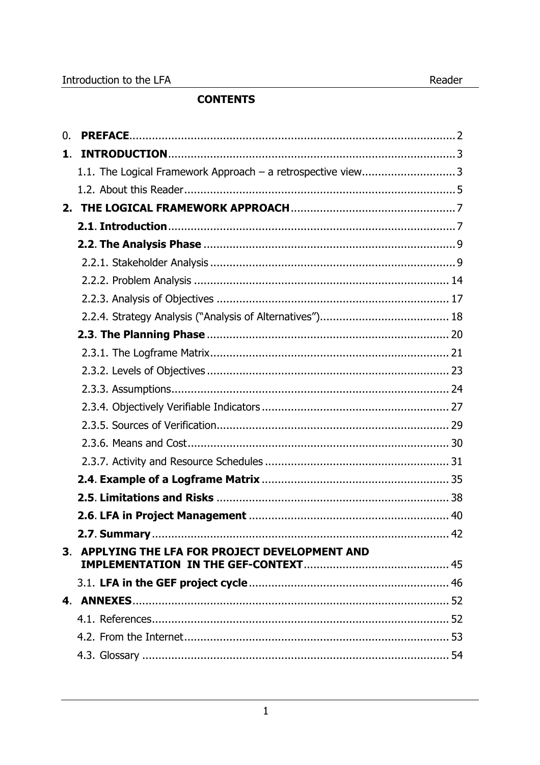# CONTENTS

0. **PREFACE** ..... 2
1. **INTRODUCTION** ..... 3
   - 1.1. The Logical Framework Approach – a retrospective view ..... 3
   - 1.2. About this Reader ..... 5
2. **THE LOGICAL FRAMEWORK APPROACH** ..... 7
   - **2.1. Introduction** ..... 7
   - **2.2. The Analysis Phase** ..... 9
     - 2.2.1. Stakeholder Analysis ..... 9
     - 2.2.2. Problem Analysis ..... 14
     - 2.2.3. Analysis of Objectives ..... 17
     - 2.2.4. Strategy Analysis ("Analysis of Alternatives") ..... 18
   - **2.3. The Planning Phase** ..... 20
     - 2.3.1. The Logframe Matrix ..... 21
     - 2.3.2. Levels of Objectives ..... 23
     - 2.3.3. Assumptions ..... 24
     - 2.3.4. Objectively Verifiable Indicators ..... 27
     - 2.3.5. Sources of Verification ..... 29
     - 2.3.6. Means and Cost ..... 30
     - 2.3.7. Activity and Resource Schedules ..... 31
   - **2.4. Example of a Logframe Matrix** ..... 35
   - **2.5. Limitations and Risks** ..... 38
   - **2.6. LFA in Project Management** ..... 40
   - **2.7. Summary** ..... 42
3. **APPLYING THE LFA FOR PROJECT DEVELOPMENT AND IMPLEMENTATION IN THE GEF-CONTEXT** ..... 45
   - 3.1. **LFA in the GEF project cycle** ..... 46
4. **ANNEXES** ..... 52
   - 4.1. References ..... 52
   - 4.2. From the Internet ..... 53
   - 4.3. Glossary ..... 54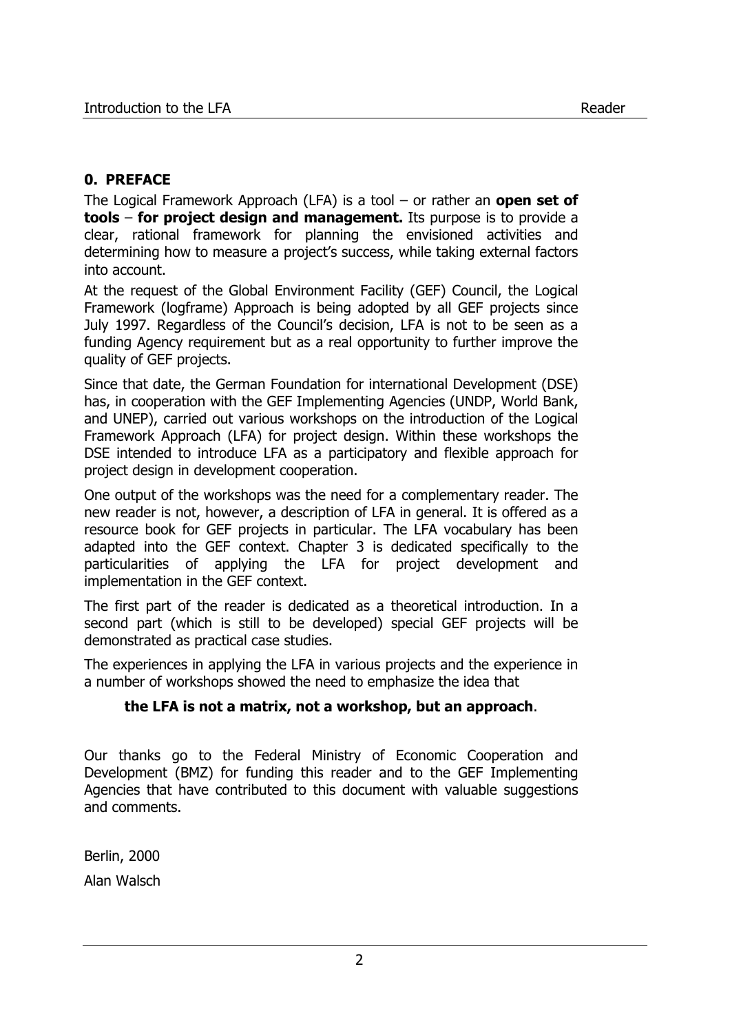## 0. PREFACE

The Logical Framework Approach (LFA) is a tool – or rather an **open set of tools** – **for project design and management.** Its purpose is to provide a clear, rational framework for planning the envisioned activities and determining how to measure a project's success, while taking external factors into account.

At the request of the Global Environment Facility (GEF) Council, the Logical Framework (logframe) Approach is being adopted by all GEF projects since July 1997. Regardless of the Council's decision, LFA is not to be seen as a funding Agency requirement but as a real opportunity to further improve the quality of GEF projects.

Since that date, the German Foundation for international Development (DSE) has, in cooperation with the GEF Implementing Agencies (UNDP, World Bank, and UNEP), carried out various workshops on the introduction of the Logical Framework Approach (LFA) for project design. Within these workshops the DSE intended to introduce LFA as a participatory and flexible approach for project design in development cooperation.

One output of the workshops was the need for a complementary reader. The new reader is not, however, a description of LFA in general. It is offered as a resource book for GEF projects in particular. The LFA vocabulary has been adapted into the GEF context. Chapter 3 is dedicated specifically to the particularities of applying the LFA for project development and implementation in the GEF context.

The first part of the reader is dedicated as a theoretical introduction. In a second part (which is still to be developed) special GEF projects will be demonstrated as practical case studies.

The experiences in applying the LFA in various projects and the experience in a number of workshops showed the need to emphasize the idea that

**the LFA is not a matrix, not a workshop, but an approach**.

Our thanks go to the Federal Ministry of Economic Cooperation and Development (BMZ) for funding this reader and to the GEF Implementing Agencies that have contributed to this document with valuable suggestions and comments.

Berlin, 2000

Alan Walsch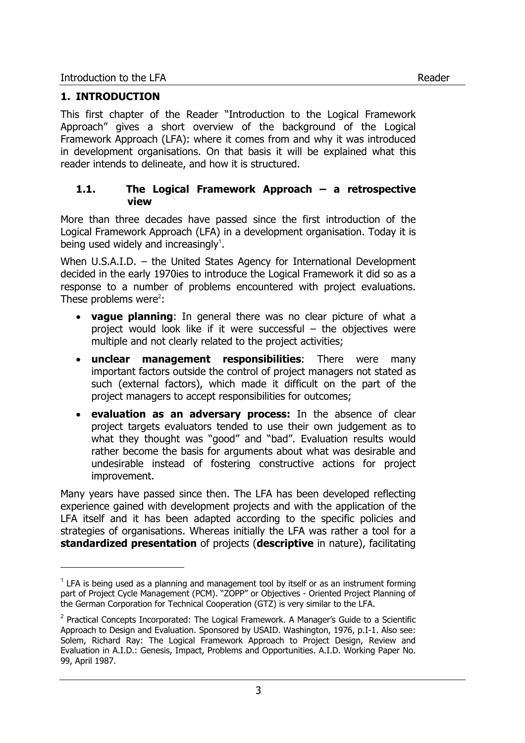# 1. INTRODUCTION

This first chapter of the Reader "Introduction to the Logical Framework Approach" gives a short overview of the background of the Logical Framework Approach (LFA): where it comes from and why it was introduced in development organisations. On that basis it will be explained what this reader intends to delineate, and how it is structured.

## 1.1. The Logical Framework Approach – a retrospective view

More than three decades have passed since the first introduction of the Logical Framework Approach (LFA) in a development organisation. Today it is being used widely and increasingly[1].

When U.S.A.I.D. – the United States Agency for International Development decided in the early 1970ies to introduce the Logical Framework it did so as a response to a number of problems encountered with project evaluations. These problems were[2]:

- **vague planning**: In general there was no clear picture of what a project would look like if it were successful – the objectives were multiple and not clearly related to the project activities;
- **unclear management responsibilities**: There were many important factors outside the control of project managers not stated as such (external factors), which made it difficult on the part of the project managers to accept responsibilities for outcomes;
- **evaluation as an adversary process:** In the absence of clear project targets evaluators tended to use their own judgement as to what they thought was "good" and "bad". Evaluation results would rather become the basis for arguments about what was desirable and undesirable instead of fostering constructive actions for project improvement.

Many years have passed since then. The LFA has been developed reflecting experience gained with development projects and with the application of the LFA itself and it has been adapted according to the specific policies and strategies of organisations. Whereas initially the LFA was rather a tool for a **standardized presentation** of projects (**descriptive** in nature), facilitating

---

[1] LFA is being used as a planning and management tool by itself or as an instrument forming part of Project Cycle Management (PCM). "ZOPP" or Objectives - Oriented Project Planning of the German Corporation for Technical Cooperation (GTZ) is very similar to the LFA.

[2] Practical Concepts Incorporated: The Logical Framework. A Manager's Guide to a Scientific Approach to Design and Evaluation. Sponsored by USAID. Washington, 1976, p.I-1. Also see: Solem, Richard Ray: The Logical Framework Approach to Project Design, Review and Evaluation in A.I.D.: Genesis, Impact, Problems and Opportunities. A.I.D. Working Paper No. 99, April 1987.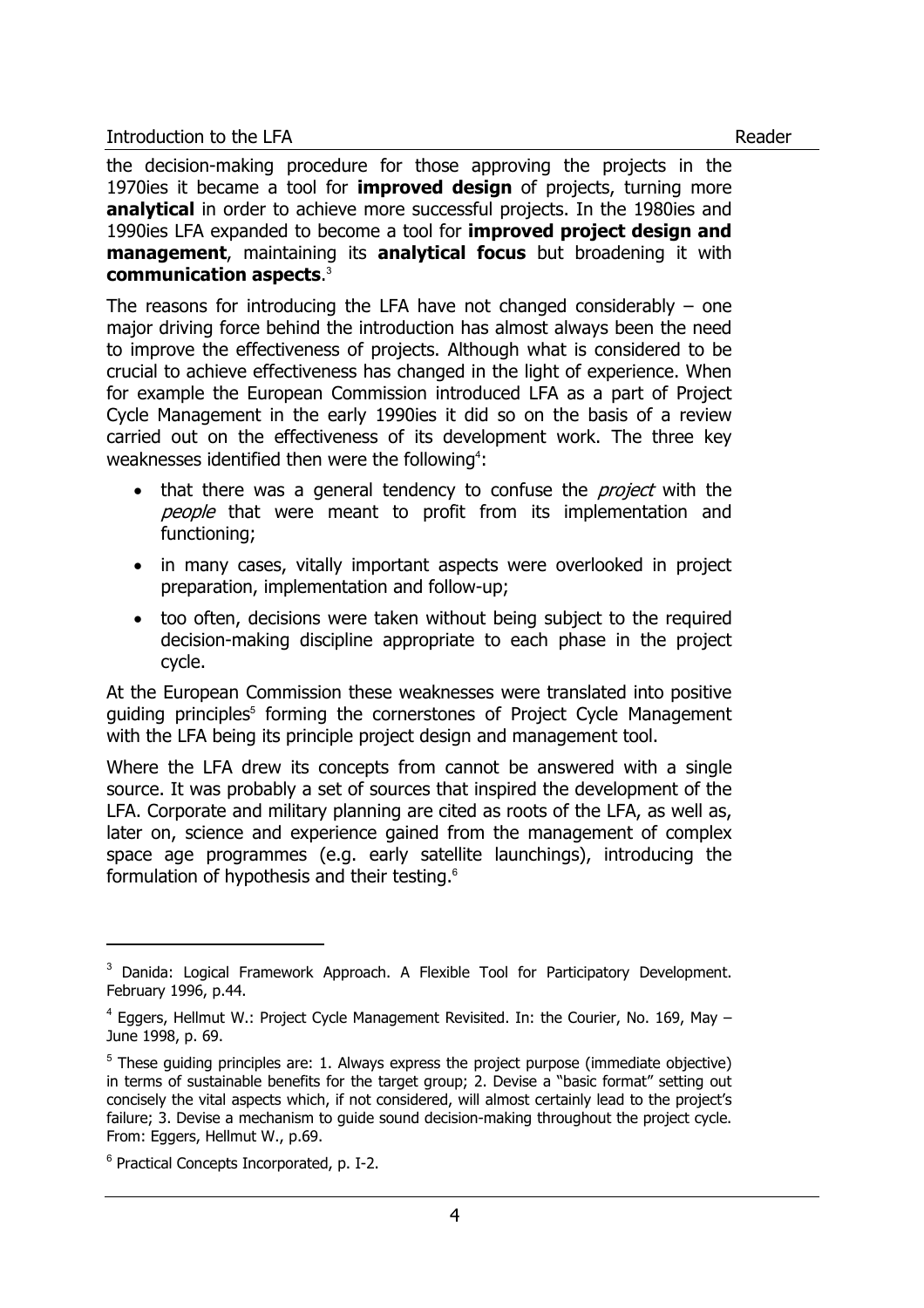the decision-making procedure for those approving the projects in the 1970ies it became a tool for **improved design** of projects, turning more **analytical** in order to achieve more successful projects. In the 1980ies and 1990ies LFA expanded to become a tool for **improved project design and management**, maintaining its **analytical focus** but broadening it with **communication aspects**.[3]

The reasons for introducing the LFA have not changed considerably – one major driving force behind the introduction has almost always been the need to improve the effectiveness of projects. Although what is considered to be crucial to achieve effectiveness has changed in the light of experience. When for example the European Commission introduced LFA as a part of Project Cycle Management in the early 1990ies it did so on the basis of a review carried out on the effectiveness of its development work. The three key weaknesses identified then were the following[4]:

- that there was a general tendency to confuse the *project* with the *people* that were meant to profit from its implementation and functioning;
- in many cases, vitally important aspects were overlooked in project preparation, implementation and follow-up;
- too often, decisions were taken without being subject to the required decision-making discipline appropriate to each phase in the project cycle.

At the European Commission these weaknesses were translated into positive guiding principles[5] forming the cornerstones of Project Cycle Management with the LFA being its principle project design and management tool.

Where the LFA drew its concepts from cannot be answered with a single source. It was probably a set of sources that inspired the development of the LFA. Corporate and military planning are cited as roots of the LFA, as well as, later on, science and experience gained from the management of complex space age programmes (e.g. early satellite launchings), introducing the formulation of hypothesis and their testing.[6]

---

[3] Danida: Logical Framework Approach. A Flexible Tool for Participatory Development. February 1996, p.44.

[4] Eggers, Hellmut W.: Project Cycle Management Revisited. In: the Courier, No. 169, May – June 1998, p. 69.

[5] These guiding principles are: 1. Always express the project purpose (immediate objective) in terms of sustainable benefits for the target group; 2. Devise a "basic format" setting out concisely the vital aspects which, if not considered, will almost certainly lead to the project's failure; 3. Devise a mechanism to guide sound decision-making throughout the project cycle. From: Eggers, Hellmut W., p.69.

[6] Practical Concepts Incorporated, p. I-2.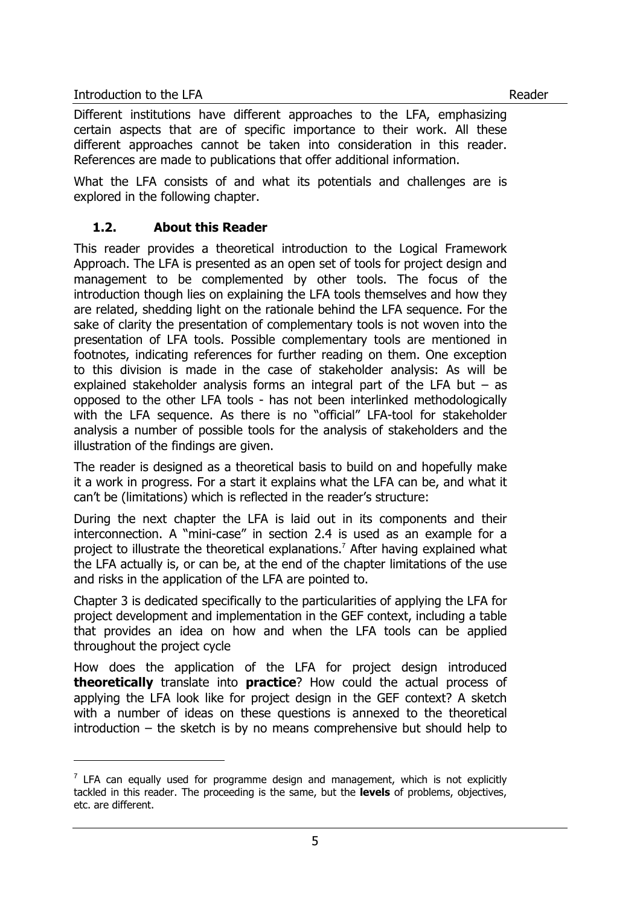Different institutions have different approaches to the LFA, emphasizing certain aspects that are of specific importance to their work. All these different approaches cannot be taken into consideration in this reader. References are made to publications that offer additional information.

What the LFA consists of and what its potentials and challenges are is explored in the following chapter.

### 1.2. About this Reader

This reader provides a theoretical introduction to the Logical Framework Approach. The LFA is presented as an open set of tools for project design and management to be complemented by other tools. The focus of the introduction though lies on explaining the LFA tools themselves and how they are related, shedding light on the rationale behind the LFA sequence. For the sake of clarity the presentation of complementary tools is not woven into the presentation of LFA tools. Possible complementary tools are mentioned in footnotes, indicating references for further reading on them. One exception to this division is made in the case of stakeholder analysis: As will be explained stakeholder analysis forms an integral part of the LFA but – as opposed to the other LFA tools - has not been interlinked methodologically with the LFA sequence. As there is no "official" LFA-tool for stakeholder analysis a number of possible tools for the analysis of stakeholders and the illustration of the findings are given.

The reader is designed as a theoretical basis to build on and hopefully make it a work in progress. For a start it explains what the LFA can be, and what it can't be (limitations) which is reflected in the reader's structure:

During the next chapter the LFA is laid out in its components and their interconnection. A "mini-case" in section 2.4 is used as an example for a project to illustrate the theoretical explanations.[7] After having explained what the LFA actually is, or can be, at the end of the chapter limitations of the use and risks in the application of the LFA are pointed to.

Chapter 3 is dedicated specifically to the particularities of applying the LFA for project development and implementation in the GEF context, including a table that provides an idea on how and when the LFA tools can be applied throughout the project cycle

How does the application of the LFA for project design introduced **theoretically** translate into **practice**? How could the actual process of applying the LFA look like for project design in the GEF context? A sketch with a number of ideas on these questions is annexed to the theoretical introduction – the sketch is by no means comprehensive but should help to

[7] LFA can equally used for programme design and management, which is not explicitly tackled in this reader. The proceeding is the same, but the **levels** of problems, objectives, etc. are different.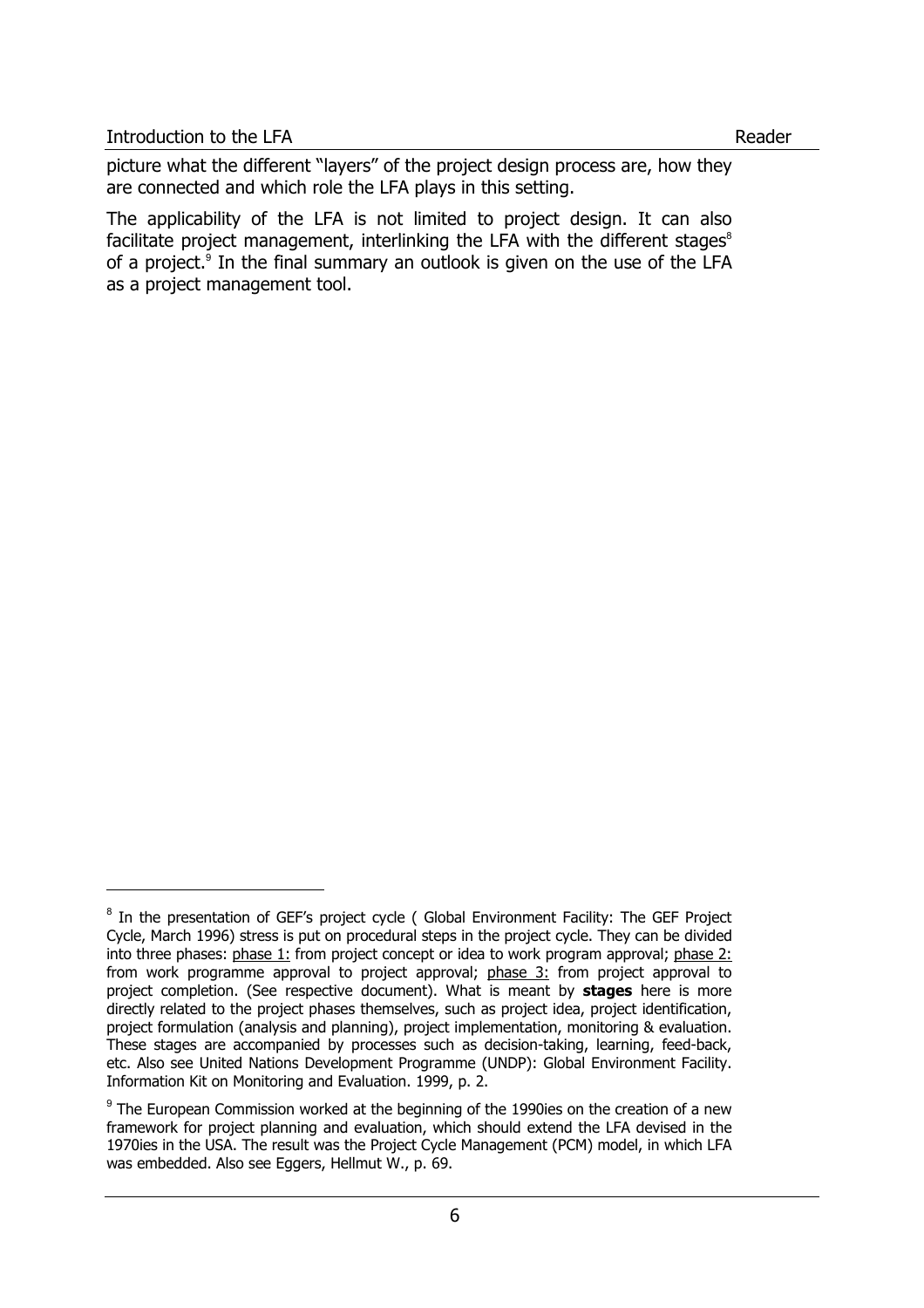picture what the different "layers" of the project design process are, how they are connected and which role the LFA plays in this setting.

The applicability of the LFA is not limited to project design. It can also facilitate project management, interlinking the LFA with the different stages[8] of a project.[9] In the final summary an outlook is given on the use of the LFA as a project management tool.

---

[8] In the presentation of GEF's project cycle ( Global Environment Facility: The GEF Project Cycle, March 1996) stress is put on procedural steps in the project cycle. They can be divided into three phases: phase 1: from project concept or idea to work program approval; phase 2: from work programme approval to project approval; phase 3: from project approval to project completion. (See respective document). What is meant by **stages** here is more directly related to the project phases themselves, such as project idea, project identification, project formulation (analysis and planning), project implementation, monitoring & evaluation. These stages are accompanied by processes such as decision-taking, learning, feed-back, etc. Also see United Nations Development Programme (UNDP): Global Environment Facility. Information Kit on Monitoring and Evaluation. 1999, p. 2.

[9] The European Commission worked at the beginning of the 1990ies on the creation of a new framework for project planning and evaluation, which should extend the LFA devised in the 1970ies in the USA. The result was the Project Cycle Management (PCM) model, in which LFA was embedded. Also see Eggers, Hellmut W., p. 69.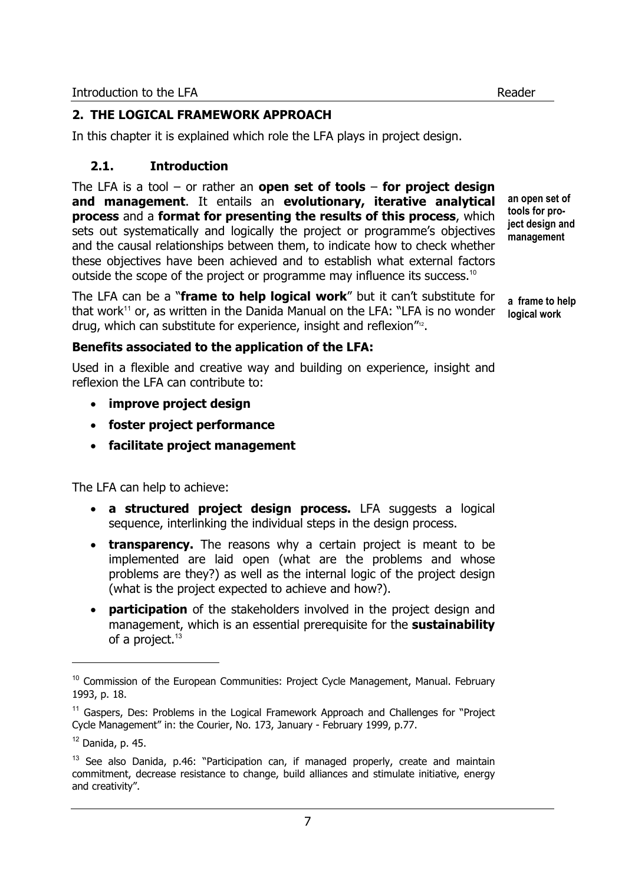## 2. THE LOGICAL FRAMEWORK APPROACH

In this chapter it is explained which role the LFA plays in project design.

### 2.1. Introduction

The LFA is a tool – or rather an **open set of tools** – **for project design and management**. It entails an **evolutionary, iterative analytical process** and a **format for presenting the results of this process**, which sets out systematically and logically the project or programme's objectives and the causal relationships between them, to indicate how to check whether these objectives have been achieved and to establish what external factors outside the scope of the project or programme may influence its success.[10]

**an open set of tools for project design and management**

The LFA can be a "**frame to help logical work**" but it can't substitute for that work[11] or, as written in the Danida Manual on the LFA: "LFA is no wonder drug, which can substitute for experience, insight and reflexion"[12].

**a frame to help logical work**

**Benefits associated to the application of the LFA:**

Used in a flexible and creative way and building on experience, insight and reflexion the LFA can contribute to:

- **improve project design**
- **foster project performance**
- **facilitate project management**

The LFA can help to achieve:

- **a structured project design process.** LFA suggests a logical sequence, interlinking the individual steps in the design process.
- **transparency.** The reasons why a certain project is meant to be implemented are laid open (what are the problems and whose problems are they?) as well as the internal logic of the project design (what is the project expected to achieve and how?).
- **participation** of the stakeholders involved in the project design and management, which is an essential prerequisite for the **sustainability** of a project.[13]

---

[10] Commission of the European Communities: Project Cycle Management, Manual. February 1993, p. 18.

[11] Gaspers, Des: Problems in the Logical Framework Approach and Challenges for "Project Cycle Management" in: the Courier, No. 173, January - February 1999, p.77.

[12] Danida, p. 45.

[13] See also Danida, p.46: "Participation can, if managed properly, create and maintain commitment, decrease resistance to change, build alliances and stimulate initiative, energy and creativity".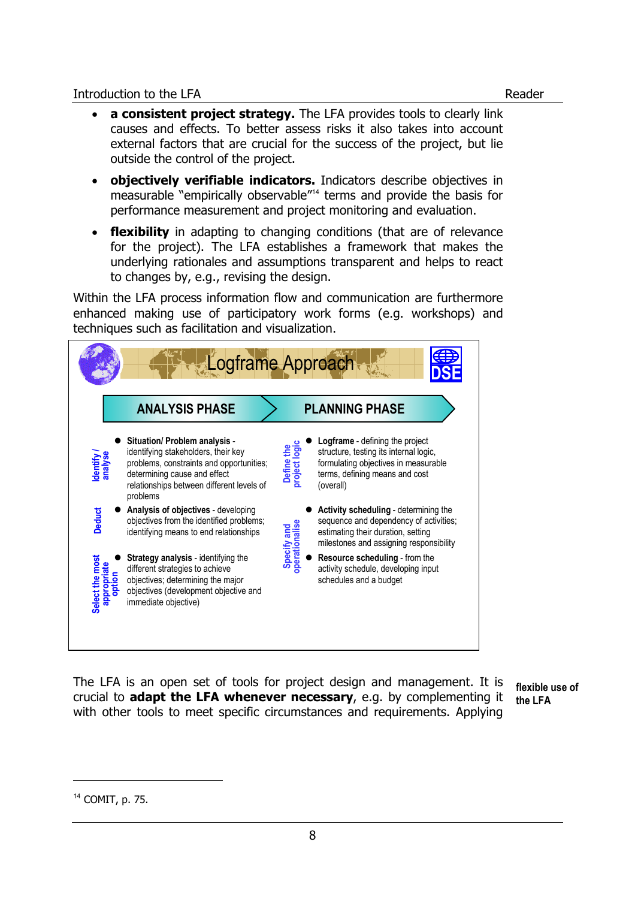- **a consistent project strategy.** The LFA provides tools to clearly link causes and effects. To better assess risks it also takes into account external factors that are crucial for the success of the project, but lie outside the control of the project.
- **objectively verifiable indicators.** Indicators describe objectives in measurable "empirically observable"[14] terms and provide the basis for performance measurement and project monitoring and evaluation.
- **flexibility** in adapting to changing conditions (that are of relevance for the project). The LFA establishes a framework that makes the underlying rationales and assumptions transparent and helps to react to changes by, e.g., revising the design.

Within the LFA process information flow and communication are furthermore enhanced making use of participatory work forms (e.g. workshops) and techniques such as facilitation and visualization.

**Logframe Approach** — DSE

| ANALYSIS PHASE | | PLANNING PHASE | |
|---|---|---|---|
| Identify / analyse | **Situation/ Problem analysis** - identifying stakeholders, their key problems, constraints and opportunities; determining cause and effect relationships between different levels of problems | Define the project logic | **Logframe** - defining the project structure, testing its internal logic, formulating objectives in measurable terms, defining means and cost (overall) |
| Deduct | **Analysis of objectives** - developing objectives from the identified problems; identifying means to end relationships | Specify and operationalise | **Activity scheduling** - determining the sequence and dependency of activities; estimating their duration, setting milestones and assigning responsibility |
| Select the most appropriate option | **Strategy analysis** - identifying the different strategies to achieve objectives; determining the major objectives (development objective and immediate objective) | | **Resource scheduling** - from the activity schedule, developing input schedules and a budget |

**flexible use of the LFA**

The LFA is an open set of tools for project design and management. It is crucial to **adapt the LFA whenever necessary**, e.g. by complementing it with other tools to meet specific circumstances and requirements. Applying

[14] COMIT, p. 75.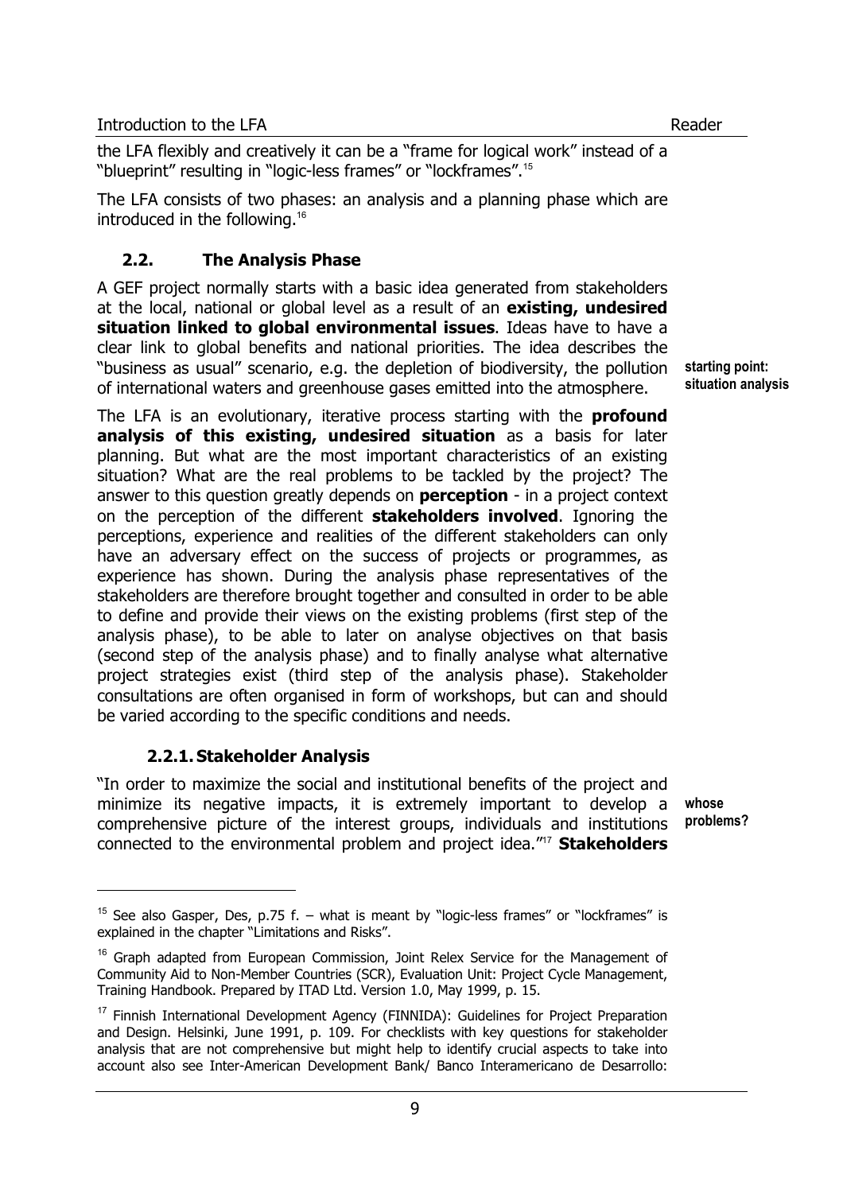the LFA flexibly and creatively it can be a "frame for logical work" instead of a "blueprint" resulting in "logic-less frames" or "lockframes".[15]

The LFA consists of two phases: an analysis and a planning phase which are introduced in the following.[16]

## 2.2. The Analysis Phase

A GEF project normally starts with a basic idea generated from stakeholders at the local, national or global level as a result of an **existing, undesired situation linked to global environmental issues**. Ideas have to have a clear link to global benefits and national priorities. The idea describes the "business as usual" scenario, e.g. the depletion of biodiversity, the pollution of international waters and greenhouse gases emitted into the atmosphere.

**starting point: situation analysis**

The LFA is an evolutionary, iterative process starting with the **profound analysis of this existing, undesired situation** as a basis for later planning. But what are the most important characteristics of an existing situation? What are the real problems to be tackled by the project? The answer to this question greatly depends on **perception** - in a project context on the perception of the different **stakeholders involved**. Ignoring the perceptions, experience and realities of the different stakeholders can only have an adversary effect on the success of projects or programmes, as experience has shown. During the analysis phase representatives of the stakeholders are therefore brought together and consulted in order to be able to define and provide their views on the existing problems (first step of the analysis phase), to be able to later on analyse objectives on that basis (second step of the analysis phase) and to finally analyse what alternative project strategies exist (third step of the analysis phase). Stakeholder consultations are often organised in form of workshops, but can and should be varied according to the specific conditions and needs.

### 2.2.1. Stakeholder Analysis

**whose problems?**

"In order to maximize the social and institutional benefits of the project and minimize its negative impacts, it is extremely important to develop a comprehensive picture of the interest groups, individuals and institutions connected to the environmental problem and project idea."[17] **Stakeholders**

---

[15] See also Gasper, Des, p.75 f. – what is meant by "logic-less frames" or "lockframes" is explained in the chapter "Limitations and Risks".

[16] Graph adapted from European Commission, Joint Relex Service for the Management of Community Aid to Non-Member Countries (SCR), Evaluation Unit: Project Cycle Management, Training Handbook. Prepared by ITAD Ltd. Version 1.0, May 1999, p. 15.

[17] Finnish International Development Agency (FINNIDA): Guidelines for Project Preparation and Design. Helsinki, June 1991, p. 109. For checklists with key questions for stakeholder analysis that are not comprehensive but might help to identify crucial aspects to take into account also see Inter-American Development Bank/ Banco Interamericano de Desarrollo: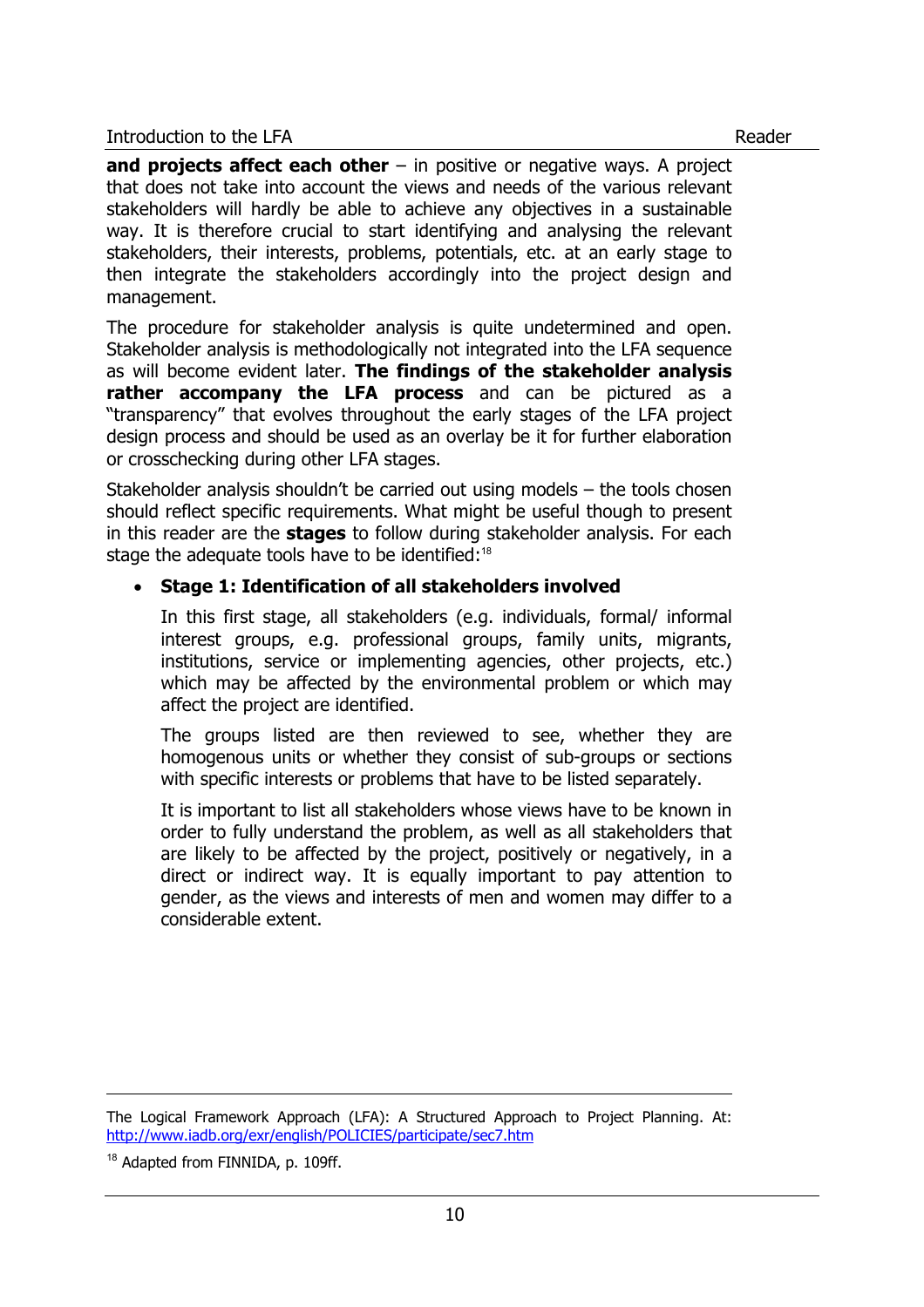**and projects affect each other** – in positive or negative ways. A project that does not take into account the views and needs of the various relevant stakeholders will hardly be able to achieve any objectives in a sustainable way. It is therefore crucial to start identifying and analysing the relevant stakeholders, their interests, problems, potentials, etc. at an early stage to then integrate the stakeholders accordingly into the project design and management.

The procedure for stakeholder analysis is quite undetermined and open. Stakeholder analysis is methodologically not integrated into the LFA sequence as will become evident later. **The findings of the stakeholder analysis rather accompany the LFA process** and can be pictured as a "transparency" that evolves throughout the early stages of the LFA project design process and should be used as an overlay be it for further elaboration or crosschecking during other LFA stages.

Stakeholder analysis shouldn't be carried out using models – the tools chosen should reflect specific requirements. What might be useful though to present in this reader are the **stages** to follow during stakeholder analysis. For each stage the adequate tools have to be identified:[18]

- **Stage 1: Identification of all stakeholders involved**

  In this first stage, all stakeholders (e.g. individuals, formal/ informal interest groups, e.g. professional groups, family units, migrants, institutions, service or implementing agencies, other projects, etc.) which may be affected by the environmental problem or which may affect the project are identified.

  The groups listed are then reviewed to see, whether they are homogenous units or whether they consist of sub-groups or sections with specific interests or problems that have to be listed separately.

  It is important to list all stakeholders whose views have to be known in order to fully understand the problem, as well as all stakeholders that are likely to be affected by the project, positively or negatively, in a direct or indirect way. It is equally important to pay attention to gender, as the views and interests of men and women may differ to a considerable extent.

---

The Logical Framework Approach (LFA): A Structured Approach to Project Planning. At: http://www.iadb.org/exr/english/POLICIES/participate/sec7.htm

[18] Adapted from FINNIDA, p. 109ff.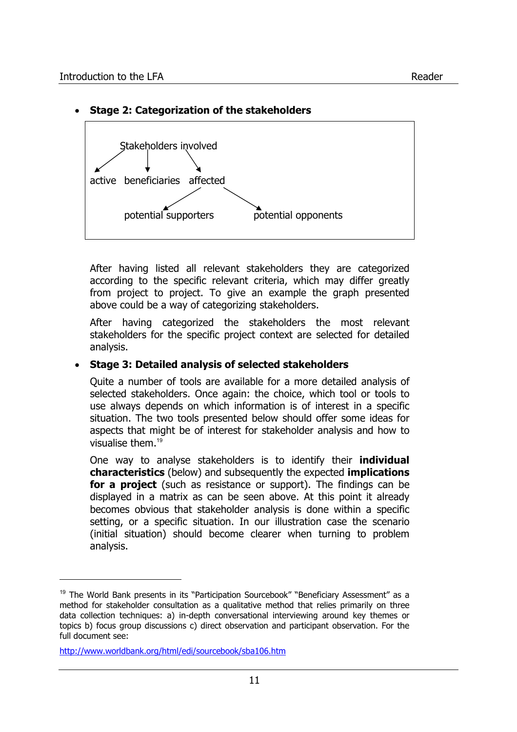- **Stage 2: Categorization of the stakeholders**

```
        Stakeholders involved
       /        |          \
      v         v           v
active   beneficiaries   affected
                        /        \
                       v          v
        potential supporters    potential opponents
```

After having listed all relevant stakeholders they are categorized according to the specific relevant criteria, which may differ greatly from project to project. To give an example the graph presented above could be a way of categorizing stakeholders.

After having categorized the stakeholders the most relevant stakeholders for the specific project context are selected for detailed analysis.

- **Stage 3: Detailed analysis of selected stakeholders**

Quite a number of tools are available for a more detailed analysis of selected stakeholders. Once again: the choice, which tool or tools to use always depends on which information is of interest in a specific situation. The two tools presented below should offer some ideas for aspects that might be of interest for stakeholder analysis and how to visualise them.[19]

One way to analyse stakeholders is to identify their **individual characteristics** (below) and subsequently the expected **implications for a project** (such as resistance or support). The findings can be displayed in a matrix as can be seen above. At this point it already becomes obvious that stakeholder analysis is done within a specific setting, or a specific situation. In our illustration case the scenario (initial situation) should become clearer when turning to problem analysis.

---

[19] The World Bank presents in its "Participation Sourcebook" "Beneficiary Assessment" as a method for stakeholder consultation as a qualitative method that relies primarily on three data collection techniques: a) in-depth conversational interviewing around key themes or topics b) focus group discussions c) direct observation and participant observation. For the full document see:

http://www.worldbank.org/html/edi/sourcebook/sba106.htm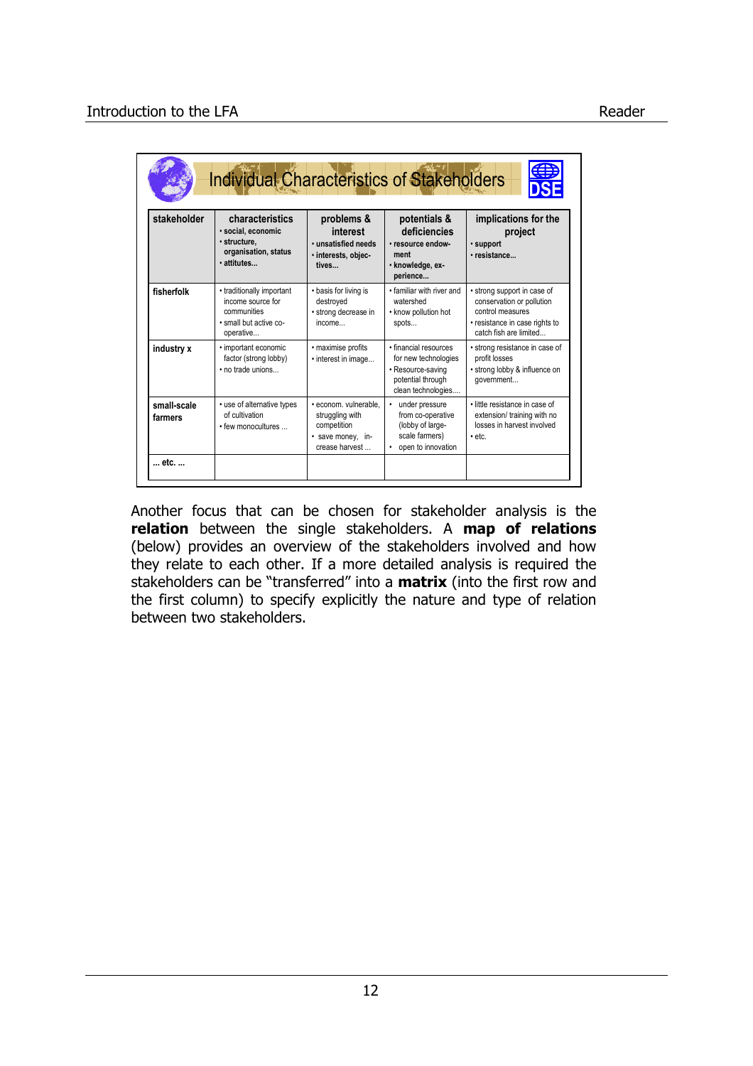## Individual Characteristics of Stakeholders

| stakeholder | characteristics<br>• social, economic<br>• structure, organisation, status<br>• attitudes... | problems & interest<br>• unsatisfied needs<br>• interests, objectives... | potentials & deficiencies<br>• resource endowment<br>• knowledge, experience... | implications for the project<br>• support<br>• resistance... |
|---|---|---|---|---|
| fisherfolk | • traditionally important income source for communities<br>• small but active co-operative... | • basis for living is destroyed<br>• strong decrease in income... | • familiar with river and watershed<br>• know pollution hot spots... | • strong support in case of conservation or pollution control measures<br>• resistance in case rights to catch fish are limited... |
| industry x | • important economic factor (strong lobby)<br>• no trade unions... | • maximise profits<br>• interest in image... | • financial resources for new technologies<br>• Resource-saving potential through clean technologies.... | • strong resistance in case of profit losses<br>• strong lobby & influence on government... |
| small-scale farmers | • use of alternative types of cultivation<br>• few monocultures ... | • econom. vulnerable, struggling with competition<br>• save money, increase harvest ... | • under pressure from co-operative (lobby of large-scale farmers)<br>• open to innovation | • little resistance in case of extension/ training with no losses in harvest involved<br>• etc. |
| ... etc. ... | | | | |

Another focus that can be chosen for stakeholder analysis is the **relation** between the single stakeholders. A **map of relations** (below) provides an overview of the stakeholders involved and how they relate to each other. If a more detailed analysis is required the stakeholders can be "transferred" into a **matrix** (into the first row and the first column) to specify explicitly the nature and type of relation between two stakeholders.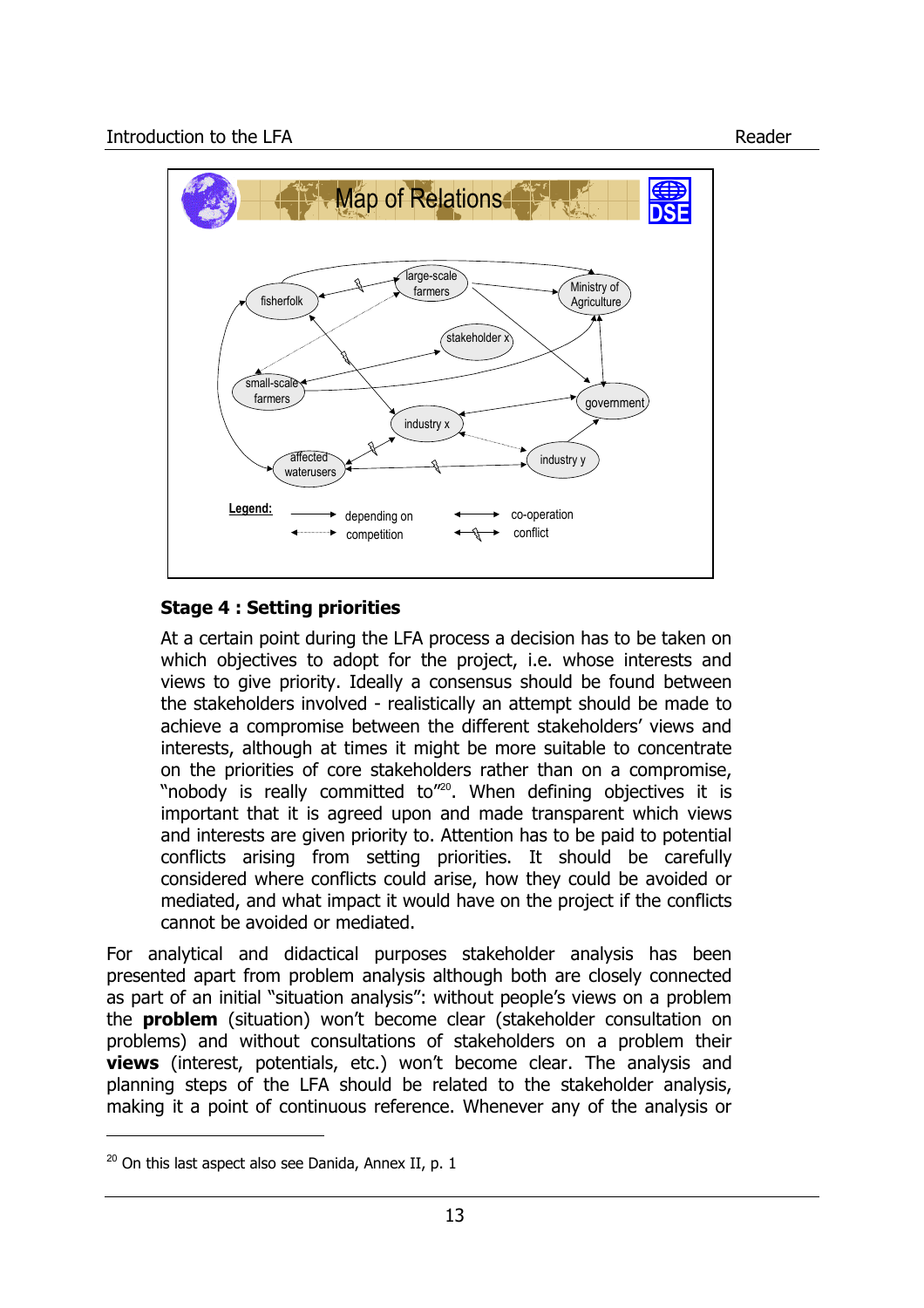## Stage 4 : Setting priorities

At a certain point during the LFA process a decision has to be taken on which objectives to adopt for the project, i.e. whose interests and views to give priority. Ideally a consensus should be found between the stakeholders involved - realistically an attempt should be made to achieve a compromise between the different stakeholders' views and interests, although at times it might be more suitable to concentrate on the priorities of core stakeholders rather than on a compromise, "nobody is really committed to"[20]. When defining objectives it is important that it is agreed upon and made transparent which views and interests are given priority to. Attention has to be paid to potential conflicts arising from setting priorities. It should be carefully considered where conflicts could arise, how they could be avoided or mediated, and what impact it would have on the project if the conflicts cannot be avoided or mediated.

For analytical and didactical purposes stakeholder analysis has been presented apart from problem analysis although both are closely connected as part of an initial "situation analysis": without people's views on a problem the **problem** (situation) won't become clear (stakeholder consultation on problems) and without consultations of stakeholders on a problem their **views** (interest, potentials, etc.) won't become clear. The analysis and planning steps of the LFA should be related to the stakeholder analysis, making it a point of continuous reference. Whenever any of the analysis or

[20] On this last aspect also see Danida, Annex II, p. 1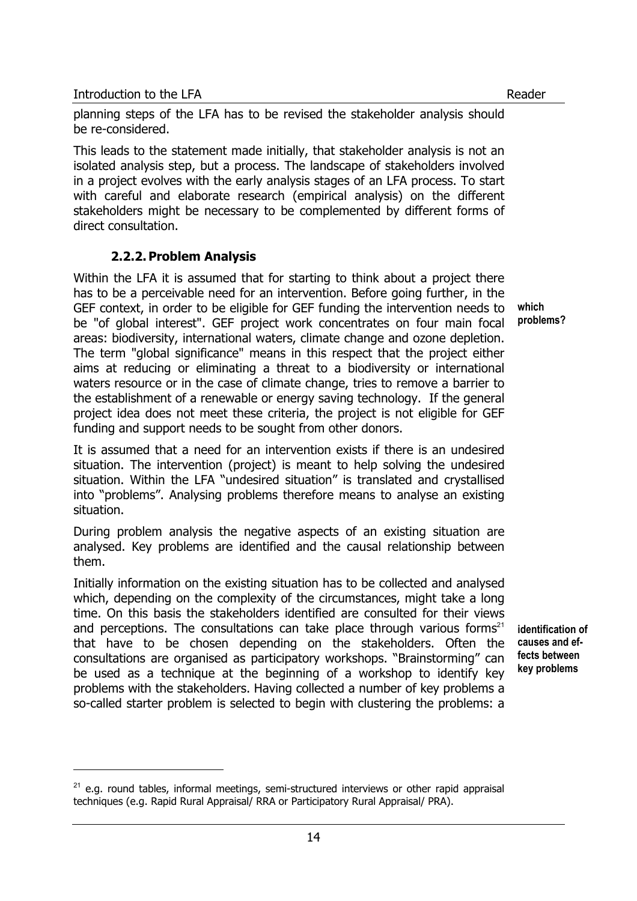planning steps of the LFA has to be revised the stakeholder analysis should be re-considered.

This leads to the statement made initially, that stakeholder analysis is not an isolated analysis step, but a process. The landscape of stakeholders involved in a project evolves with the early analysis stages of an LFA process. To start with careful and elaborate research (empirical analysis) on the different stakeholders might be necessary to be complemented by different forms of direct consultation.

### 2.2.2. Problem Analysis

**which problems?**

Within the LFA it is assumed that for starting to think about a project there has to be a perceivable need for an intervention. Before going further, in the GEF context, in order to be eligible for GEF funding the intervention needs to be "of global interest". GEF project work concentrates on four main focal areas: biodiversity, international waters, climate change and ozone depletion. The term "global significance" means in this respect that the project either aims at reducing or eliminating a threat to a biodiversity or international waters resource or in the case of climate change, tries to remove a barrier to the establishment of a renewable or energy saving technology. If the general project idea does not meet these criteria, the project is not eligible for GEF funding and support needs to be sought from other donors.

It is assumed that a need for an intervention exists if there is an undesired situation. The intervention (project) is meant to help solving the undesired situation. Within the LFA "undesired situation" is translated and crystallised into "problems". Analysing problems therefore means to analyse an existing situation.

During problem analysis the negative aspects of an existing situation are analysed. Key problems are identified and the causal relationship between them.

**identification of causes and effects between key problems**

Initially information on the existing situation has to be collected and analysed which, depending on the complexity of the circumstances, might take a long time. On this basis the stakeholders identified are consulted for their views and perceptions. The consultations can take place through various forms[21] that have to be chosen depending on the stakeholders. Often the consultations are organised as participatory workshops. "Brainstorming" can be used as a technique at the beginning of a workshop to identify key problems with the stakeholders. Having collected a number of key problems a so-called starter problem is selected to begin with clustering the problems: a

[21] e.g. round tables, informal meetings, semi-structured interviews or other rapid appraisal techniques (e.g. Rapid Rural Appraisal/ RRA or Participatory Rural Appraisal/ PRA).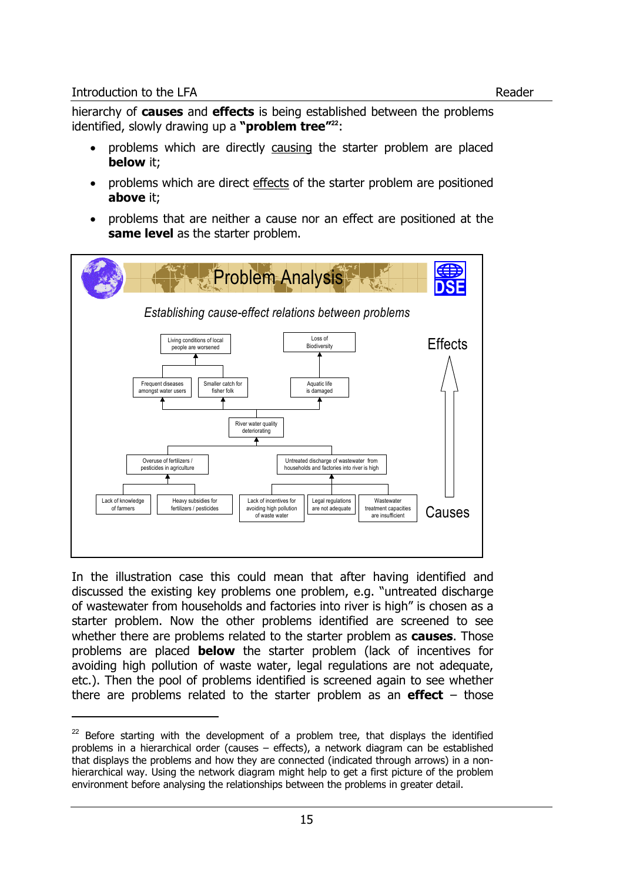hierarchy of **causes** and **effects** is being established between the problems identified, slowly drawing up a **"problem tree"**[22]:

- problems which are directly causing the starter problem are placed **below** it;
- problems which are direct effects of the starter problem are positioned **above** it;
- problems that are neither a cause nor an effect are positioned at the **same level** as the starter problem.

**Problem Analysis**

*Establishing cause-effect relations between problems*

Effects

- Living conditions of local people are worsened
- Loss of Biodiversity
- Frequent diseases amongst water users
- Smaller catch for fisher folk
- Aquatic life is damaged
- River water quality deteriorating
- Overuse of fertilizers / pesticides in agriculture
- Untreated discharge of wastewater from households and factories into river is high
- Lack of knowledge of farmers
- Heavy subsidies for fertilizers / pesticides
- Lack of incentives for avoiding high pollution of waste water
- Legal regulations are not adequate
- Wastewater treatment capacities are insufficient

Causes

In the illustration case this could mean that after having identified and discussed the existing key problems one problem, e.g. "untreated discharge of wastewater from households and factories into river is high" is chosen as a starter problem. Now the other problems identified are screened to see whether there are problems related to the starter problem as **causes**. Those problems are placed **below** the starter problem (lack of incentives for avoiding high pollution of waste water, legal regulations are not adequate, etc.). Then the pool of problems identified is screened again to see whether there are problems related to the starter problem as an **effect** – those

[22] Before starting with the development of a problem tree, that displays the identified problems in a hierarchical order (causes – effects), a network diagram can be established that displays the problems and how they are connected (indicated through arrows) in a non-hierarchical way. Using the network diagram might help to get a first picture of the problem environment before analysing the relationships between the problems in greater detail.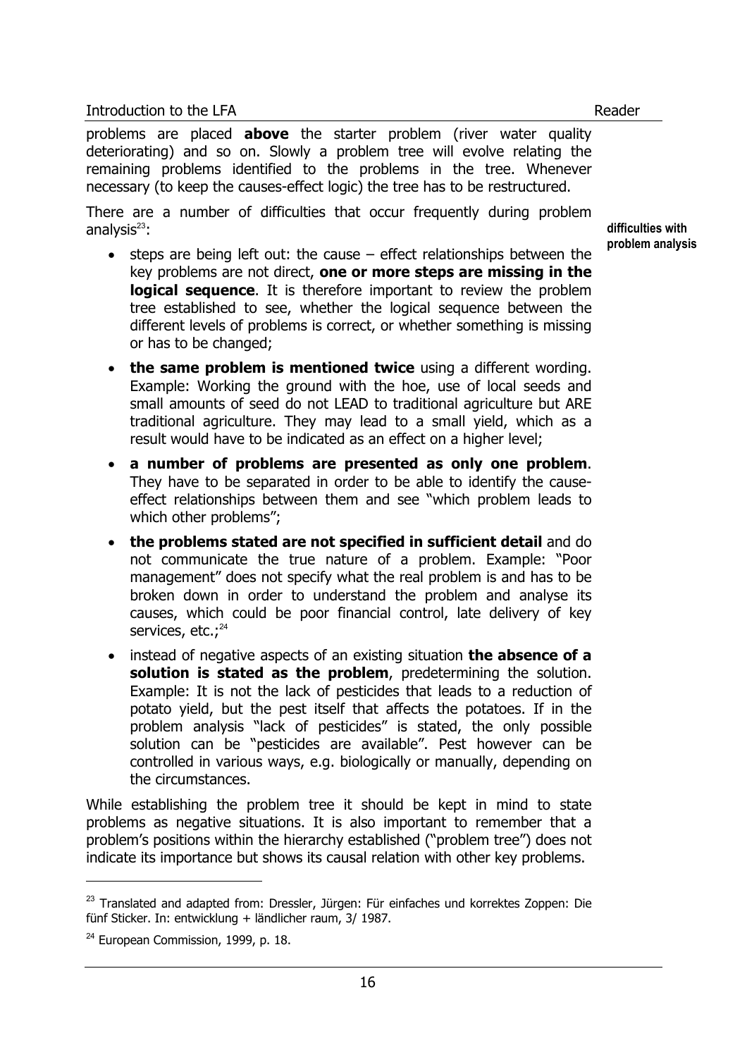problems are placed **above** the starter problem (river water quality deteriorating) and so on. Slowly a problem tree will evolve relating the remaining problems identified to the problems in the tree. Whenever necessary (to keep the causes-effect logic) the tree has to be restructured.

**difficulties with problem analysis**

There are a number of difficulties that occur frequently during problem analysis[23]:

- steps are being left out: the cause – effect relationships between the key problems are not direct, **one or more steps are missing in the logical sequence**. It is therefore important to review the problem tree established to see, whether the logical sequence between the different levels of problems is correct, or whether something is missing or has to be changed;
- **the same problem is mentioned twice** using a different wording. Example: Working the ground with the hoe, use of local seeds and small amounts of seed do not LEAD to traditional agriculture but ARE traditional agriculture. They may lead to a small yield, which as a result would have to be indicated as an effect on a higher level;
- **a number of problems are presented as only one problem**. They have to be separated in order to be able to identify the cause-effect relationships between them and see "which problem leads to which other problems";
- **the problems stated are not specified in sufficient detail** and do not communicate the true nature of a problem. Example: "Poor management" does not specify what the real problem is and has to be broken down in order to understand the problem and analyse its causes, which could be poor financial control, late delivery of key services, etc.;[24]
- instead of negative aspects of an existing situation **the absence of a solution is stated as the problem**, predetermining the solution. Example: It is not the lack of pesticides that leads to a reduction of potato yield, but the pest itself that affects the potatoes. If in the problem analysis "lack of pesticides" is stated, the only possible solution can be "pesticides are available". Pest however can be controlled in various ways, e.g. biologically or manually, depending on the circumstances.

While establishing the problem tree it should be kept in mind to state problems as negative situations. It is also important to remember that a problem's positions within the hierarchy established ("problem tree") does not indicate its importance but shows its causal relation with other key problems.

---

[23] Translated and adapted from: Dressler, Jürgen: Für einfaches und korrektes Zoppen: Die fünf Sticker. In: entwicklung + ländlicher raum, 3/ 1987.

[24] European Commission, 1999, p. 18.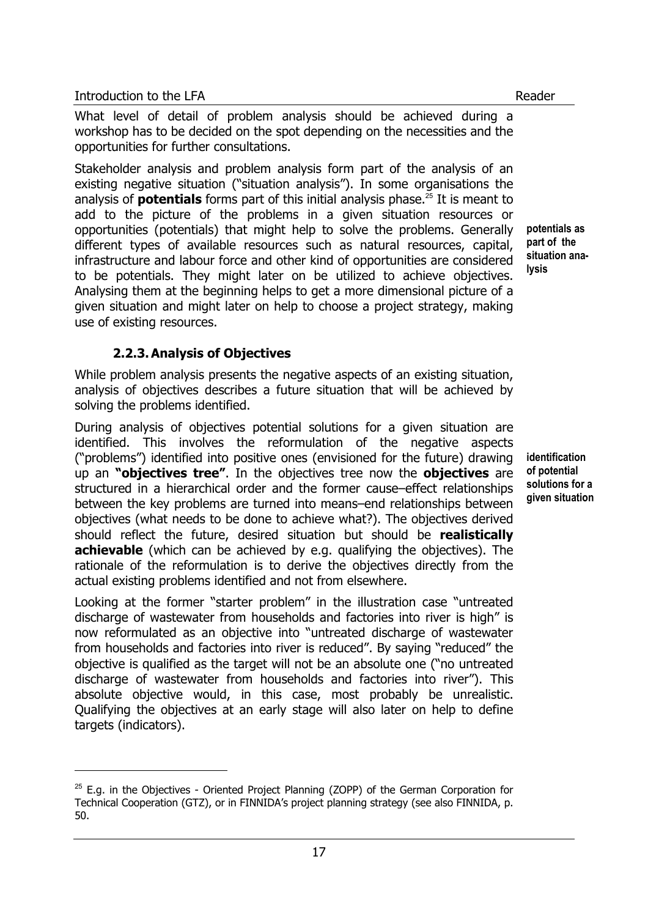What level of detail of problem analysis should be achieved during a workshop has to be decided on the spot depending on the necessities and the opportunities for further consultations.

Stakeholder analysis and problem analysis form part of the analysis of an existing negative situation ("situation analysis"). In some organisations the analysis of **potentials** forms part of this initial analysis phase.[25] It is meant to add to the picture of the problems in a given situation resources or opportunities (potentials) that might help to solve the problems. Generally different types of available resources such as natural resources, capital, infrastructure and labour force and other kind of opportunities are considered to be potentials. They might later on be utilized to achieve objectives. Analysing them at the beginning helps to get a more dimensional picture of a given situation and might later on help to choose a project strategy, making use of existing resources.

**potentials as part of the situation analysis**

### 2.2.3. Analysis of Objectives

While problem analysis presents the negative aspects of an existing situation, analysis of objectives describes a future situation that will be achieved by solving the problems identified.

During analysis of objectives potential solutions for a given situation are identified. This involves the reformulation of the negative aspects ("problems") identified into positive ones (envisioned for the future) drawing up an **"objectives tree"**. In the objectives tree now the **objectives** are structured in a hierarchical order and the former cause–effect relationships between the key problems are turned into means–end relationships between objectives (what needs to be done to achieve what?). The objectives derived should reflect the future, desired situation but should be **realistically achievable** (which can be achieved by e.g. qualifying the objectives). The rationale of the reformulation is to derive the objectives directly from the actual existing problems identified and not from elsewhere.

**identification of potential solutions for a given situation**

Looking at the former "starter problem" in the illustration case "untreated discharge of wastewater from households and factories into river is high" is now reformulated as an objective into "untreated discharge of wastewater from households and factories into river is reduced". By saying "reduced" the objective is qualified as the target will not be an absolute one ("no untreated discharge of wastewater from households and factories into river"). This absolute objective would, in this case, most probably be unrealistic. Qualifying the objectives at an early stage will also later on help to define targets (indicators).

---

[25] E.g. in the Objectives - Oriented Project Planning (ZOPP) of the German Corporation for Technical Cooperation (GTZ), or in FINNIDA's project planning strategy (see also FINNIDA, p. 50.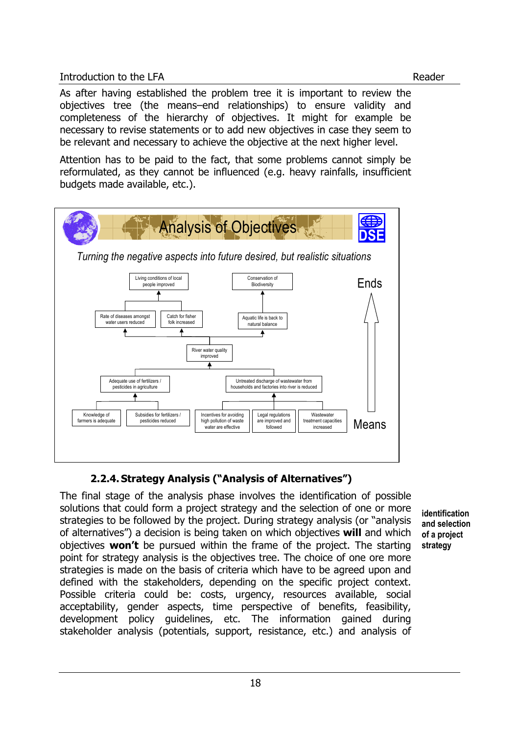As after having established the problem tree it is important to review the objectives tree (the means–end relationships) to ensure validity and completeness of the hierarchy of objectives. It might for example be necessary to revise statements or to add new objectives in case they seem to be relevant and necessary to achieve the objective at the next higher level.

Attention has to be paid to the fact, that some problems cannot simply be reformulated, as they cannot be influenced (e.g. heavy rainfalls, insufficient budgets made available, etc.).

**Analysis of Objectives**

*Turning the negative aspects into future desired, but realistic situations*

- Ends
  - Living conditions of local people improved
    - Rate of diseases amongst water users reduced
    - Catch for fisher folk increased
  - Conservation of Biodiversity
    - Aquatic life is back to natural balance
- River water quality improved
  - Adequate use of fertilizers / pesticides in agriculture
    - Knowledge of farmers is adequate
    - Subsidies for fertilizers / pesticides reduced
  - Untreated discharge of wastewater from households and factories into river is reduced
    - Incentives for avoiding high pollution of waste water are effective
    - Legal regulations are improved and followed
    - Wastewater treatment capacities increased
- Means

### 2.2.4. Strategy Analysis ("Analysis of Alternatives")

**identification and selection of a project strategy**

The final stage of the analysis phase involves the identification of possible solutions that could form a project strategy and the selection of one or more strategies to be followed by the project. During strategy analysis (or "analysis of alternatives") a decision is being taken on which objectives **will** and which objectives **won't** be pursued within the frame of the project. The starting point for strategy analysis is the objectives tree. The choice of one ore more strategies is made on the basis of criteria which have to be agreed upon and defined with the stakeholders, depending on the specific project context. Possible criteria could be: costs, urgency, resources available, social acceptability, gender aspects, time perspective of benefits, feasibility, development policy guidelines, etc. The information gained during stakeholder analysis (potentials, support, resistance, etc.) and analysis of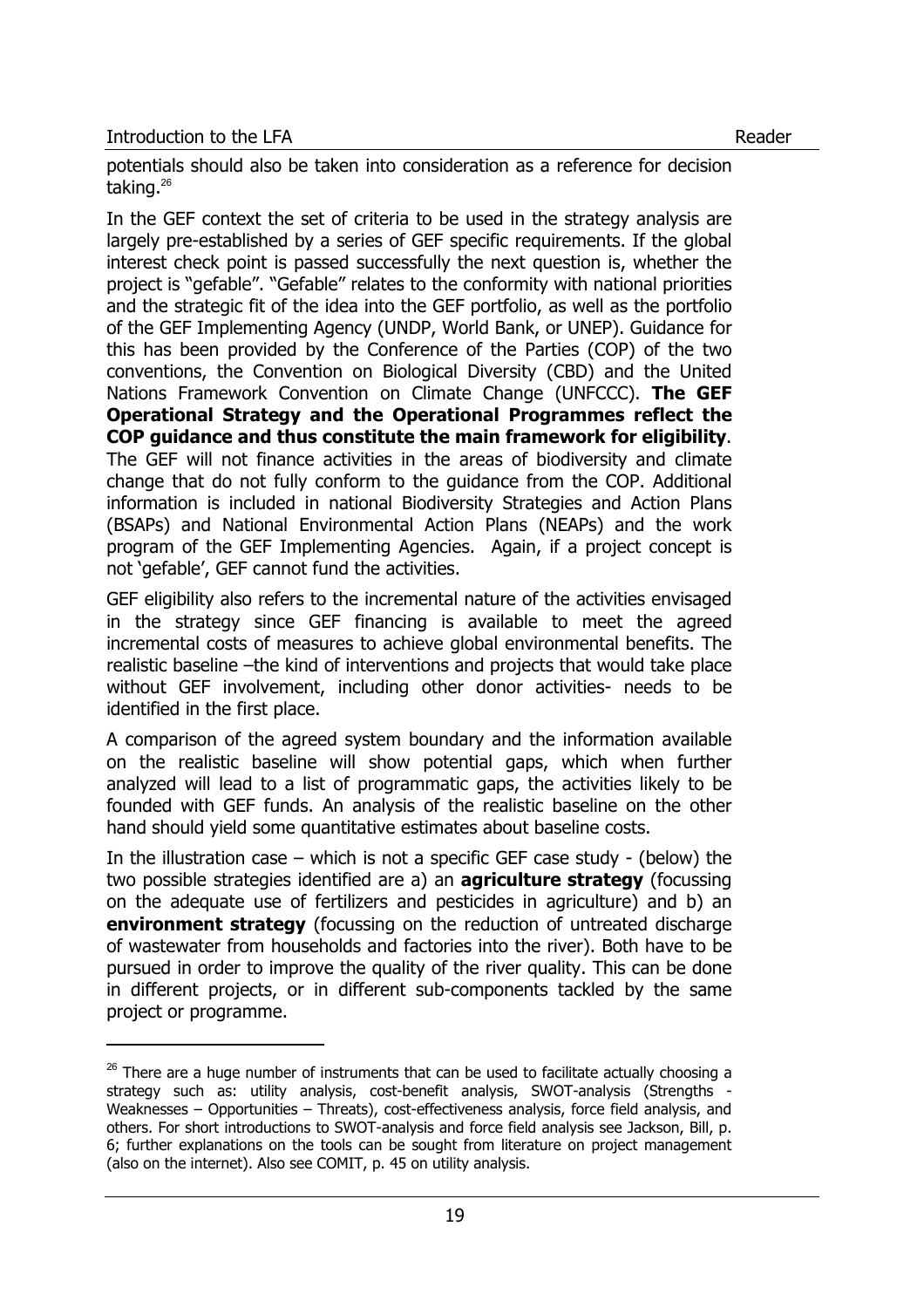potentials should also be taken into consideration as a reference for decision taking.[26]

In the GEF context the set of criteria to be used in the strategy analysis are largely pre-established by a series of GEF specific requirements. If the global interest check point is passed successfully the next question is, whether the project is "gefable". "Gefable" relates to the conformity with national priorities and the strategic fit of the idea into the GEF portfolio, as well as the portfolio of the GEF Implementing Agency (UNDP, World Bank, or UNEP). Guidance for this has been provided by the Conference of the Parties (COP) of the two conventions, the Convention on Biological Diversity (CBD) and the United Nations Framework Convention on Climate Change (UNFCCC). **The GEF Operational Strategy and the Operational Programmes reflect the COP guidance and thus constitute the main framework for eligibility**. The GEF will not finance activities in the areas of biodiversity and climate change that do not fully conform to the guidance from the COP. Additional information is included in national Biodiversity Strategies and Action Plans (BSAPs) and National Environmental Action Plans (NEAPs) and the work program of the GEF Implementing Agencies. Again, if a project concept is not 'gefable', GEF cannot fund the activities.

GEF eligibility also refers to the incremental nature of the activities envisaged in the strategy since GEF financing is available to meet the agreed incremental costs of measures to achieve global environmental benefits. The realistic baseline –the kind of interventions and projects that would take place without GEF involvement, including other donor activities- needs to be identified in the first place.

A comparison of the agreed system boundary and the information available on the realistic baseline will show potential gaps, which when further analyzed will lead to a list of programmatic gaps, the activities likely to be founded with GEF funds. An analysis of the realistic baseline on the other hand should yield some quantitative estimates about baseline costs.

In the illustration case – which is not a specific GEF case study - (below) the two possible strategies identified are a) an **agriculture strategy** (focussing on the adequate use of fertilizers and pesticides in agriculture) and b) an **environment strategy** (focussing on the reduction of untreated discharge of wastewater from households and factories into the river). Both have to be pursued in order to improve the quality of the river quality. This can be done in different projects, or in different sub-components tackled by the same project or programme.

---

[26] There are a huge number of instruments that can be used to facilitate actually choosing a strategy such as: utility analysis, cost-benefit analysis, SWOT-analysis (Strengths - Weaknesses – Opportunities – Threats), cost-effectiveness analysis, force field analysis, and others. For short introductions to SWOT-analysis and force field analysis see Jackson, Bill, p. 6; further explanations on the tools can be sought from literature on project management (also on the internet). Also see COMIT, p. 45 on utility analysis.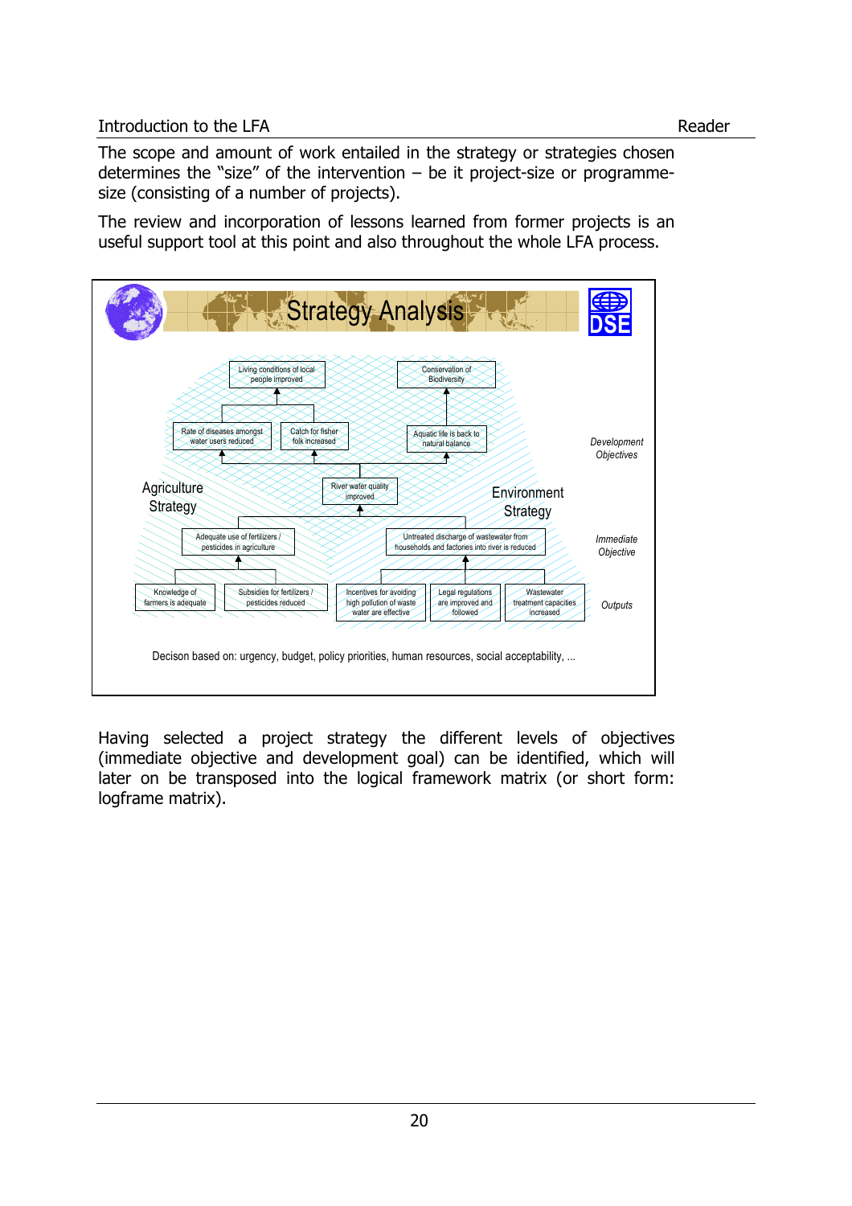The scope and amount of work entailed in the strategy or strategies chosen determines the "size" of the intervention – be it project-size or programme-size (consisting of a number of projects).

The review and incorporation of lessons learned from former projects is an useful support tool at this point and also throughout the whole LFA process.

**Strategy Analysis**

*Development Objectives*

- Living conditions of local people improved
  - Rate of diseases amongst water users reduced
  - Catch for fisher folk increased
- Conservation of Biodiversity
  - Aquatic life is back to natural balance

River water quality improved

*Immediate Objective*

**Agriculture Strategy**

- Adequate use of fertilizers / pesticides in agriculture

**Environment Strategy**

- Untreated discharge of wastewater from households and factories into river is reduced

*Outputs*

- Knowledge of farmers is adequate
- Subsidies for fertilizers / pesticides reduced
- Incentives for avoiding high pollution of waste water are effective
- Legal regulations are improved and followed
- Wastewater treatment capacities increased

Decison based on: urgency, budget, policy priorities, human resources, social acceptability, ...

Having selected a project strategy the different levels of objectives (immediate objective and development goal) can be identified, which will later on be transposed into the logical framework matrix (or short form: logframe matrix).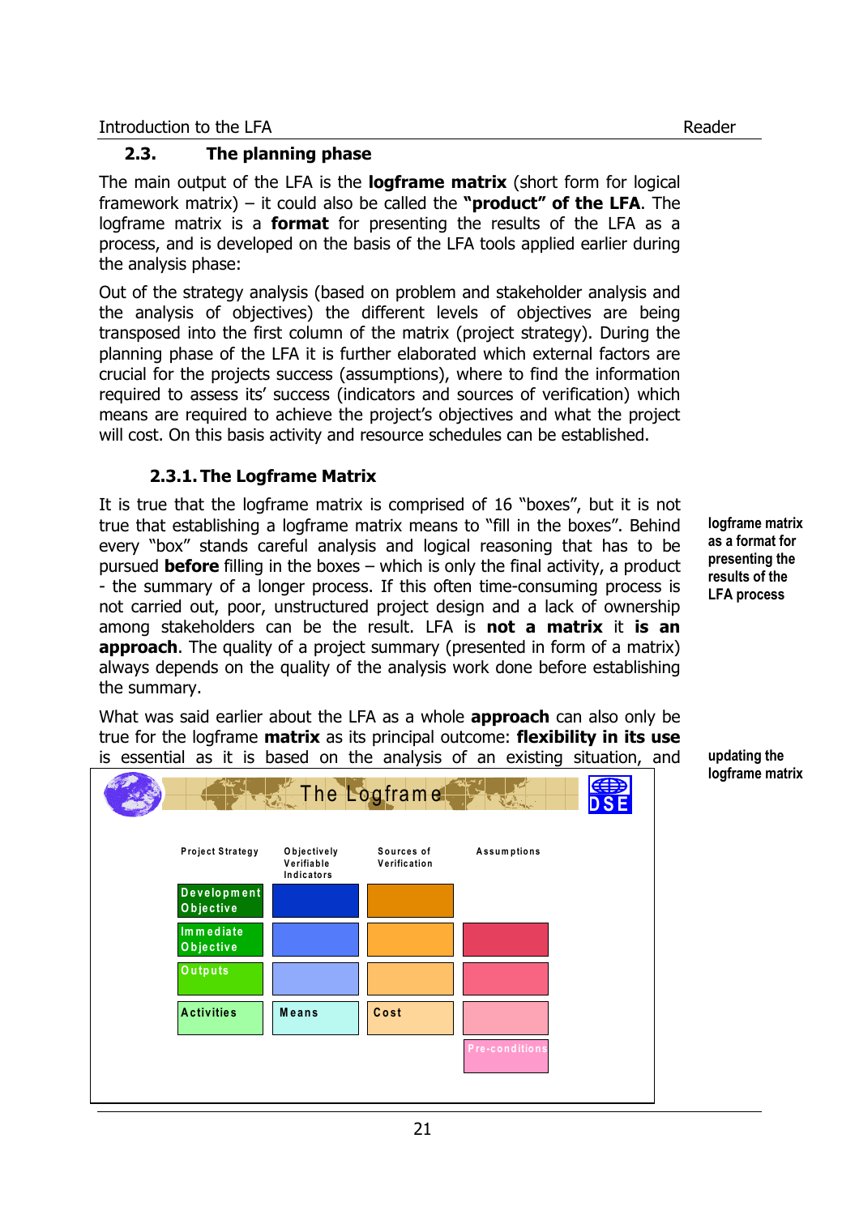## 2.3. The planning phase

The main output of the LFA is the **logframe matrix** (short form for logical framework matrix) – it could also be called the **"product" of the LFA**. The logframe matrix is a **format** for presenting the results of the LFA as a process, and is developed on the basis of the LFA tools applied earlier during the analysis phase:

Out of the strategy analysis (based on problem and stakeholder analysis and the analysis of objectives) the different levels of objectives are being transposed into the first column of the matrix (project strategy). During the planning phase of the LFA it is further elaborated which external factors are crucial for the projects success (assumptions), where to find the information required to assess its' success (indicators and sources of verification) which means are required to achieve the project's objectives and what the project will cost. On this basis activity and resource schedules can be established.

### 2.3.1. The Logframe Matrix

**logframe matrix as a format for presenting the results of the LFA process**

It is true that the logframe matrix is comprised of 16 "boxes", but it is not true that establishing a logframe matrix means to "fill in the boxes". Behind every "box" stands careful analysis and logical reasoning that has to be pursued **before** filling in the boxes – which is only the final activity, a product - the summary of a longer process. If this often time-consuming process is not carried out, poor, unstructured project design and a lack of ownership among stakeholders can be the result. LFA is **not a matrix** it **is an approach**. The quality of a project summary (presented in form of a matrix) always depends on the quality of the analysis work done before establishing the summary.

**updating the logframe matrix**

What was said earlier about the LFA as a whole **approach** can also only be true for the logframe **matrix** as its principal outcome: **flexibility in its use** is essential as it is based on the analysis of an existing situation, and

**The Logframe** (DSE)

| Project Strategy | Objectively Verifiable Indicators | Sources of Verification | Assumptions |
|---|---|---|---|
| Development Objective | | | |
| Immediate Objective | | | |
| Outputs | | | |
| Activities | Means | Cost | |
| | | | Pre-conditions |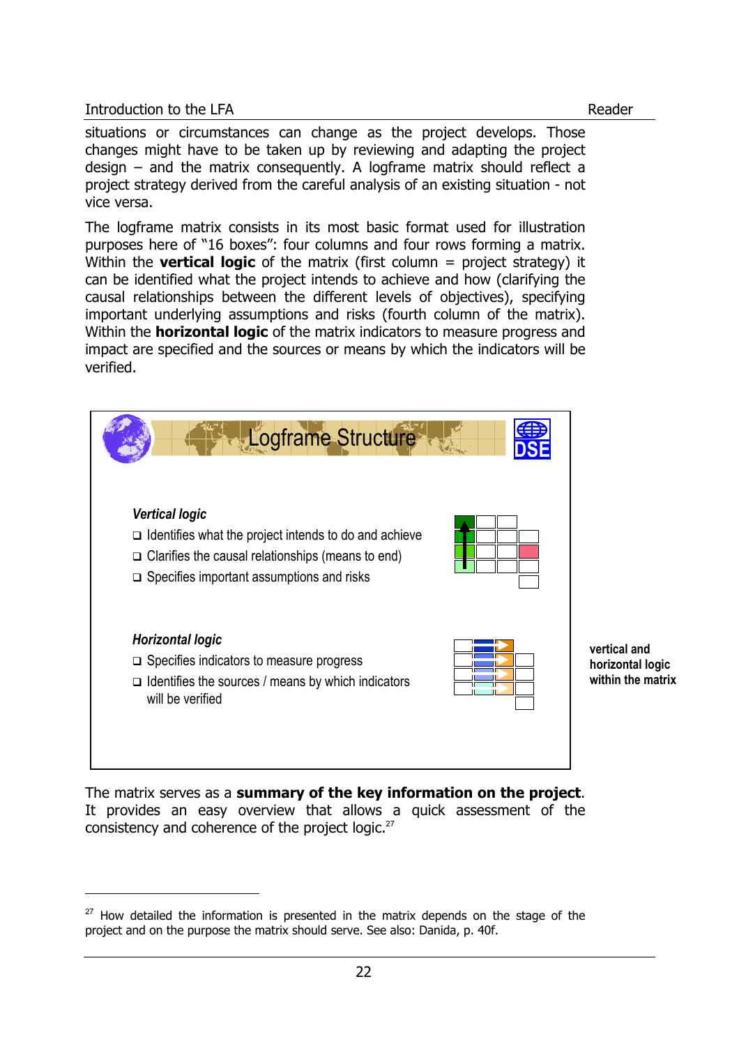situations or circumstances can change as the project develops. Those changes might have to be taken up by reviewing and adapting the project design – and the matrix consequently. A logframe matrix should reflect a project strategy derived from the careful analysis of an existing situation - not vice versa.

The logframe matrix consists in its most basic format used for illustration purposes here of "16 boxes": four columns and four rows forming a matrix. Within the **vertical logic** of the matrix (first column = project strategy) it can be identified what the project intends to achieve and how (clarifying the causal relationships between the different levels of objectives), specifying important underlying assumptions and risks (fourth column of the matrix). Within the **horizontal logic** of the matrix indicators to measure progress and impact are specified and the sources or means by which the indicators will be verified.

**Logframe Structure**

*Vertical logic*

- Identifies what the project intends to do and achieve
- Clarifies the causal relationships (means to end)
- Specifies important assumptions and risks

*Horizontal logic*

- Specifies indicators to measure progress
- Identifies the sources / means by which indicators will be verified

**vertical and horizontal logic within the matrix**

The matrix serves as a **summary of the key information on the project**. It provides an easy overview that allows a quick assessment of the consistency and coherence of the project logic.[27]

---

[27] How detailed the information is presented in the matrix depends on the stage of the project and on the purpose the matrix should serve. See also: Danida, p. 40f.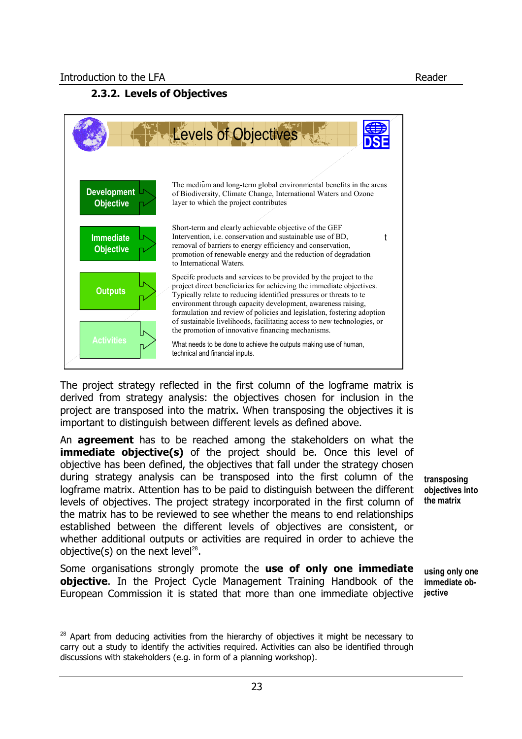### 2.3.2. Levels of Objectives

**Levels of Objectives**

| | |
|---|---|
| **Development Objective** | The medium and long-term global environmental benefits in the areas of Biodiversity, Climate Change, International Waters and Ozone layer to which the project contributes |
| **Immediate Objective** | Short-term and clearly achievable objective of the GEF Intervention, i.e. conservation and sustainable use of BD, removal of barriers to energy efficiency and conservation, promotion of renewable energy and the reduction of degradation to International Waters. |
| **Outputs** | Specifc products and services to be provided by the project to the project direct beneficiaries for achieving the immediate objectives. Typically relate to reducing identified pressures or threats to te environment through capacity development, awareness raising, formulation and review of policies and legislation, fostering adoption of sustainable livelihoods, facilitating access to new technologies, or the promotion of innovative financing mechanisms. |
| **Activities** | What needs to be done to achieve the outputs making use of human, technical and financial inputs. |

The project strategy reflected in the first column of the logframe matrix is derived from strategy analysis: the objectives chosen for inclusion in the project are transposed into the matrix. When transposing the objectives it is important to distinguish between different levels as defined above.

**transposing objectives into the matrix**

An **agreement** has to be reached among the stakeholders on what the **immediate objective(s)** of the project should be. Once this level of objective has been defined, the objectives that fall under the strategy chosen during strategy analysis can be transposed into the first column of the logframe matrix. Attention has to be paid to distinguish between the different levels of objectives. The project strategy incorporated in the first column of the matrix has to be reviewed to see whether the means to end relationships established between the different levels of objectives are consistent, or whether additional outputs or activities are required in order to achieve the objective(s) on the next level[28].

**using only one immediate objective**

Some organisations strongly promote the **use of only one immediate objective**. In the Project Cycle Management Training Handbook of the European Commission it is stated that more than one immediate objective

[28] Apart from deducing activities from the hierarchy of objectives it might be necessary to carry out a study to identify the activities required. Activities can also be identified through discussions with stakeholders (e.g. in form of a planning workshop).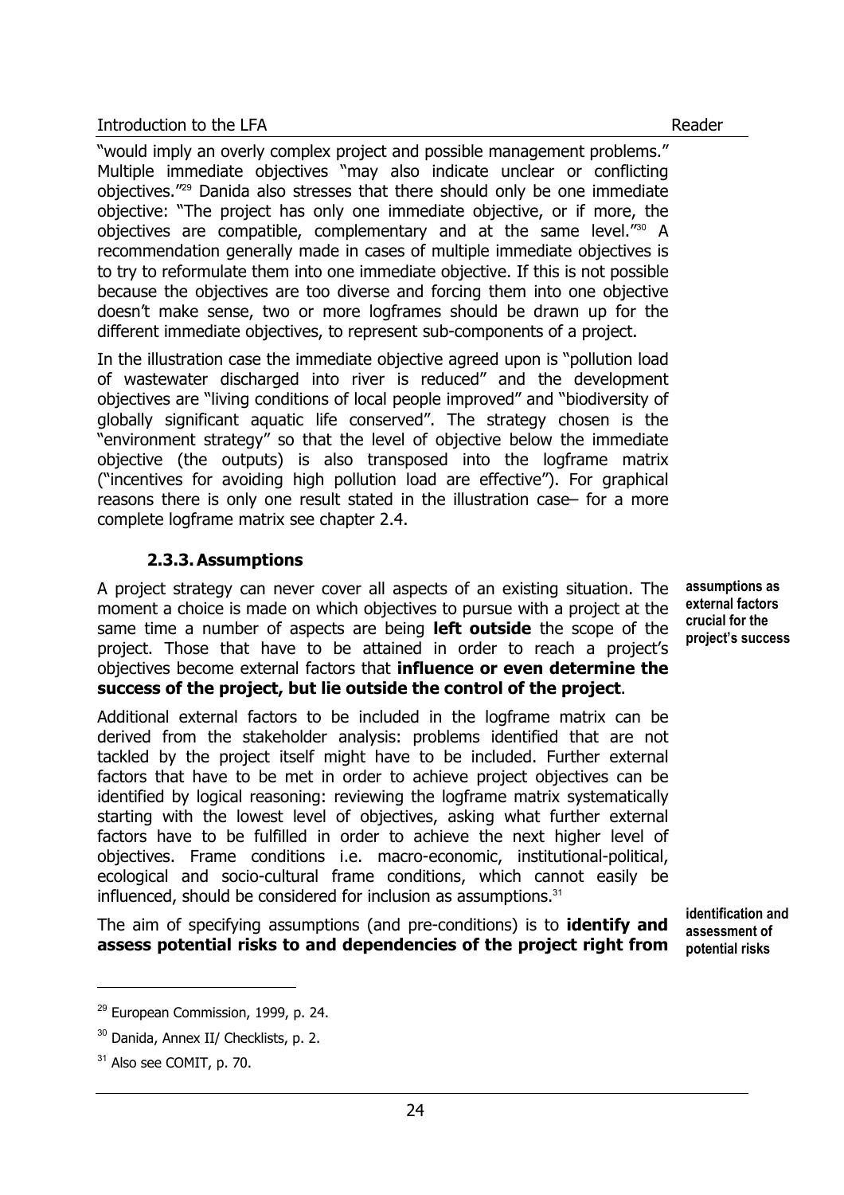"would imply an overly complex project and possible management problems." Multiple immediate objectives "may also indicate unclear or conflicting objectives."[29] Danida also stresses that there should only be one immediate objective: "The project has only one immediate objective, or if more, the objectives are compatible, complementary and at the same level."[30] A recommendation generally made in cases of multiple immediate objectives is to try to reformulate them into one immediate objective. If this is not possible because the objectives are too diverse and forcing them into one objective doesn't make sense, two or more logframes should be drawn up for the different immediate objectives, to represent sub-components of a project.

In the illustration case the immediate objective agreed upon is "pollution load of wastewater discharged into river is reduced" and the development objectives are "living conditions of local people improved" and "biodiversity of globally significant aquatic life conserved". The strategy chosen is the "environment strategy" so that the level of objective below the immediate objective (the outputs) is also transposed into the logframe matrix ("incentives for avoiding high pollution load are effective"). For graphical reasons there is only one result stated in the illustration case– for a more complete logframe matrix see chapter 2.4.

### 2.3.3. Assumptions

**assumptions as external factors crucial for the project's success**

A project strategy can never cover all aspects of an existing situation. The moment a choice is made on which objectives to pursue with a project at the same time a number of aspects are being **left outside** the scope of the project. Those that have to be attained in order to reach a project's objectives become external factors that **influence or even determine the success of the project, but lie outside the control of the project**.

Additional external factors to be included in the logframe matrix can be derived from the stakeholder analysis: problems identified that are not tackled by the project itself might have to be included. Further external factors that have to be met in order to achieve project objectives can be identified by logical reasoning: reviewing the logframe matrix systematically starting with the lowest level of objectives, asking what further external factors have to be fulfilled in order to achieve the next higher level of objectives. Frame conditions i.e. macro-economic, institutional-political, ecological and socio-cultural frame conditions, which cannot easily be influenced, should be considered for inclusion as assumptions.[31]

**identification and assessment of potential risks**

The aim of specifying assumptions (and pre-conditions) is to **identify and assess potential risks to and dependencies of the project right from**

[29] European Commission, 1999, p. 24.

[30] Danida, Annex II/ Checklists, p. 2.

[31] Also see COMIT, p. 70.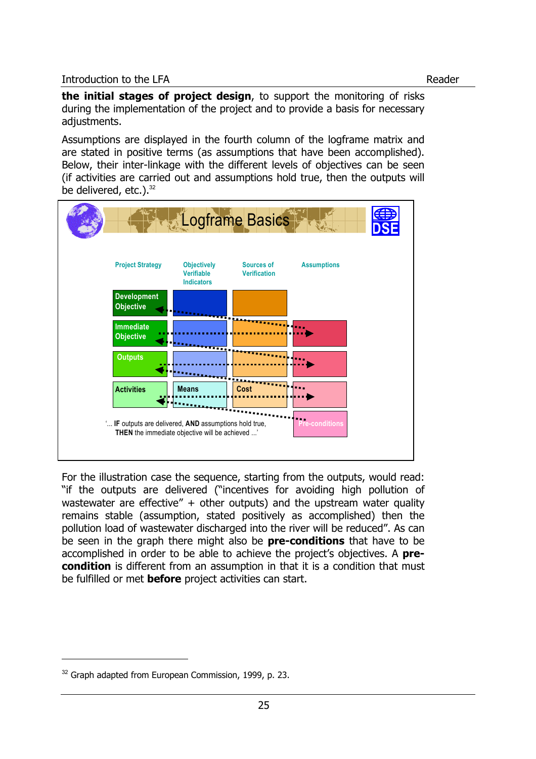**the initial stages of project design**, to support the monitoring of risks during the implementation of the project and to provide a basis for necessary adjustments.

Assumptions are displayed in the fourth column of the logframe matrix and are stated in positive terms (as assumptions that have been accomplished). Below, their inter-linkage with the different levels of objectives can be seen (if activities are carried out and assumptions hold true, then the outputs will be delivered, etc.).[32]

**Logframe Basics**

| Project Strategy | Objectively Verifiable Indicators | Sources of Verification | Assumptions |
| --- | --- | --- | --- |
| Development Objective | | | |
| Immediate Objective | | | |
| Outputs | | | |
| Activities | Means | Cost | |
| | | | Pre-conditions |

'... **IF** outputs are delivered, **AND** assumptions hold true, **THEN** the immediate objective will be achieved ...'

For the illustration case the sequence, starting from the outputs, would read: "if the outputs are delivered ("incentives for avoiding high pollution of wastewater are effective" + other outputs) and the upstream water quality remains stable (assumption, stated positively as accomplished) then the pollution load of wastewater discharged into the river will be reduced". As can be seen in the graph there might also be **pre-conditions** that have to be accomplished in order to be able to achieve the project's objectives. A **pre-condition** is different from an assumption in that it is a condition that must be fulfilled or met **before** project activities can start.

---

[32] Graph adapted from European Commission, 1999, p. 23.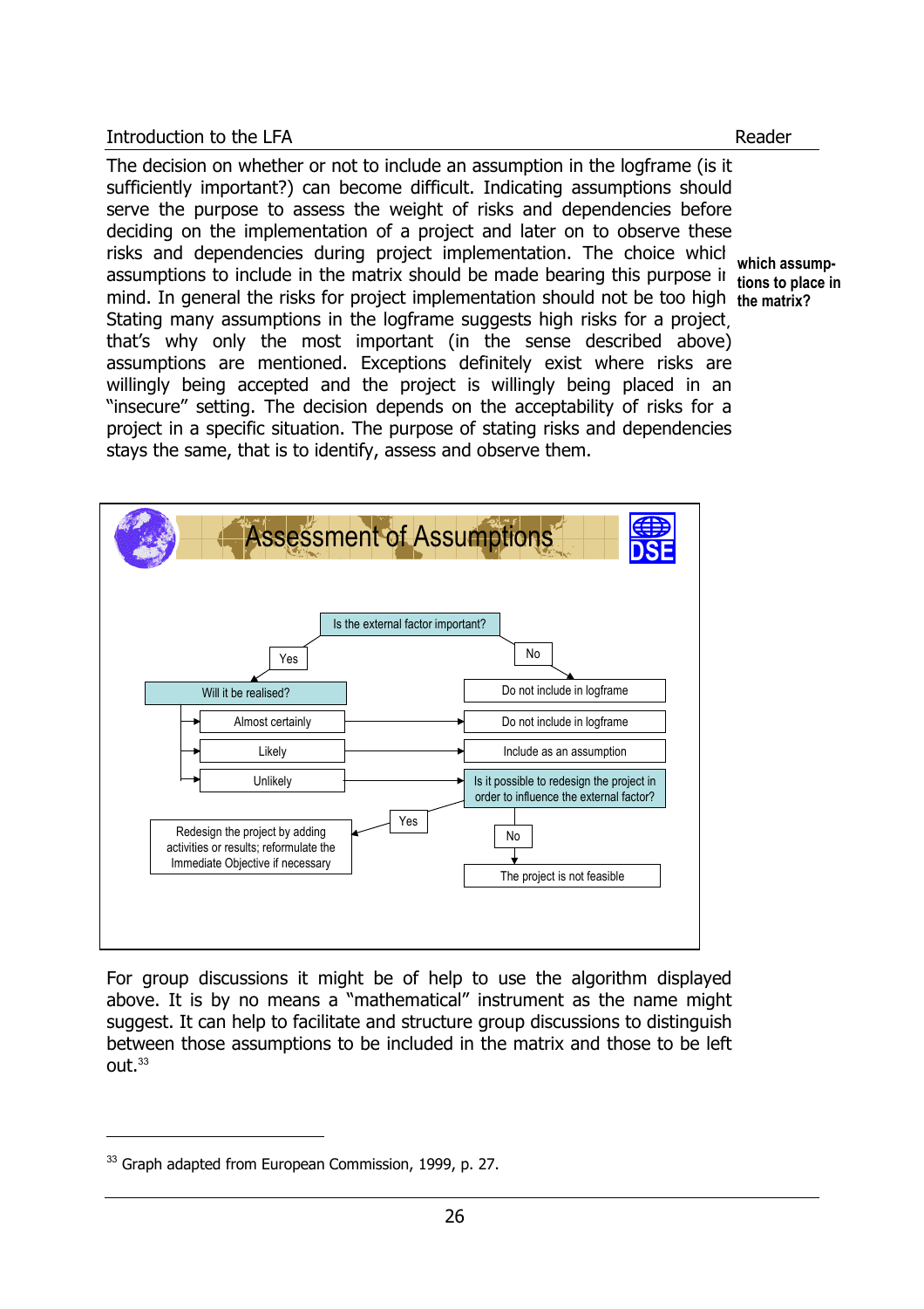The decision on whether or not to include an assumption in the logframe (is it sufficiently important?) can become difficult. Indicating assumptions should serve the purpose to assess the weight of risks and dependencies before deciding on the implementation of a project and later on to observe these risks and dependencies during project implementation. The choice which assumptions to include in the matrix should be made bearing this purpose in mind. In general the risks for project implementation should not be too high. Stating many assumptions in the logframe suggests high risks for a project, that's why only the most important (in the sense described above) assumptions are mentioned. Exceptions definitely exist where risks are willingly being accepted and the project is willingly being placed in an "insecure" setting. The decision depends on the acceptability of risks for a project in a specific situation. The purpose of stating risks and dependencies stays the same, that is to identify, assess and observe them.

**which assumptions to place in the matrix?**

**Assessment of Assumptions**

DSE

- Is the external factor important?
  - No → Do not include in logframe
  - Yes → Will it be realised?
    - Almost certainly → Do not include in logframe
    - Likely → Include as an assumption
    - Unlikely → Is it possible to redesign the project in order to influence the external factor?
      - Yes → Redesign the project by adding activities or results; reformulate the Immediate Objective if necessary
      - No → The project is not feasible

For group discussions it might be of help to use the algorithm displayed above. It is by no means a "mathematical" instrument as the name might suggest. It can help to facilitate and structure group discussions to distinguish between those assumptions to be included in the matrix and those to be left out.[33]

---

[33] Graph adapted from European Commission, 1999, p. 27.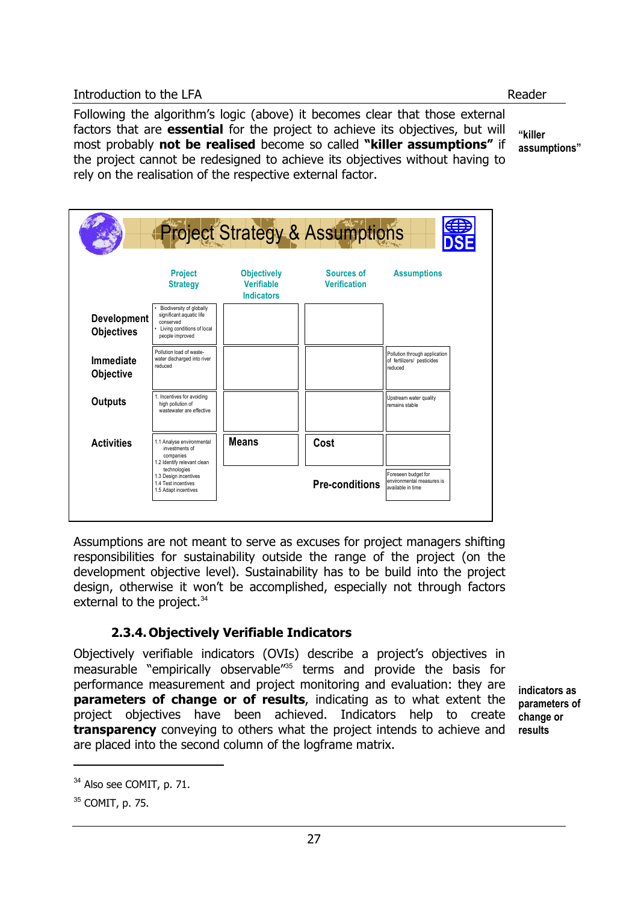Following the algorithm's logic (above) it becomes clear that those external factors that are **essential** for the project to achieve its objectives, but will most probably **not be realised** become so called **"killer assumptions"** if the project cannot be redesigned to achieve its objectives without having to rely on the realisation of the respective external factor.

**"killer assumptions"**

**Project Strategy & Assumptions**

| | Project Strategy | Objectively Verifiable Indicators | Sources of Verification | Assumptions |
|---|---|---|---|---|
| **Development Objectives** | • Biodiversity of globally significant aquatic life conserved<br>• Living conditions of local people improved | | | |
| **Immediate Objective** | Pollution load of waste-water discharged into river reduced | | | Pollution through application of fertilizers/ pesticides reduced |
| **Outputs** | 1. Incentives for avoiding high pollution of wastewater are effective | | | Upstream water quality remains stable |
| **Activities** | 1.1 Analyse environmental investments of companies<br>1.2 Identify relevant clean technologies<br>1.3 Design incentives<br>1.4 Test incentives<br>1.5 Adapt incentives | **Means** | **Cost** | |
| | | | **Pre-conditions** | Foreseen budget for environmental measures is available in time |

Assumptions are not meant to serve as excuses for project managers shifting responsibilities for sustainability outside the range of the project (on the development objective level). Sustainability has to be build into the project design, otherwise it won't be accomplished, especially not through factors external to the project.[34]

### 2.3.4. Objectively Verifiable Indicators

Objectively verifiable indicators (OVIs) describe a project's objectives in measurable "empirically observable"[35] terms and provide the basis for performance measurement and project monitoring and evaluation: they are **parameters of change or of results**, indicating as to what extent the project objectives have been achieved. Indicators help to create **transparency** conveying to others what the project intends to achieve and are placed into the second column of the logframe matrix.

**indicators as parameters of change or results**

[34] Also see COMIT, p. 71.

[35] COMIT, p. 75.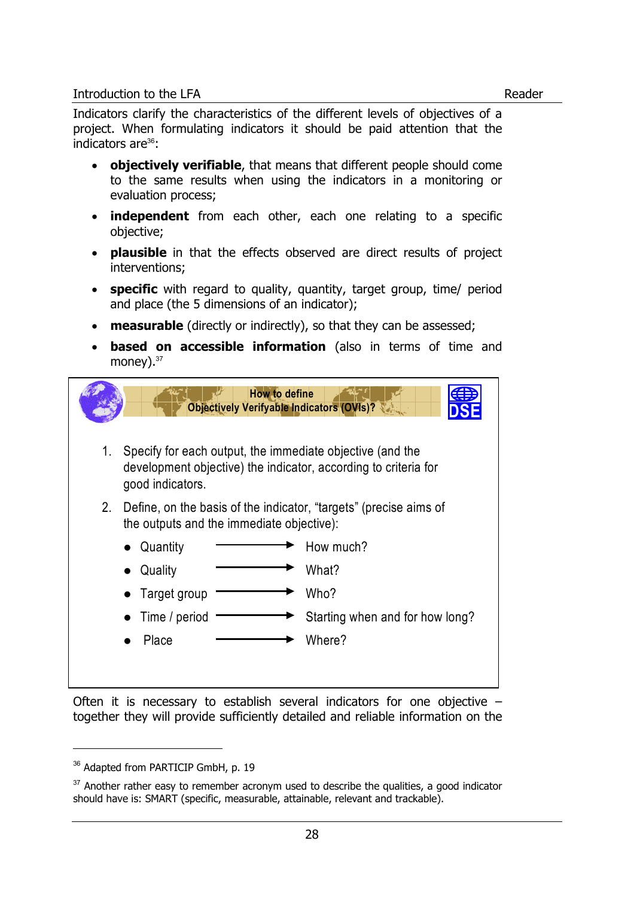Indicators clarify the characteristics of the different levels of objectives of a project. When formulating indicators it should be paid attention that the indicators are[36]:

- **objectively verifiable**, that means that different people should come to the same results when using the indicators in a monitoring or evaluation process;
- **independent** from each other, each one relating to a specific objective;
- **plausible** in that the effects observed are direct results of project interventions;
- **specific** with regard to quality, quantity, target group, time/ period and place (the 5 dimensions of an indicator);
- **measurable** (directly or indirectly), so that they can be assessed;
- **based on accessible information** (also in terms of time and money).[37]

**How to define Objectively Verifyable Indicators (OVIs)?**

1. Specify for each output, the immediate objective (and the development objective) the indicator, according to criteria for good indicators.
2. Define, on the basis of the indicator, "targets" (precise aims of the outputs and the immediate objective):
   - Quantity → How much?
   - Quality → What?
   - Target group → Who?
   - Time / period → Starting when and for how long?
   - Place → Where?

Often it is necessary to establish several indicators for one objective – together they will provide sufficiently detailed and reliable information on the

---

[36] Adapted from PARTICIP GmbH, p. 19

[37] Another rather easy to remember acronym used to describe the qualities, a good indicator should have is: SMART (specific, measurable, attainable, relevant and trackable).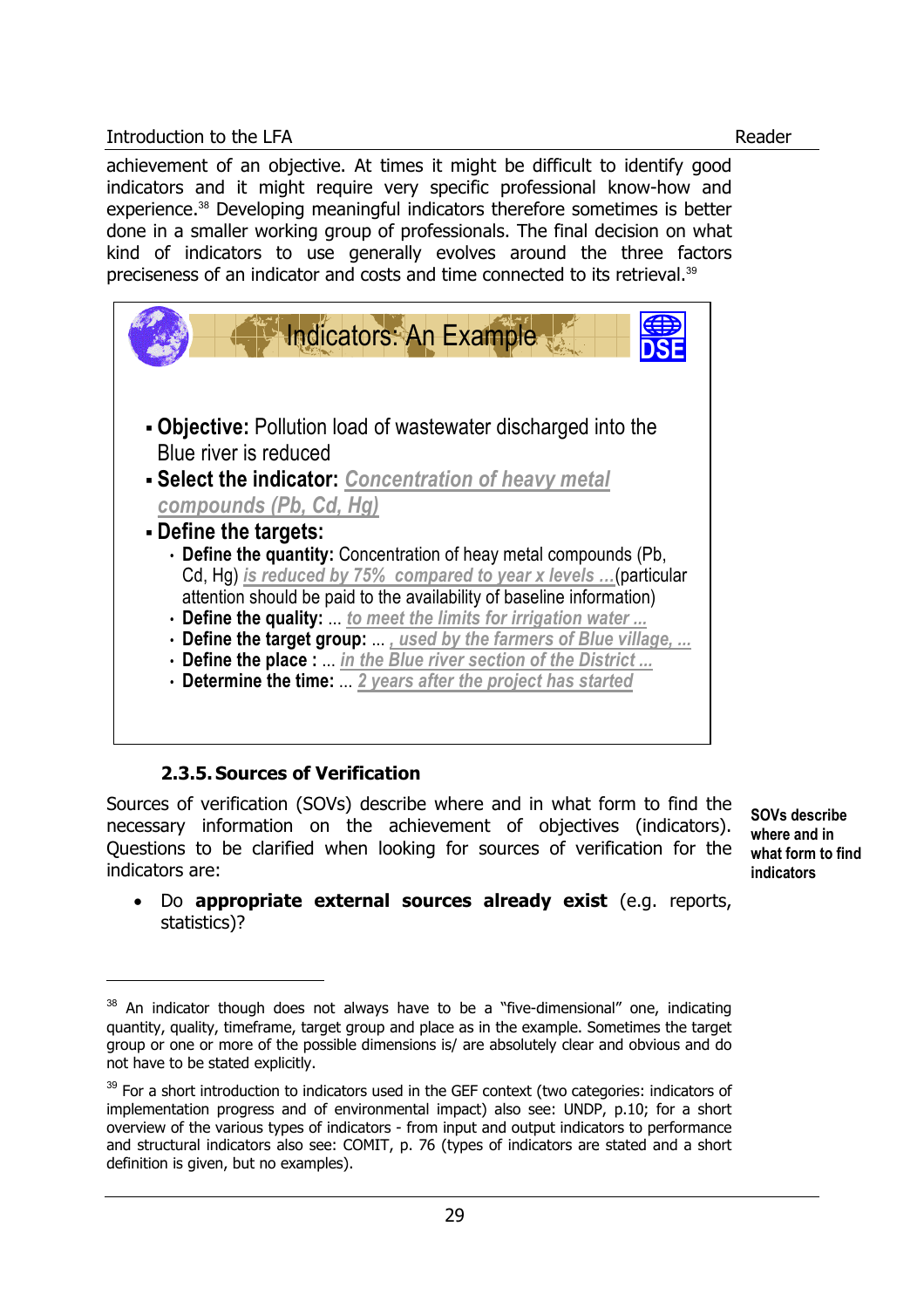achievement of an objective. At times it might be difficult to identify good indicators and it might require very specific professional know-how and experience.[38] Developing meaningful indicators therefore sometimes is better done in a smaller working group of professionals. The final decision on what kind of indicators to use generally evolves around the three factors preciseness of an indicator and costs and time connected to its retrieval.[39]

**Indicators: An Example**

- **Objective:** Pollution load of wastewater discharged into the Blue river is reduced
- **Select the indicator:** *Concentration of heavy metal compounds (Pb, Cd, Hg)*
- **Define the targets:**
  - **Define the quantity:** Concentration of heay metal compounds (Pb, Cd, Hg) *is reduced by 75% compared to year x levels ...* (particular attention should be paid to the availability of baseline information)
  - **Define the quality:** ... *to meet the limits for irrigation water ...*
  - **Define the target group:** ... *, used by the farmers of Blue village, ...*
  - **Define the place :** ... *in the Blue river section of the District ...*
  - **Determine the time:** ... *2 years after the project has started*

### 2.3.5. Sources of Verification

**SOVs describe where and in what form to find indicators**

Sources of verification (SOVs) describe where and in what form to find the necessary information on the achievement of objectives (indicators). Questions to be clarified when looking for sources of verification for the indicators are:

- Do **appropriate external sources already exist** (e.g. reports, statistics)?

---

[38] An indicator though does not always have to be a "five-dimensional" one, indicating quantity, quality, timeframe, target group and place as in the example. Sometimes the target group or one or more of the possible dimensions is/ are absolutely clear and obvious and do not have to be stated explicitly.

[39] For a short introduction to indicators used in the GEF context (two categories: indicators of implementation progress and of environmental impact) also see: UNDP, p.10; for a short overview of the various types of indicators - from input and output indicators to performance and structural indicators also see: COMIT, p. 76 (types of indicators are stated and a short definition is given, but no examples).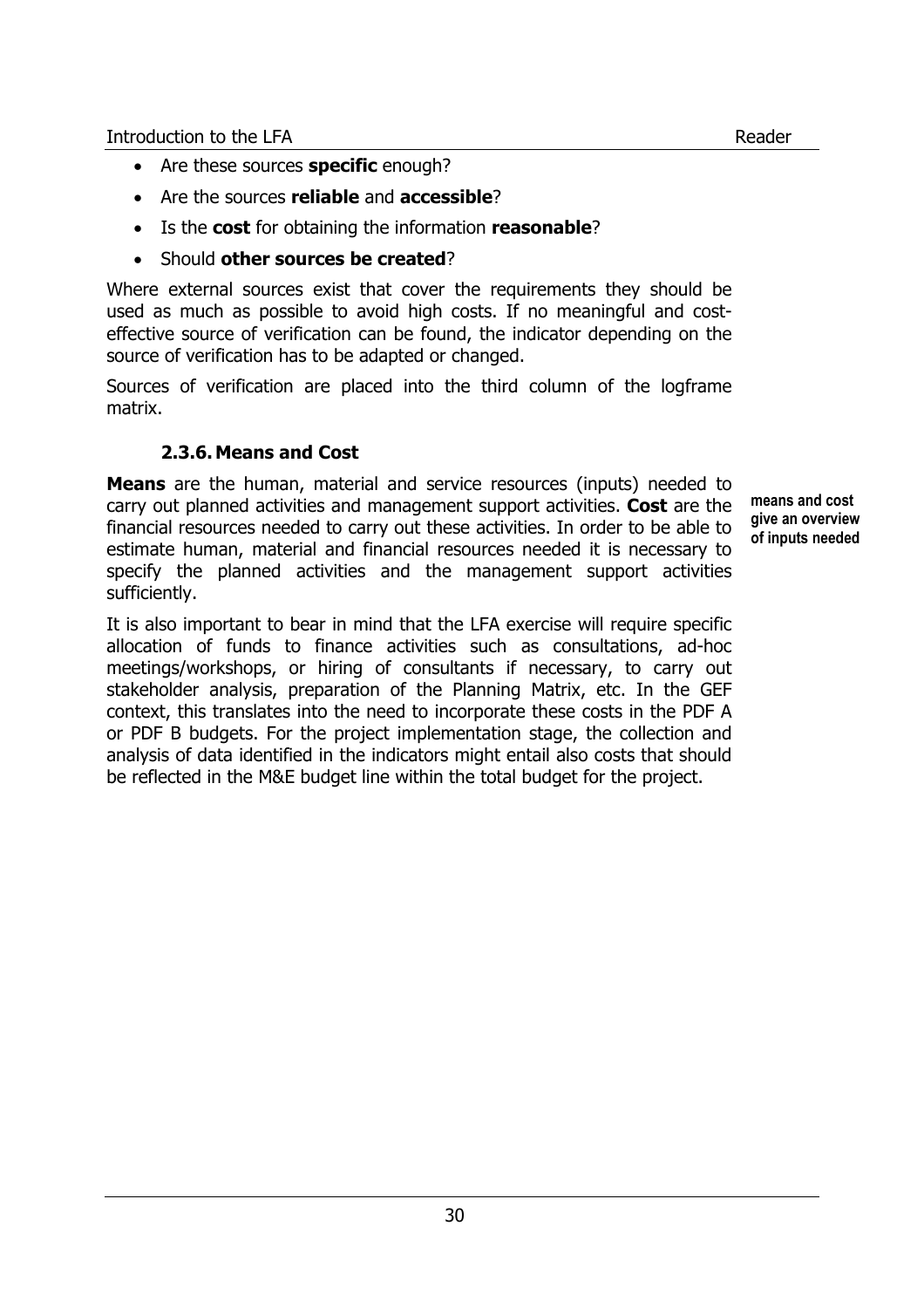- Are these sources **specific** enough?
- Are the sources **reliable** and **accessible**?
- Is the **cost** for obtaining the information **reasonable**?
- Should **other sources be created**?

Where external sources exist that cover the requirements they should be used as much as possible to avoid high costs. If no meaningful and cost-effective source of verification can be found, the indicator depending on the source of verification has to be adapted or changed.

Sources of verification are placed into the third column of the logframe matrix.

### 2.3.6. Means and Cost

**means and cost give an overview of inputs needed**

**Means** are the human, material and service resources (inputs) needed to carry out planned activities and management support activities. **Cost** are the financial resources needed to carry out these activities. In order to be able to estimate human, material and financial resources needed it is necessary to specify the planned activities and the management support activities sufficiently.

It is also important to bear in mind that the LFA exercise will require specific allocation of funds to finance activities such as consultations, ad-hoc meetings/workshops, or hiring of consultants if necessary, to carry out stakeholder analysis, preparation of the Planning Matrix, etc. In the GEF context, this translates into the need to incorporate these costs in the PDF A or PDF B budgets. For the project implementation stage, the collection and analysis of data identified in the indicators might entail also costs that should be reflected in the M&E budget line within the total budget for the project.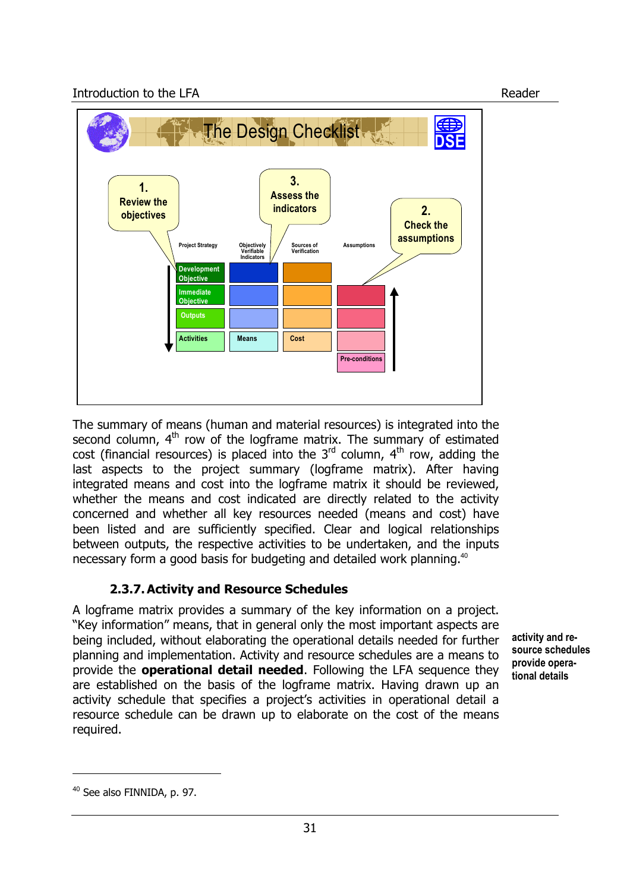## The Design Checklist

1. Review the objectives
2. Check the assumptions
3. Assess the indicators

| Project Strategy | Objectively Verifiable Indicators | Sources of Verification | Assumptions |
|---|---|---|---|
| Development Objective | | | |
| Immediate Objective | | | |
| Outputs | | | |
| Activities | Means | Cost | |
| | | | Pre-conditions |

The summary of means (human and material resources) is integrated into the second column, 4th row of the logframe matrix. The summary of estimated cost (financial resources) is placed into the 3rd column, 4th row, adding the last aspects to the project summary (logframe matrix). After having integrated means and cost into the logframe matrix it should be reviewed, whether the means and cost indicated are directly related to the activity concerned and whether all key resources needed (means and cost) have been listed and are sufficiently specified. Clear and logical relationships between outputs, the respective activities to be undertaken, and the inputs necessary form a good basis for budgeting and detailed work planning.[40]

### 2.3.7. Activity and Resource Schedules

**activity and resource schedules provide operational details**

A logframe matrix provides a summary of the key information on a project. "Key information" means, that in general only the most important aspects are being included, without elaborating the operational details needed for further planning and implementation. Activity and resource schedules are a means to provide the **operational detail needed**. Following the LFA sequence they are established on the basis of the logframe matrix. Having drawn up an activity schedule that specifies a project's activities in operational detail a resource schedule can be drawn up to elaborate on the cost of the means required.

[40] See also FINNIDA, p. 97.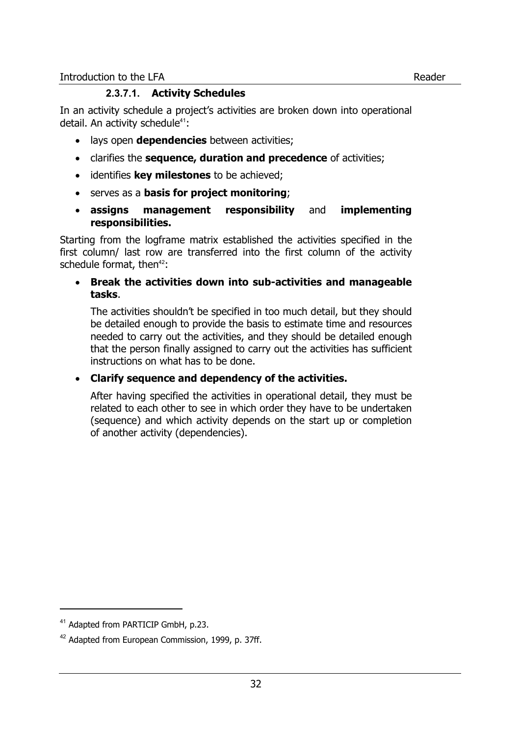#### 2.3.7.1. Activity Schedules

In an activity schedule a project's activities are broken down into operational detail. An activity schedule[41]:

- lays open **dependencies** between activities;
- clarifies the **sequence, duration and precedence** of activities;
- identifies **key milestones** to be achieved;
- serves as a **basis for project monitoring**;
- **assigns management responsibility** and **implementing responsibilities.**

Starting from the logframe matrix established the activities specified in the first column/ last row are transferred into the first column of the activity schedule format, then[42]:

- **Break the activities down into sub-activities and manageable tasks**.

  The activities shouldn't be specified in too much detail, but they should be detailed enough to provide the basis to estimate time and resources needed to carry out the activities, and they should be detailed enough that the person finally assigned to carry out the activities has sufficient instructions on what has to be done.

- **Clarify sequence and dependency of the activities.**

  After having specified the activities in operational detail, they must be related to each other to see in which order they have to be undertaken (sequence) and which activity depends on the start up or completion of another activity (dependencies).

---

[41] Adapted from PARTICIP GmbH, p.23.

[42] Adapted from European Commission, 1999, p. 37ff.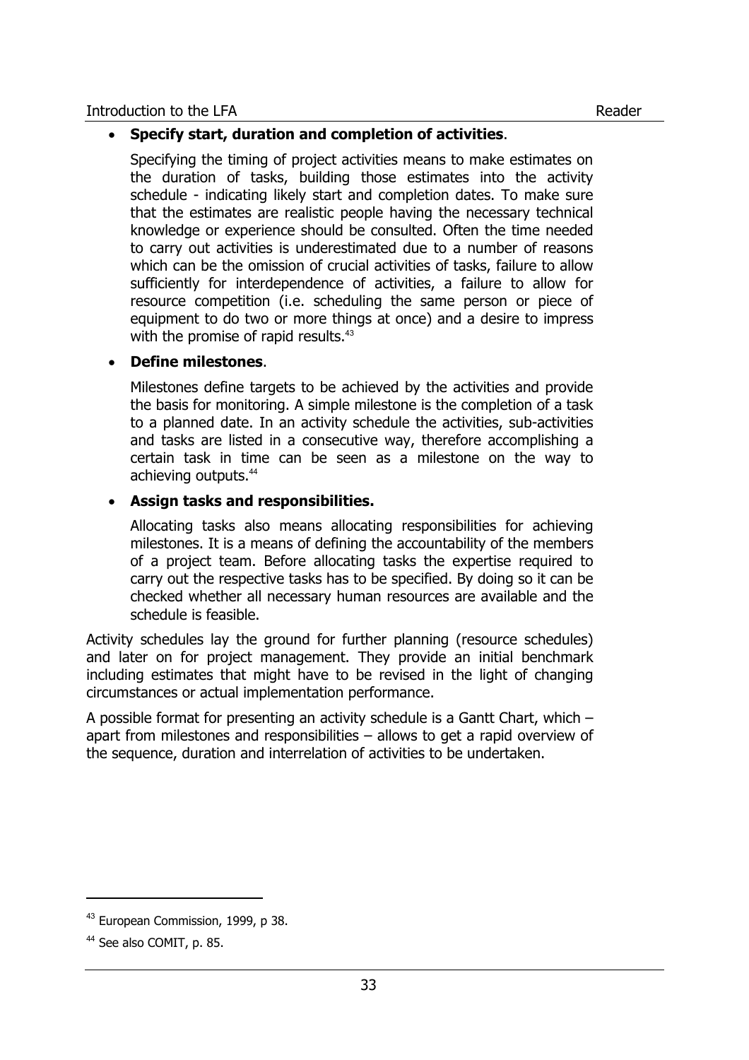- **Specify start, duration and completion of activities**.

  Specifying the timing of project activities means to make estimates on the duration of tasks, building those estimates into the activity schedule - indicating likely start and completion dates. To make sure that the estimates are realistic people having the necessary technical knowledge or experience should be consulted. Often the time needed to carry out activities is underestimated due to a number of reasons which can be the omission of crucial activities of tasks, failure to allow sufficiently for interdependence of activities, a failure to allow for resource competition (i.e. scheduling the same person or piece of equipment to do two or more things at once) and a desire to impress with the promise of rapid results.[43]

- **Define milestones**.

  Milestones define targets to be achieved by the activities and provide the basis for monitoring. A simple milestone is the completion of a task to a planned date. In an activity schedule the activities, sub-activities and tasks are listed in a consecutive way, therefore accomplishing a certain task in time can be seen as a milestone on the way to achieving outputs.[44]

- **Assign tasks and responsibilities.**

  Allocating tasks also means allocating responsibilities for achieving milestones. It is a means of defining the accountability of the members of a project team. Before allocating tasks the expertise required to carry out the respective tasks has to be specified. By doing so it can be checked whether all necessary human resources are available and the schedule is feasible.

Activity schedules lay the ground for further planning (resource schedules) and later on for project management. They provide an initial benchmark including estimates that might have to be revised in the light of changing circumstances or actual implementation performance.

A possible format for presenting an activity schedule is a Gantt Chart, which – apart from milestones and responsibilities – allows to get a rapid overview of the sequence, duration and interrelation of activities to be undertaken.

---

[43] European Commission, 1999, p 38.

[44] See also COMIT, p. 85.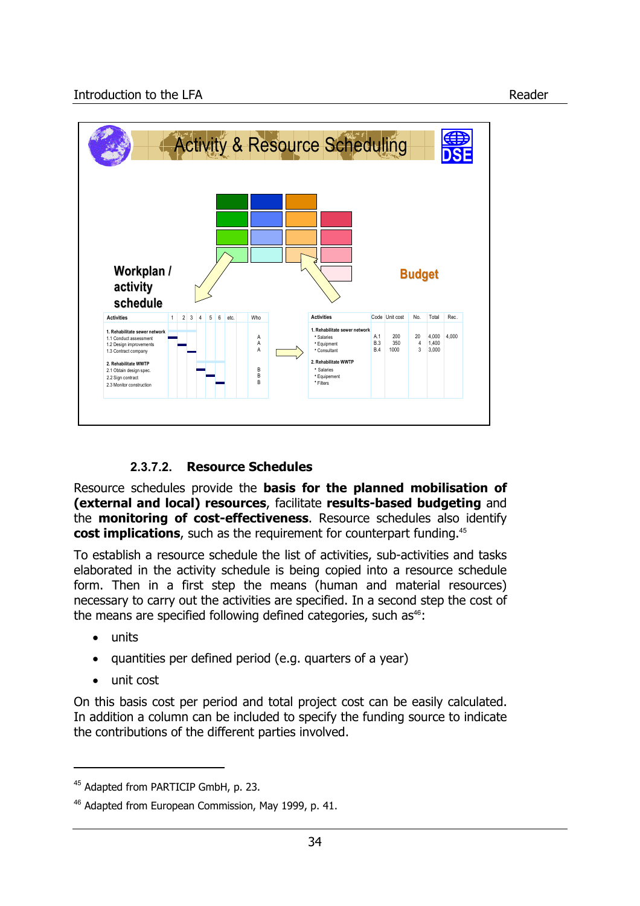Activity & Resource Scheduling

Workplan / activity schedule

| Activities | 1 | 2 | 3 | 4 | 5 | 6 | etc. | Who |
|---|---|---|---|---|---|---|---|---|
| 1. Rehabilitate sewer network | | | | | | | | |
| 1.1 Conduct assessment | | | | | | | | A |
| 1.2 Design improvements | | | | | | | | A |
| 1.3 Contract company | | | | | | | | A |
| 2. Rehabilitate WWTP | | | | | | | | |
| 2.1 Obtain design spec. | | | | | | | | B |
| 2.2 Sign contract | | | | | | | | B |
| 2.3 Monitor construction | | | | | | | | B |

Budget

| Activities | Code | Unit cost | No. | Total | Rec. |
|---|---|---|---|---|---|
| 1. Rehabilitate sewer network | | | | | |
| * Salaries | A.1 | 200 | 20 | 4,000 | 4,000 |
| * Equipment | B.3 | 350 | 4 | 1,400 | |
| * Consultant | B.4 | 1000 | 3 | 3,000 | |
| 2. Rehabilitate WWTP | | | | | |
| * Salaries | | | | | |
| * Equipement | | | | | |
| * Filters | | | | | |

### 2.3.7.2. Resource Schedules

Resource schedules provide the **basis for the planned mobilisation of (external and local) resources**, facilitate **results-based budgeting** and the **monitoring of cost-effectiveness**. Resource schedules also identify **cost implications**, such as the requirement for counterpart funding.[45]

To establish a resource schedule the list of activities, sub-activities and tasks elaborated in the activity schedule is being copied into a resource schedule form. Then in a first step the means (human and material resources) necessary to carry out the activities are specified. In a second step the cost of the means are specified following defined categories, such as[46]:

- units
- quantities per defined period (e.g. quarters of a year)
- unit cost

On this basis cost per period and total project cost can be easily calculated. In addition a column can be included to specify the funding source to indicate the contributions of the different parties involved.

---

[45] Adapted from PARTICIP GmbH, p. 23.

[46] Adapted from European Commission, May 1999, p. 41.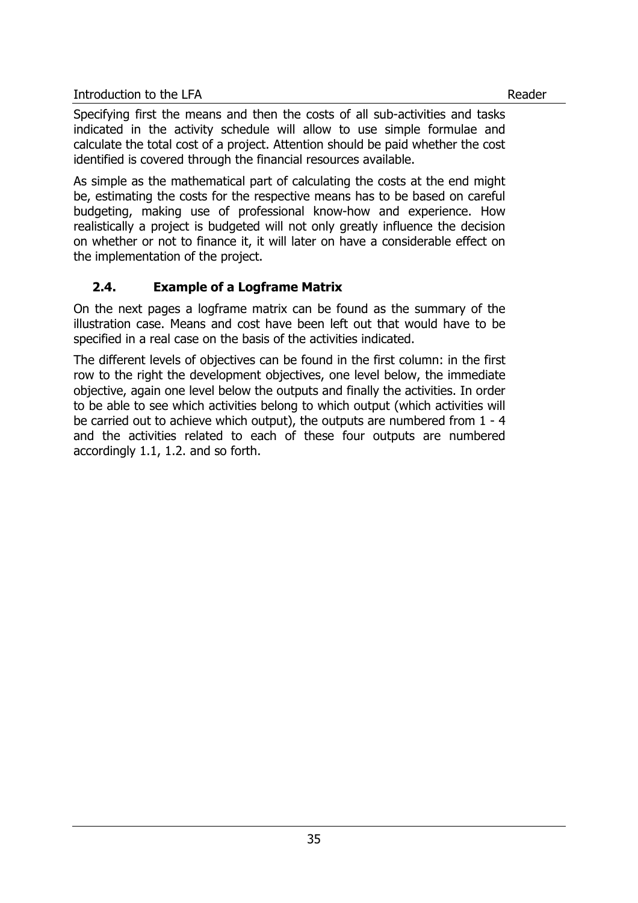Specifying first the means and then the costs of all sub-activities and tasks indicated in the activity schedule will allow to use simple formulae and calculate the total cost of a project. Attention should be paid whether the cost identified is covered through the financial resources available.

As simple as the mathematical part of calculating the costs at the end might be, estimating the costs for the respective means has to be based on careful budgeting, making use of professional know-how and experience. How realistically a project is budgeted will not only greatly influence the decision on whether or not to finance it, it will later on have a considerable effect on the implementation of the project.

## 2.4. Example of a Logframe Matrix

On the next pages a logframe matrix can be found as the summary of the illustration case. Means and cost have been left out that would have to be specified in a real case on the basis of the activities indicated.

The different levels of objectives can be found in the first column: in the first row to the right the development objectives, one level below, the immediate objective, again one level below the outputs and finally the activities. In order to be able to see which activities belong to which output (which activities will be carried out to achieve which output), the outputs are numbered from 1 - 4 and the activities related to each of these four outputs are numbered accordingly 1.1, 1.2. and so forth.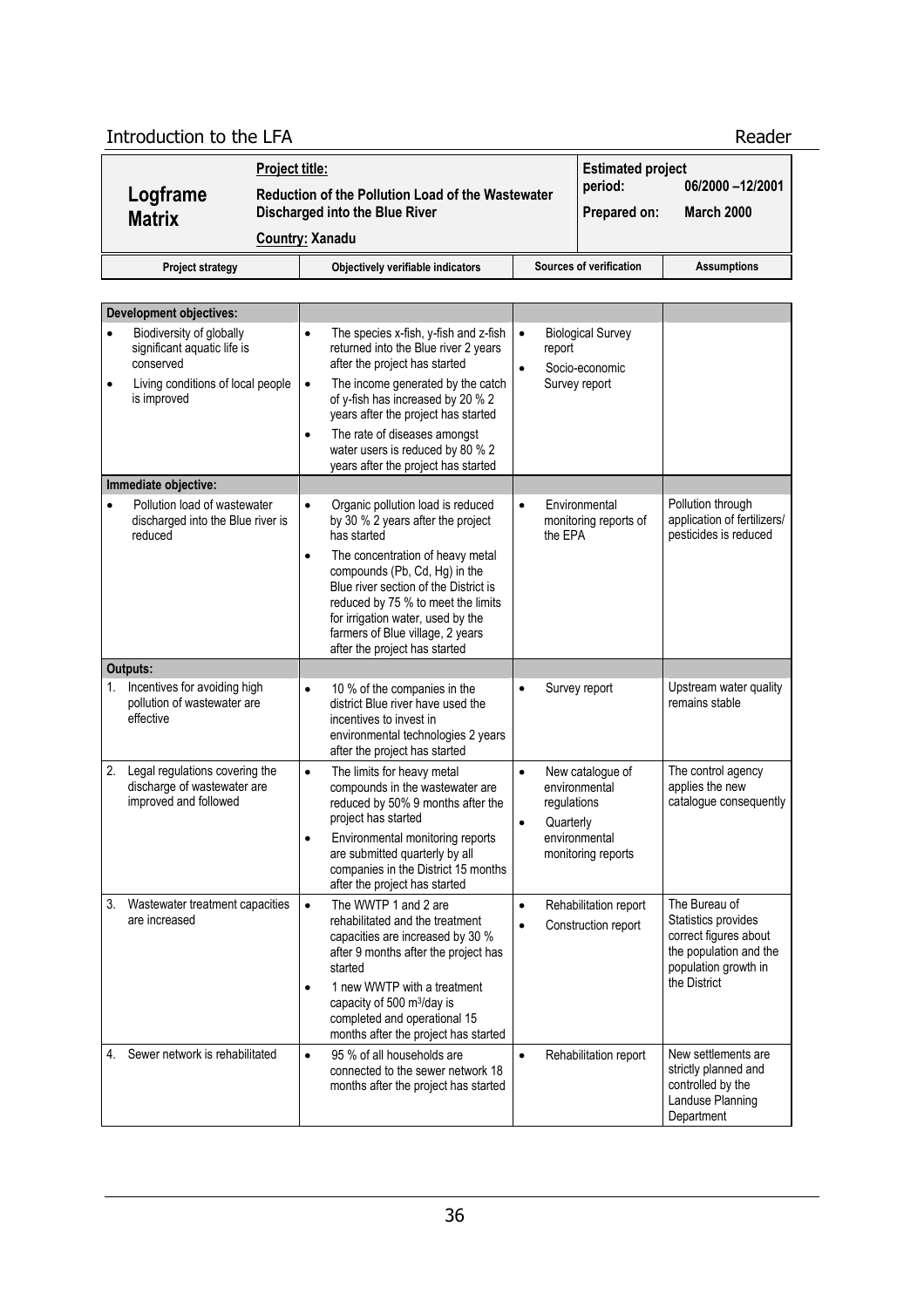| **Logframe Matrix** | **Project title:** Reduction of the Pollution Load of the Wastewater Discharged into the Blue River<br>**Country:** Xanadu | **Estimated project period:** 06/2000 –12/2001<br>**Prepared on:** March 2000 |
|---|---|---|

| **Project strategy** | **Objectively verifiable indicators** | **Sources of verification** | **Assumptions** |
|---|---|---|---|
| **Development objectives:** | | | |
| • Biodiversity of globally significant aquatic life is conserved<br>• Living conditions of local people is improved | • The species x-fish, y-fish and z-fish returned into the Blue river 2 years after the project has started<br>• The income generated by the catch of y-fish has increased by 20 % 2 years after the project has started<br>• The rate of diseases amongst water users is reduced by 80 % 2 years after the project has started | • Biological Survey report<br>• Socio-economic Survey report | |
| **Immediate objective:** | | | |
| • Pollution load of wastewater discharged into the Blue river is reduced | • Organic pollution load is reduced by 30 % 2 years after the project has started<br>• The concentration of heavy metal compounds (Pb, Cd, Hg) in the Blue river section of the District is reduced by 75 % to meet the limits for irrigation water, used by the farmers of Blue village, 2 years after the project has started | • Environmental monitoring reports of the EPA | Pollution through application of fertilizers/ pesticides is reduced |
| **Outputs:** | | | |
| 1. Incentives for avoiding high pollution of wastewater are effective | • 10 % of the companies in the district Blue river have used the incentives to invest in environmental technologies 2 years after the project has started | • Survey report | Upstream water quality remains stable |
| 2. Legal regulations covering the discharge of wastewater are improved and followed | • The limits for heavy metal compounds in the wastewater are reduced by 50% 9 months after the project has started<br>• Environmental monitoring reports are submitted quarterly by all companies in the District 15 months after the project has started | • New catalogue of environmental regulations<br>• Quarterly environmental monitoring reports | The control agency applies the new catalogue consequently |
| 3. Wastewater treatment capacities are increased | • The WWTP 1 and 2 are rehabilitated and the treatment capacities are increased by 30 % after 9 months after the project has started<br>• 1 new WWTP with a treatment capacity of 500 $m^3$/day is completed and operational 15 months after the project has started | • Rehabilitation report<br>• Construction report | The Bureau of Statistics provides correct figures about the population and the population growth in the District |
| 4. Sewer network is rehabilitated | • 95 % of all households are connected to the sewer network 18 months after the project has started | • Rehabilitation report | New settlements are strictly planned and controlled by the Landuse Planning Department |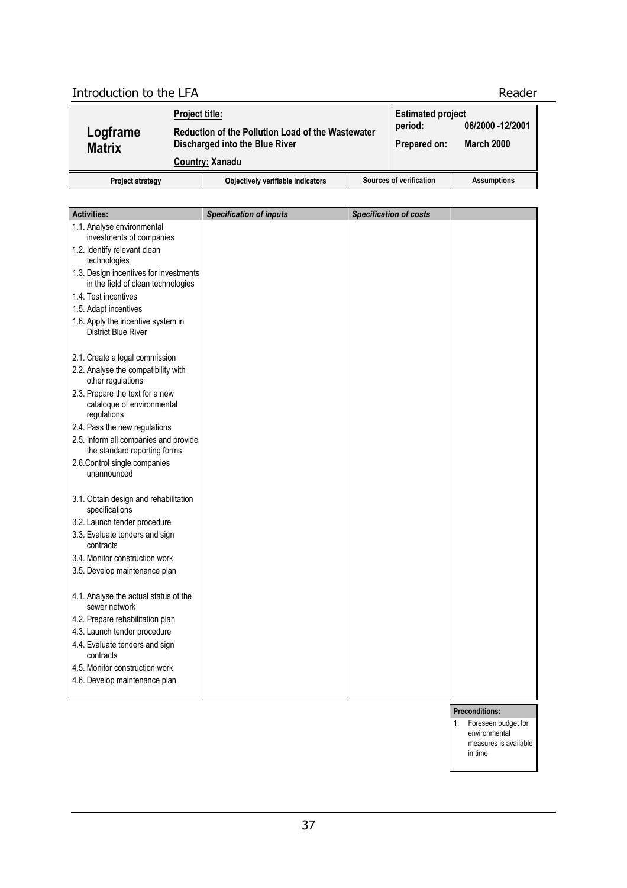| **Logframe Matrix** | **Project title:** **Reduction of the Pollution Load of the Wastewater Discharged into the Blue River** **Country: Xanadu** | **Estimated project period:** 06/2000 -12/2001 **Prepared on:** March 2000 | |
|---|---|---|---|
| **Project strategy** | **Objectively verifiable indicators** | **Sources of verification** | **Assumptions** |

| **Activities:** | ***Specification of inputs*** | ***Specification of costs*** | |
|---|---|---|---|
| 1.1. Analyse environmental investments of companies | | | |
| 1.2. Identify relevant clean technologies | | | |
| 1.3. Design incentives for investments in the field of clean technologies | | | |
| 1.4. Test incentives | | | |
| 1.5. Adapt incentives | | | |
| 1.6. Apply the incentive system in District Blue River | | | |
| 2.1. Create a legal commission | | | |
| 2.2. Analyse the compatibility with other regulations | | | |
| 2.3. Prepare the text for a new cataloque of environmental regulations | | | |
| 2.4. Pass the new regulations | | | |
| 2.5. Inform all companies and provide the standard reporting forms | | | |
| 2.6.Control single companies unannounced | | | |
| 3.1. Obtain design and rehabilitation specifications | | | |
| 3.2. Launch tender procedure | | | |
| 3.3. Evaluate tenders and sign contracts | | | |
| 3.4. Monitor construction work | | | |
| 3.5. Develop maintenance plan | | | |
| 4.1. Analyse the actual status of the sewer network | | | |
| 4.2. Prepare rehabilitation plan | | | |
| 4.3. Launch tender procedure | | | |
| 4.4. Evaluate tenders and sign contracts | | | |
| 4.5. Monitor construction work | | | |
| 4.6. Develop maintenance plan | | | |

**Preconditions:**

1. Foreseen budget for environmental measures is available in time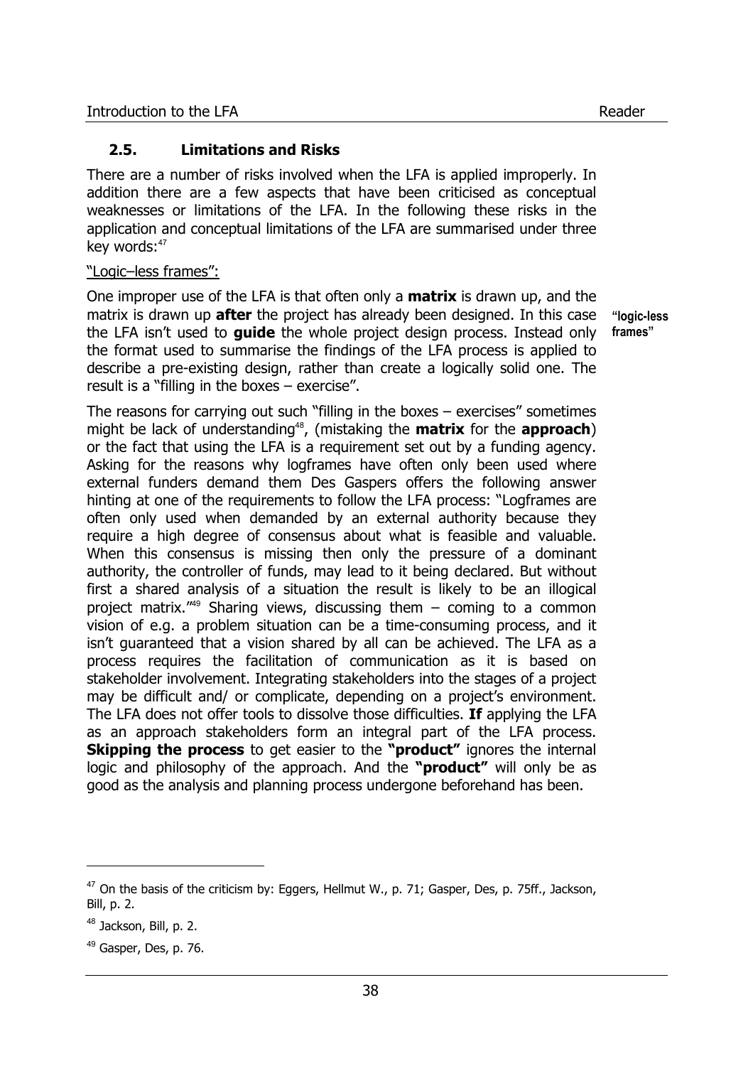## 2.5. Limitations and Risks

There are a number of risks involved when the LFA is applied improperly. In addition there are a few aspects that have been criticised as conceptual weaknesses or limitations of the LFA. In the following these risks in the application and conceptual limitations of the LFA are summarised under three key words:[47]

"Logic–less frames":

**"logic-less frames"**

One improper use of the LFA is that often only a **matrix** is drawn up, and the matrix is drawn up **after** the project has already been designed. In this case the LFA isn't used to **guide** the whole project design process. Instead only the format used to summarise the findings of the LFA process is applied to describe a pre-existing design, rather than create a logically solid one. The result is a "filling in the boxes – exercise".

The reasons for carrying out such "filling in the boxes – exercises" sometimes might be lack of understanding[48], (mistaking the **matrix** for the **approach**) or the fact that using the LFA is a requirement set out by a funding agency. Asking for the reasons why logframes have often only been used where external funders demand them Des Gaspers offers the following answer hinting at one of the requirements to follow the LFA process: "Logframes are often only used when demanded by an external authority because they require a high degree of consensus about what is feasible and valuable. When this consensus is missing then only the pressure of a dominant authority, the controller of funds, may lead to it being declared. But without first a shared analysis of a situation the result is likely to be an illogical project matrix."[49] Sharing views, discussing them – coming to a common vision of e.g. a problem situation can be a time-consuming process, and it isn't guaranteed that a vision shared by all can be achieved. The LFA as a process requires the facilitation of communication as it is based on stakeholder involvement. Integrating stakeholders into the stages of a project may be difficult and/ or complicate, depending on a project's environment. The LFA does not offer tools to dissolve those difficulties. **If** applying the LFA as an approach stakeholders form an integral part of the LFA process. **Skipping the process** to get easier to the **"product"** ignores the internal logic and philosophy of the approach. And the **"product"** will only be as good as the analysis and planning process undergone beforehand has been.

---

[47] On the basis of the criticism by: Eggers, Hellmut W., p. 71; Gasper, Des, p. 75ff., Jackson, Bill, p. 2.

[48] Jackson, Bill, p. 2.

[49] Gasper, Des, p. 76.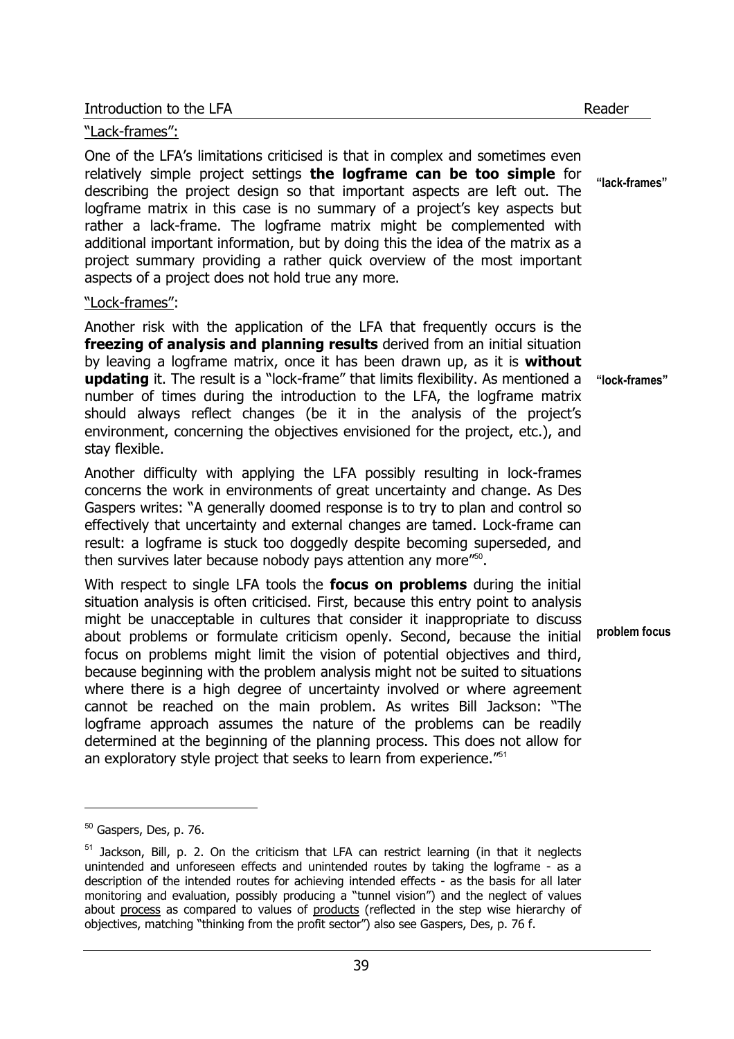"Lack-frames":

One of the LFA's limitations criticised is that in complex and sometimes even relatively simple project settings **the logframe can be too simple** for describing the project design so that important aspects are left out. The logframe matrix in this case is no summary of a project's key aspects but rather a lack-frame. The logframe matrix might be complemented with additional important information, but by doing this the idea of the matrix as a project summary providing a rather quick overview of the most important aspects of a project does not hold true any more.

**"lack-frames"**

"Lock-frames":

Another risk with the application of the LFA that frequently occurs is the **freezing of analysis and planning results** derived from an initial situation by leaving a logframe matrix, once it has been drawn up, as it is **without updating** it. The result is a "lock-frame" that limits flexibility. As mentioned a number of times during the introduction to the LFA, the logframe matrix should always reflect changes (be it in the analysis of the project's environment, concerning the objectives envisioned for the project, etc.), and stay flexible.

**"lock-frames"**

Another difficulty with applying the LFA possibly resulting in lock-frames concerns the work in environments of great uncertainty and change. As Des Gaspers writes: "A generally doomed response is to try to plan and control so effectively that uncertainty and external changes are tamed. Lock-frame can result: a logframe is stuck too doggedly despite becoming superseded, and then survives later because nobody pays attention any more"[50].

With respect to single LFA tools the **focus on problems** during the initial situation analysis is often criticised. First, because this entry point to analysis might be unacceptable in cultures that consider it inappropriate to discuss about problems or formulate criticism openly. Second, because the initial focus on problems might limit the vision of potential objectives and third, because beginning with the problem analysis might not be suited to situations where there is a high degree of uncertainty involved or where agreement cannot be reached on the main problem. As writes Bill Jackson: "The logframe approach assumes the nature of the problems can be readily determined at the beginning of the planning process. This does not allow for an exploratory style project that seeks to learn from experience."[51]

**problem focus**

---

[50] Gaspers, Des, p. 76.

[51] Jackson, Bill, p. 2. On the criticism that LFA can restrict learning (in that it neglects unintended and unforeseen effects and unintended routes by taking the logframe - as a description of the intended routes for achieving intended effects - as the basis for all later monitoring and evaluation, possibly producing a "tunnel vision") and the neglect of values about <u>process</u> as compared to values of <u>products</u> (reflected in the step wise hierarchy of objectives, matching "thinking from the profit sector") also see Gaspers, Des, p. 76 f.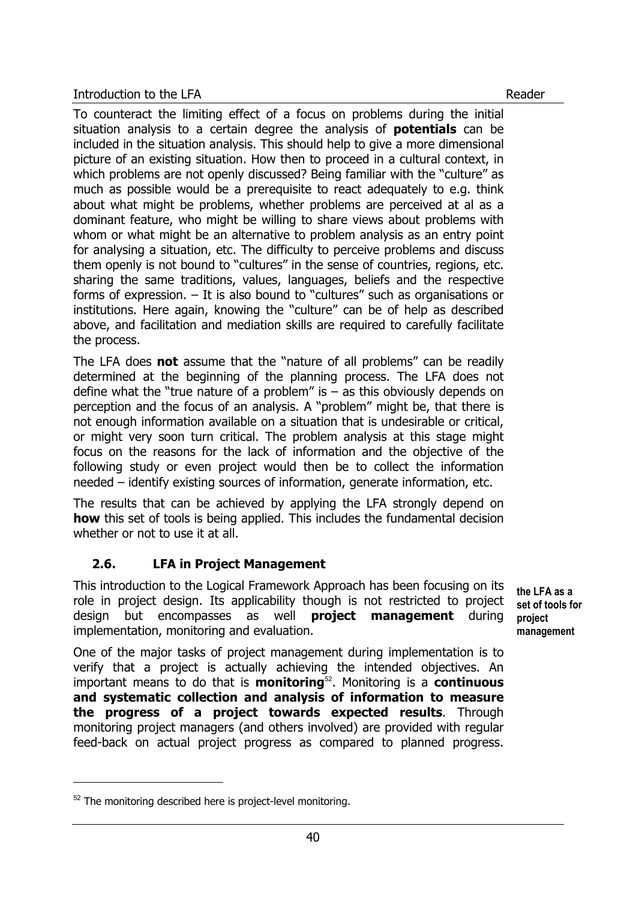To counteract the limiting effect of a focus on problems during the initial situation analysis to a certain degree the analysis of **potentials** can be included in the situation analysis. This should help to give a more dimensional picture of an existing situation. How then to proceed in a cultural context, in which problems are not openly discussed? Being familiar with the "culture" as much as possible would be a prerequisite to react adequately to e.g. think about what might be problems, whether problems are perceived at al as a dominant feature, who might be willing to share views about problems with whom or what might be an alternative to problem analysis as an entry point for analysing a situation, etc. The difficulty to perceive problems and discuss them openly is not bound to "cultures" in the sense of countries, regions, etc. sharing the same traditions, values, languages, beliefs and the respective forms of expression. – It is also bound to "cultures" such as organisations or institutions. Here again, knowing the "culture" can be of help as described above, and facilitation and mediation skills are required to carefully facilitate the process.

The LFA does **not** assume that the "nature of all problems" can be readily determined at the beginning of the planning process. The LFA does not define what the "true nature of a problem" is – as this obviously depends on perception and the focus of an analysis. A "problem" might be, that there is not enough information available on a situation that is undesirable or critical, or might very soon turn critical. The problem analysis at this stage might focus on the reasons for the lack of information and the objective of the following study or even project would then be to collect the information needed – identify existing sources of information, generate information, etc.

The results that can be achieved by applying the LFA strongly depend on **how** this set of tools is being applied. This includes the fundamental decision whether or not to use it at all.

## 2.6. LFA in Project Management

**the LFA as a set of tools for project management**

This introduction to the Logical Framework Approach has been focusing on its role in project design. Its applicability though is not restricted to project design but encompasses as well **project management** during implementation, monitoring and evaluation.

One of the major tasks of project management during implementation is to verify that a project is actually achieving the intended objectives. An important means to do that is **monitoring**[52]. Monitoring is a **continuous and systematic collection and analysis of information to measure the progress of a project towards expected results**. Through monitoring project managers (and others involved) are provided with regular feed-back on actual project progress as compared to planned progress.

---

[52] The monitoring described here is project-level monitoring.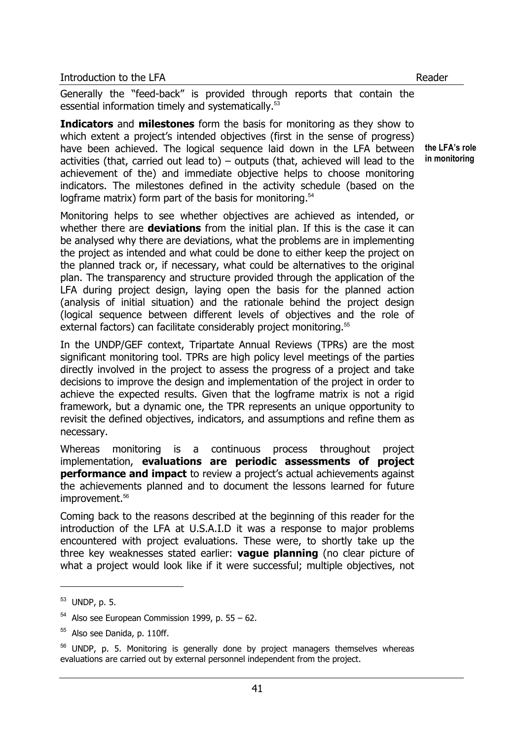Generally the "feed-back" is provided through reports that contain the essential information timely and systematically.[53]

**the LFA's role in monitoring**

**Indicators** and **milestones** form the basis for monitoring as they show to which extent a project's intended objectives (first in the sense of progress) have been achieved. The logical sequence laid down in the LFA between activities (that, carried out lead to) – outputs (that, achieved will lead to the achievement of the) and immediate objective helps to choose monitoring indicators. The milestones defined in the activity schedule (based on the logframe matrix) form part of the basis for monitoring.[54]

Monitoring helps to see whether objectives are achieved as intended, or whether there are **deviations** from the initial plan. If this is the case it can be analysed why there are deviations, what the problems are in implementing the project as intended and what could be done to either keep the project on the planned track or, if necessary, what could be alternatives to the original plan. The transparency and structure provided through the application of the LFA during project design, laying open the basis for the planned action (analysis of initial situation) and the rationale behind the project design (logical sequence between different levels of objectives and the role of external factors) can facilitate considerably project monitoring.[55]

In the UNDP/GEF context, Tripartate Annual Reviews (TPRs) are the most significant monitoring tool. TPRs are high policy level meetings of the parties directly involved in the project to assess the progress of a project and take decisions to improve the design and implementation of the project in order to achieve the expected results. Given that the logframe matrix is not a rigid framework, but a dynamic one, the TPR represents an unique opportunity to revisit the defined objectives, indicators, and assumptions and refine them as necessary.

Whereas monitoring is a continuous process throughout project implementation, **evaluations are periodic assessments of project performance and impact** to review a project's actual achievements against the achievements planned and to document the lessons learned for future improvement.[56]

Coming back to the reasons described at the beginning of this reader for the introduction of the LFA at U.S.A.I.D it was a response to major problems encountered with project evaluations. These were, to shortly take up the three key weaknesses stated earlier: **vague planning** (no clear picture of what a project would look like if it were successful; multiple objectives, not

---

[53] UNDP, p. 5.

[54] Also see European Commission 1999, p. 55 – 62.

[55] Also see Danida, p. 110ff.

[56] UNDP, p. 5. Monitoring is generally done by project managers themselves whereas evaluations are carried out by external personnel independent from the project.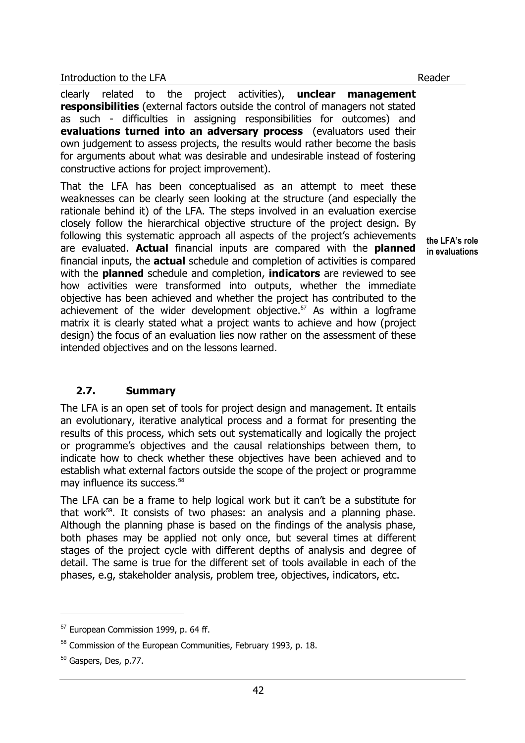clearly related to the project activities), **unclear management responsibilities** (external factors outside the control of managers not stated as such - difficulties in assigning responsibilities for outcomes) and **evaluations turned into an adversary process** (evaluators used their own judgement to assess projects, the results would rather become the basis for arguments about what was desirable and undesirable instead of fostering constructive actions for project improvement).

**the LFA's role in evaluations**

That the LFA has been conceptualised as an attempt to meet these weaknesses can be clearly seen looking at the structure (and especially the rationale behind it) of the LFA. The steps involved in an evaluation exercise closely follow the hierarchical objective structure of the project design. By following this systematic approach all aspects of the project's achievements are evaluated. **Actual** financial inputs are compared with the **planned** financial inputs, the **actual** schedule and completion of activities is compared with the **planned** schedule and completion, **indicators** are reviewed to see how activities were transformed into outputs, whether the immediate objective has been achieved and whether the project has contributed to the achievement of the wider development objective.[57] As within a logframe matrix it is clearly stated what a project wants to achieve and how (project design) the focus of an evaluation lies now rather on the assessment of these intended objectives and on the lessons learned.

## 2.7. Summary

The LFA is an open set of tools for project design and management. It entails an evolutionary, iterative analytical process and a format for presenting the results of this process, which sets out systematically and logically the project or programme's objectives and the causal relationships between them, to indicate how to check whether these objectives have been achieved and to establish what external factors outside the scope of the project or programme may influence its success.[58]

The LFA can be a frame to help logical work but it can't be a substitute for that work[59]. It consists of two phases: an analysis and a planning phase. Although the planning phase is based on the findings of the analysis phase, both phases may be applied not only once, but several times at different stages of the project cycle with different depths of analysis and degree of detail. The same is true for the different set of tools available in each of the phases, e.g, stakeholder analysis, problem tree, objectives, indicators, etc.

---

[57] European Commission 1999, p. 64 ff.

[58] Commission of the European Communities, February 1993, p. 18.

[59] Gaspers, Des, p.77.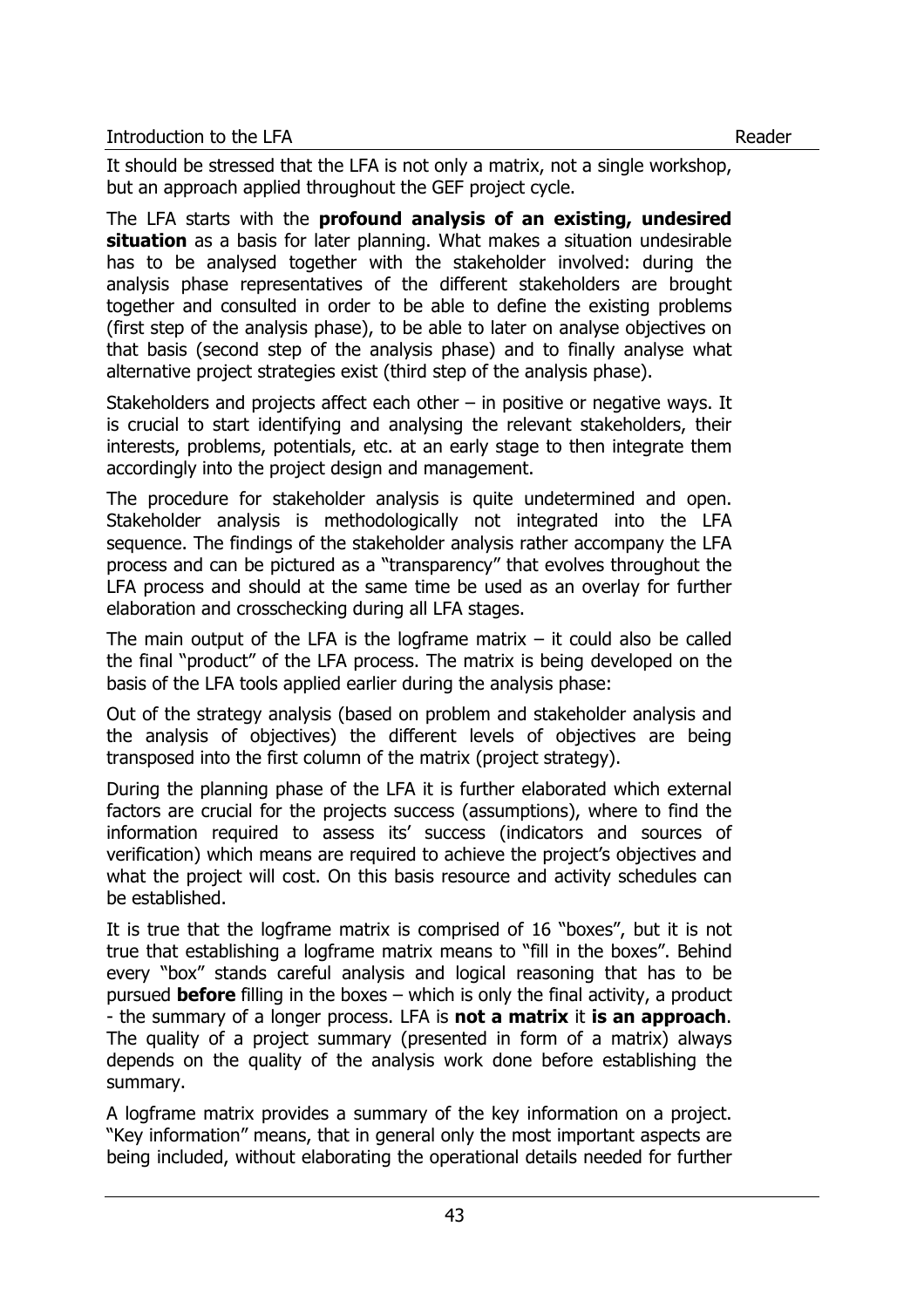It should be stressed that the LFA is not only a matrix, not a single workshop, but an approach applied throughout the GEF project cycle.

The LFA starts with the **profound analysis of an existing, undesired situation** as a basis for later planning. What makes a situation undesirable has to be analysed together with the stakeholder involved: during the analysis phase representatives of the different stakeholders are brought together and consulted in order to be able to define the existing problems (first step of the analysis phase), to be able to later on analyse objectives on that basis (second step of the analysis phase) and to finally analyse what alternative project strategies exist (third step of the analysis phase).

Stakeholders and projects affect each other – in positive or negative ways. It is crucial to start identifying and analysing the relevant stakeholders, their interests, problems, potentials, etc. at an early stage to then integrate them accordingly into the project design and management.

The procedure for stakeholder analysis is quite undetermined and open. Stakeholder analysis is methodologically not integrated into the LFA sequence. The findings of the stakeholder analysis rather accompany the LFA process and can be pictured as a "transparency" that evolves throughout the LFA process and should at the same time be used as an overlay for further elaboration and crosschecking during all LFA stages.

The main output of the LFA is the logframe matrix – it could also be called the final "product" of the LFA process. The matrix is being developed on the basis of the LFA tools applied earlier during the analysis phase:

Out of the strategy analysis (based on problem and stakeholder analysis and the analysis of objectives) the different levels of objectives are being transposed into the first column of the matrix (project strategy).

During the planning phase of the LFA it is further elaborated which external factors are crucial for the projects success (assumptions), where to find the information required to assess its' success (indicators and sources of verification) which means are required to achieve the project's objectives and what the project will cost. On this basis resource and activity schedules can be established.

It is true that the logframe matrix is comprised of 16 "boxes", but it is not true that establishing a logframe matrix means to "fill in the boxes". Behind every "box" stands careful analysis and logical reasoning that has to be pursued **before** filling in the boxes – which is only the final activity, a product - the summary of a longer process. LFA is **not a matrix** it **is an approach**. The quality of a project summary (presented in form of a matrix) always depends on the quality of the analysis work done before establishing the summary.

A logframe matrix provides a summary of the key information on a project. "Key information" means, that in general only the most important aspects are being included, without elaborating the operational details needed for further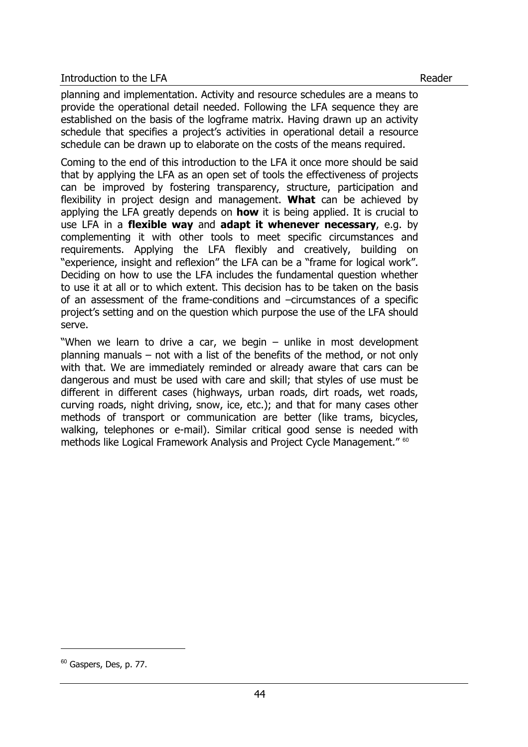planning and implementation. Activity and resource schedules are a means to provide the operational detail needed. Following the LFA sequence they are established on the basis of the logframe matrix. Having drawn up an activity schedule that specifies a project's activities in operational detail a resource schedule can be drawn up to elaborate on the costs of the means required.

Coming to the end of this introduction to the LFA it once more should be said that by applying the LFA as an open set of tools the effectiveness of projects can be improved by fostering transparency, structure, participation and flexibility in project design and management. **What** can be achieved by applying the LFA greatly depends on **how** it is being applied. It is crucial to use LFA in a **flexible way** and **adapt it whenever necessary**, e.g. by complementing it with other tools to meet specific circumstances and requirements. Applying the LFA flexibly and creatively, building on "experience, insight and reflexion" the LFA can be a "frame for logical work". Deciding on how to use the LFA includes the fundamental question whether to use it at all or to which extent. This decision has to be taken on the basis of an assessment of the frame-conditions and –circumstances of a specific project's setting and on the question which purpose the use of the LFA should serve.

"When we learn to drive a car, we begin – unlike in most development planning manuals – not with a list of the benefits of the method, or not only with that. We are immediately reminded or already aware that cars can be dangerous and must be used with care and skill; that styles of use must be different in different cases (highways, urban roads, dirt roads, wet roads, curving roads, night driving, snow, ice, etc.); and that for many cases other methods of transport or communication are better (like trams, bicycles, walking, telephones or e-mail). Similar critical good sense is needed with methods like Logical Framework Analysis and Project Cycle Management." [60]

[60] Gaspers, Des, p. 77.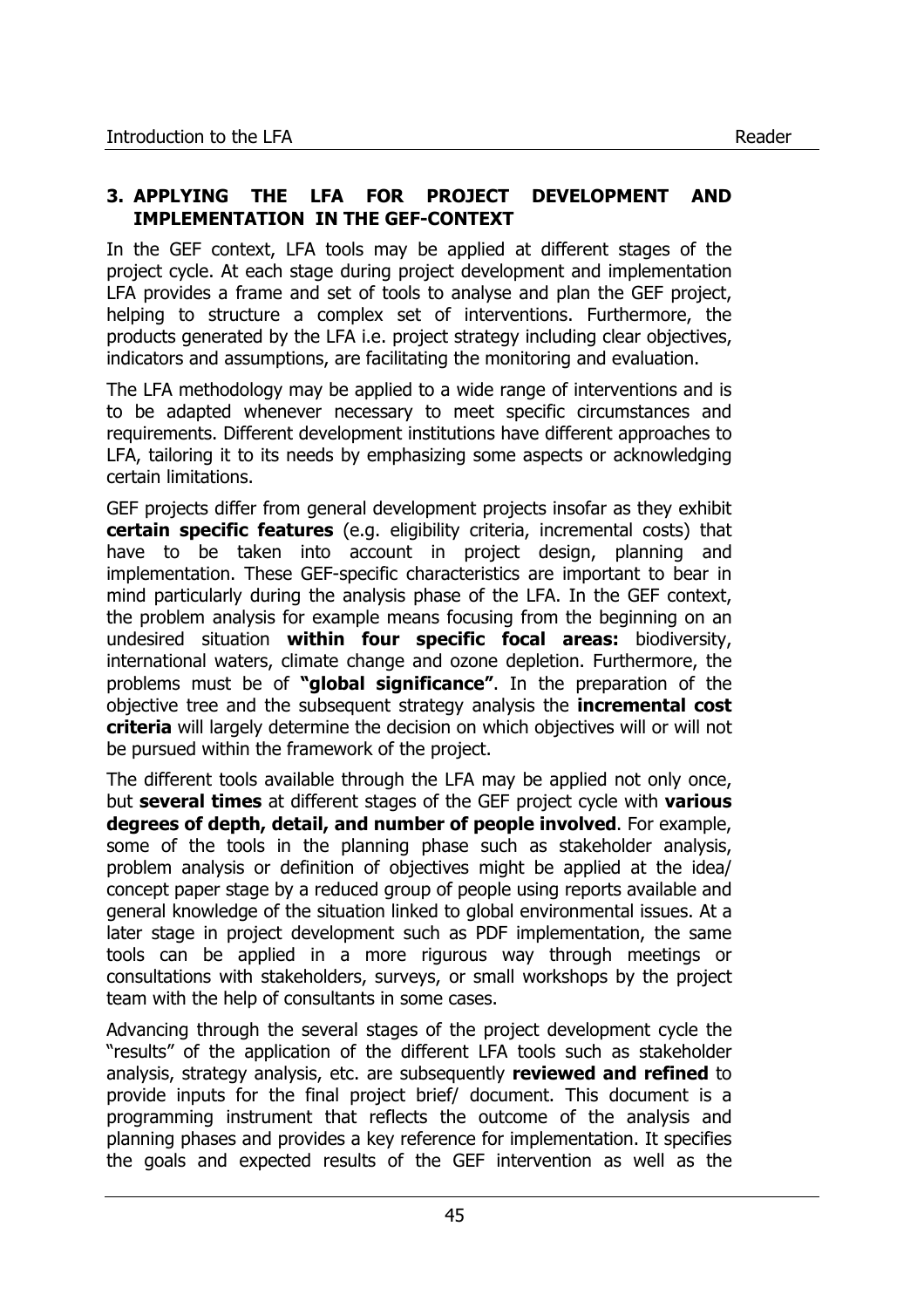## 3. APPLYING THE LFA FOR PROJECT DEVELOPMENT AND IMPLEMENTATION IN THE GEF-CONTEXT

In the GEF context, LFA tools may be applied at different stages of the project cycle. At each stage during project development and implementation LFA provides a frame and set of tools to analyse and plan the GEF project, helping to structure a complex set of interventions. Furthermore, the products generated by the LFA i.e. project strategy including clear objectives, indicators and assumptions, are facilitating the monitoring and evaluation.

The LFA methodology may be applied to a wide range of interventions and is to be adapted whenever necessary to meet specific circumstances and requirements. Different development institutions have different approaches to LFA, tailoring it to its needs by emphasizing some aspects or acknowledging certain limitations.

GEF projects differ from general development projects insofar as they exhibit **certain specific features** (e.g. eligibility criteria, incremental costs) that have to be taken into account in project design, planning and implementation. These GEF-specific characteristics are important to bear in mind particularly during the analysis phase of the LFA. In the GEF context, the problem analysis for example means focusing from the beginning on an undesired situation **within four specific focal areas:** biodiversity, international waters, climate change and ozone depletion. Furthermore, the problems must be of **"global significance"**. In the preparation of the objective tree and the subsequent strategy analysis the **incremental cost criteria** will largely determine the decision on which objectives will or will not be pursued within the framework of the project.

The different tools available through the LFA may be applied not only once, but **several times** at different stages of the GEF project cycle with **various degrees of depth, detail, and number of people involved**. For example, some of the tools in the planning phase such as stakeholder analysis, problem analysis or definition of objectives might be applied at the idea/ concept paper stage by a reduced group of people using reports available and general knowledge of the situation linked to global environmental issues. At a later stage in project development such as PDF implementation, the same tools can be applied in a more rigurous way through meetings or consultations with stakeholders, surveys, or small workshops by the project team with the help of consultants in some cases.

Advancing through the several stages of the project development cycle the "results" of the application of the different LFA tools such as stakeholder analysis, strategy analysis, etc. are subsequently **reviewed and refined** to provide inputs for the final project brief/ document. This document is a programming instrument that reflects the outcome of the analysis and planning phases and provides a key reference for implementation. It specifies the goals and expected results of the GEF intervention as well as the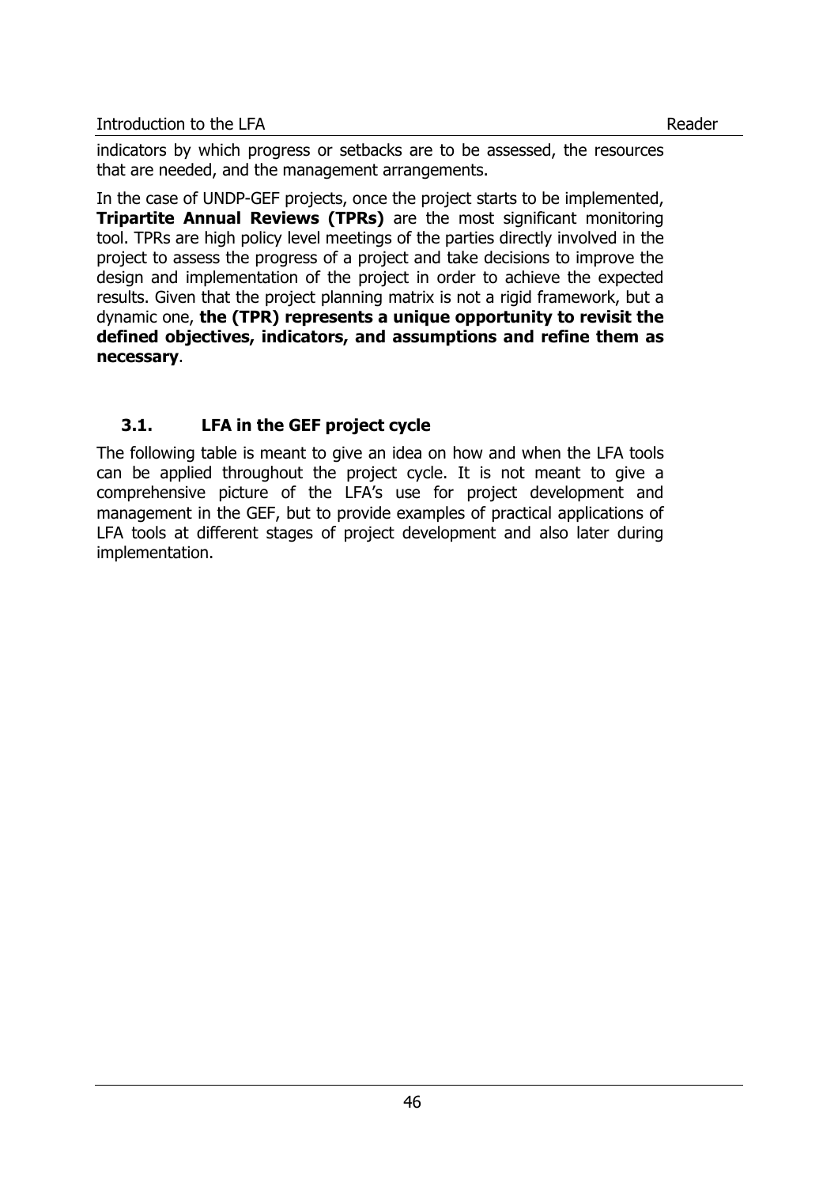indicators by which progress or setbacks are to be assessed, the resources that are needed, and the management arrangements.

In the case of UNDP-GEF projects, once the project starts to be implemented, **Tripartite Annual Reviews (TPRs)** are the most significant monitoring tool. TPRs are high policy level meetings of the parties directly involved in the project to assess the progress of a project and take decisions to improve the design and implementation of the project in order to achieve the expected results. Given that the project planning matrix is not a rigid framework, but a dynamic one, **the (TPR) represents a unique opportunity to revisit the defined objectives, indicators, and assumptions and refine them as necessary**.

### 3.1. LFA in the GEF project cycle

The following table is meant to give an idea on how and when the LFA tools can be applied throughout the project cycle. It is not meant to give a comprehensive picture of the LFA's use for project development and management in the GEF, but to provide examples of practical applications of LFA tools at different stages of project development and also later during implementation.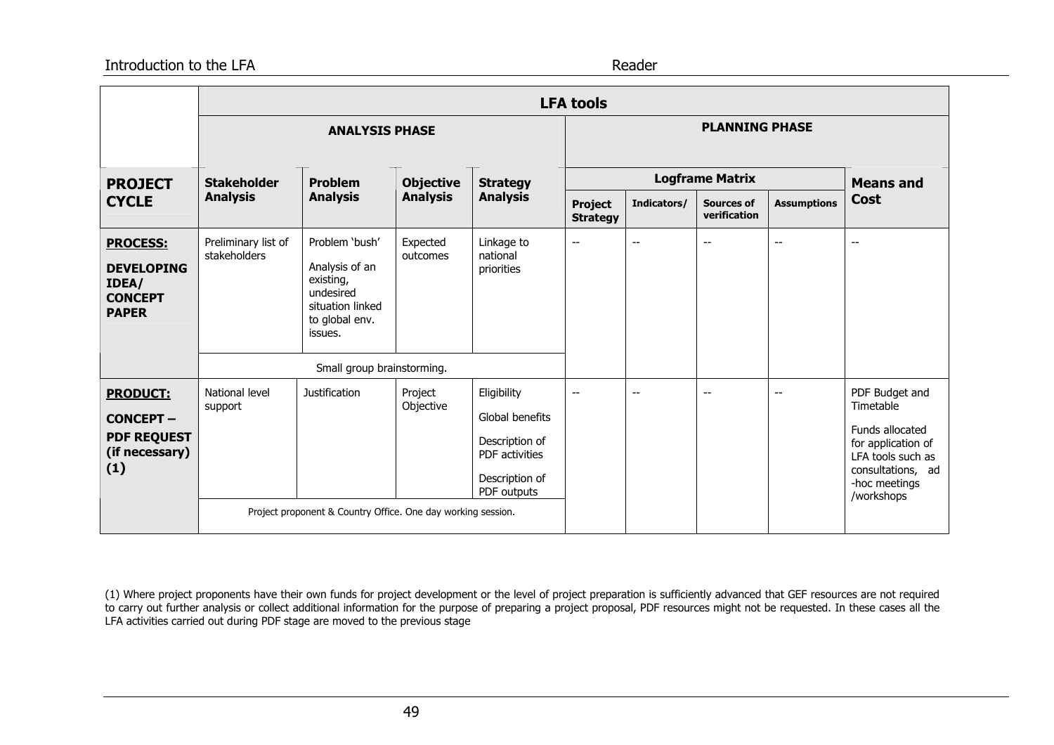| | LFA tools | | | | | | | | |
|---|---|---|---|---|---|---|---|---|---|
| | **ANALYSIS PHASE** | | | | **PLANNING PHASE** | | | | |
| **PROJECT CYCLE** | **Stakeholder Analysis** | **Problem Analysis** | **Objective Analysis** | **Strategy Analysis** | **Logframe Matrix** | | | | **Means and Cost** |
| | | | | | **Project Strategy** | **Indicators/** | **Sources of verification** | **Assumptions** | |
| **PROCESS:** **DEVELOPING IDEA/ CONCEPT PAPER** | Preliminary list of stakeholders | Problem 'bush' Analysis of an existing, undesired situation linked to global env. issues. | Expected outcomes | Linkage to national priorities | -- | -- | -- | -- | -- |
| | Small group brainstorming. | | | | | | | | |
| **PRODUCT:** **CONCEPT – PDF REQUEST (if necessary) (1)** | National level support | Justification | Project Objective | Eligibility Global benefits Description of PDF activities Description of PDF outputs | -- | -- | -- | -- | PDF Budget and Timetable Funds allocated for application of LFA tools such as consultations, ad -hoc meetings /workshops |
| | Project proponent & Country Office. One day working session. | | | | | | | | |

(1) Where project proponents have their own funds for project development or the level of project preparation is sufficiently advanced that GEF resources are not required to carry out further analysis or collect additional information for the purpose of preparing a project proposal, PDF resources might not be requested. In these cases all the LFA activities carried out during PDF stage are moved to the previous stage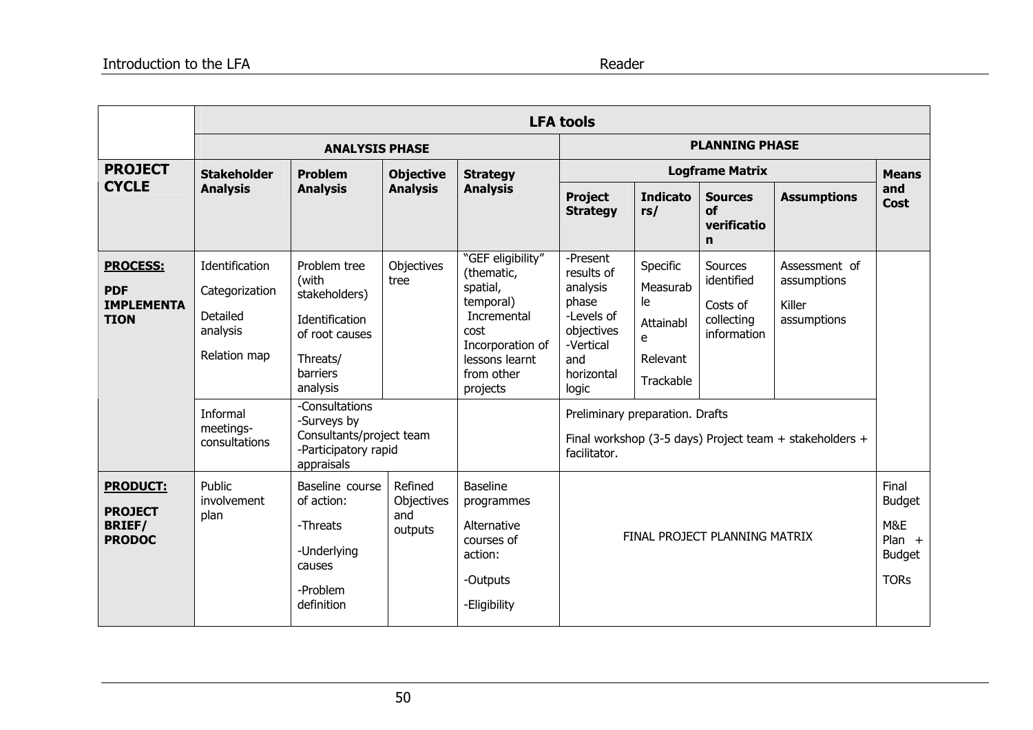| | LFA tools | | | | | | | | |
|---|---|---|---|---|---|---|---|---|---|
| | ANALYSIS PHASE | | | | PLANNING PHASE | | | | |
| **PROJECT CYCLE** | **Stakeholder Analysis** | **Problem Analysis** | **Objective Analysis** | **Strategy Analysis** | Logframe Matrix | | | | **Means and Cost** |
| | | | | | **Project Strategy** | **Indicators/** | **Sources of verification** | **Assumptions** | |
| **PROCESS:** **PDF IMPLEMENTATION** | Identification<br>Categorization<br>Detailed analysis<br>Relation map | Problem tree (with stakeholders)<br>Identification of root causes<br>Threats/ barriers analysis | Objectives tree | "GEF eligibility" (thematic, spatial, temporal)<br>Incremental cost<br>Incorporation of lessons learnt from other projects | -Present results of analysis phase<br>-Levels of objectives<br>-Vertical and horizontal logic | Specific<br>Measurable<br>Attainable<br>Relevant<br>Trackable | Sources identified<br>Costs of collecting information | Assessment of assumptions<br>Killer assumptions | |
| | Informal meetings-consultations | -Consultations<br>-Surveys by Consultants/project team<br>-Participatory rapid appraisals | | | Preliminary preparation. Drafts<br>Final workshop (3-5 days) Project team + stakeholders + facilitator. | | | | |
| **PRODUCT:** **PROJECT BRIEF/ PRODOC** | Public involvement plan | Baseline course of action:<br>-Threats<br>-Underlying causes<br>-Problem definition | Refined Objectives and outputs | Baseline programmes<br>Alternative courses of action:<br>-Outputs<br>-Eligibility | FINAL PROJECT PLANNING MATRIX | | | | Final Budget<br>M&E Plan + Budget<br>TORs |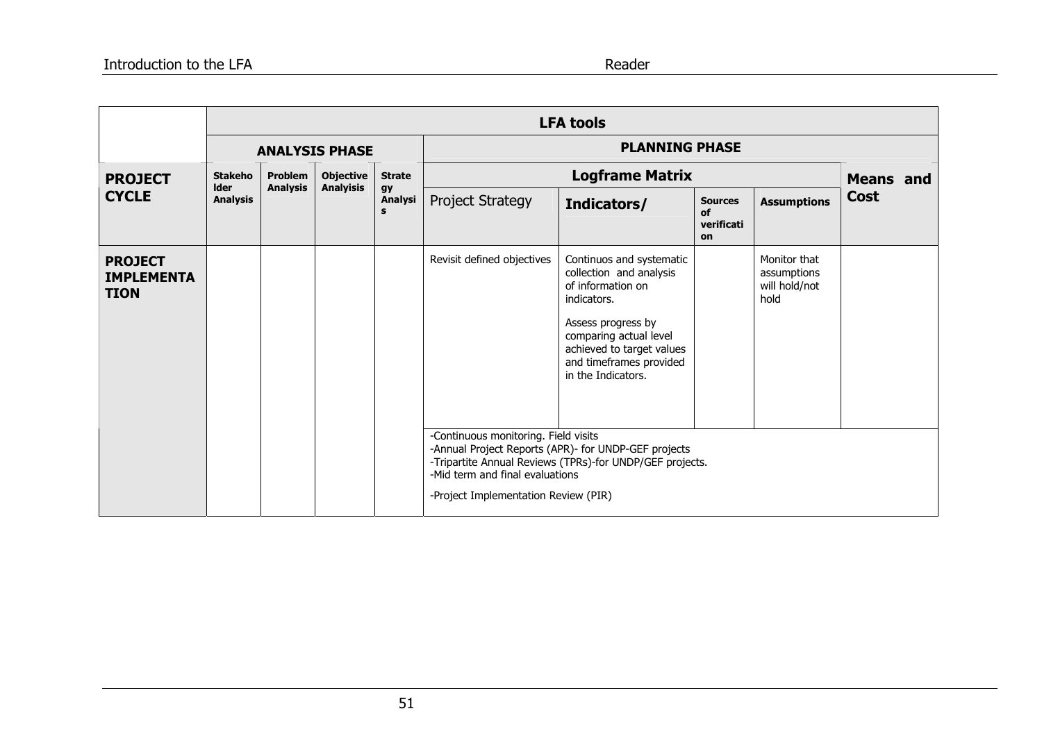| | LFA tools | | | | | | | | |
|---|---|---|---|---|---|---|---|---|---|
| | **ANALYSIS PHASE** | | | | **PLANNING PHASE** | | | | |
| **PROJECT CYCLE** | **Stakeholder Analysis** | **Problem Analysis** | **Objective Analyisis** | **Strategy Analysis** | **Logframe Matrix** | | | | **Means and Cost** |
| | | | | | Project Strategy | **Indicators/** | **Sources of verification** | **Assumptions** | |
| **PROJECT IMPLEMENTATION** | | | | | Revisit defined objectives | Continuos and systematic collection and analysis of information on indicators.<br><br>Assess progress by comparing actual level achieved to target values and timeframes provided in the Indicators. | | Monitor that assumptions will hold/not hold | |
| | | | | | -Continuous monitoring. Field visits<br>-Annual Project Reports (APR)- for UNDP-GEF projects<br>-Tripartite Annual Reviews (TPRs)-for UNDP/GEF projects.<br>-Mid term and final evaluations<br><br>-Project Implementation Review (PIR) | | | | |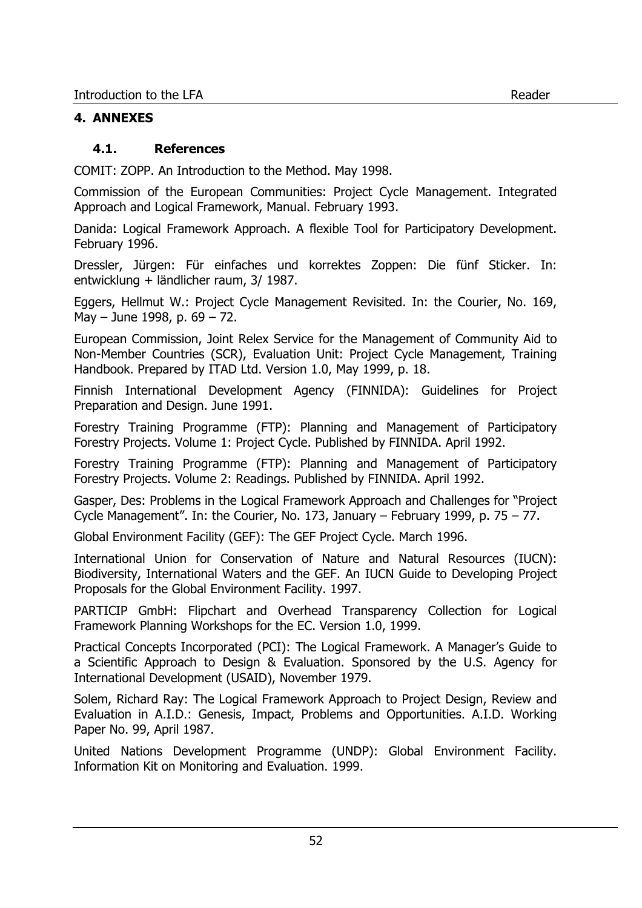# 4. ANNEXES

## 4.1. References

COMIT: ZOPP. An Introduction to the Method. May 1998.

Commission of the European Communities: Project Cycle Management. Integrated Approach and Logical Framework, Manual. February 1993.

Danida: Logical Framework Approach. A flexible Tool for Participatory Development. February 1996.

Dressler, Jürgen: Für einfaches und korrektes Zoppen: Die fünf Sticker. In: entwicklung + ländlicher raum, 3/ 1987.

Eggers, Hellmut W.: Project Cycle Management Revisited. In: the Courier, No. 169, May – June 1998, p. 69 – 72.

European Commission, Joint Relex Service for the Management of Community Aid to Non-Member Countries (SCR), Evaluation Unit: Project Cycle Management, Training Handbook. Prepared by ITAD Ltd. Version 1.0, May 1999, p. 18.

Finnish International Development Agency (FINNIDA): Guidelines for Project Preparation and Design. June 1991.

Forestry Training Programme (FTP): Planning and Management of Participatory Forestry Projects. Volume 1: Project Cycle. Published by FINNIDA. April 1992.

Forestry Training Programme (FTP): Planning and Management of Participatory Forestry Projects. Volume 2: Readings. Published by FINNIDA. April 1992.

Gasper, Des: Problems in the Logical Framework Approach and Challenges for "Project Cycle Management". In: the Courier, No. 173, January – February 1999, p. 75 – 77.

Global Environment Facility (GEF): The GEF Project Cycle. March 1996.

International Union for Conservation of Nature and Natural Resources (IUCN): Biodiversity, International Waters and the GEF. An IUCN Guide to Developing Project Proposals for the Global Environment Facility. 1997.

PARTICIP GmbH: Flipchart and Overhead Transparency Collection for Logical Framework Planning Workshops for the EC. Version 1.0, 1999.

Practical Concepts Incorporated (PCI): The Logical Framework. A Manager's Guide to a Scientific Approach to Design & Evaluation. Sponsored by the U.S. Agency for International Development (USAID), November 1979.

Solem, Richard Ray: The Logical Framework Approach to Project Design, Review and Evaluation in A.I.D.: Genesis, Impact, Problems and Opportunities. A.I.D. Working Paper No. 99, April 1987.

United Nations Development Programme (UNDP): Global Environment Facility. Information Kit on Monitoring and Evaluation. 1999.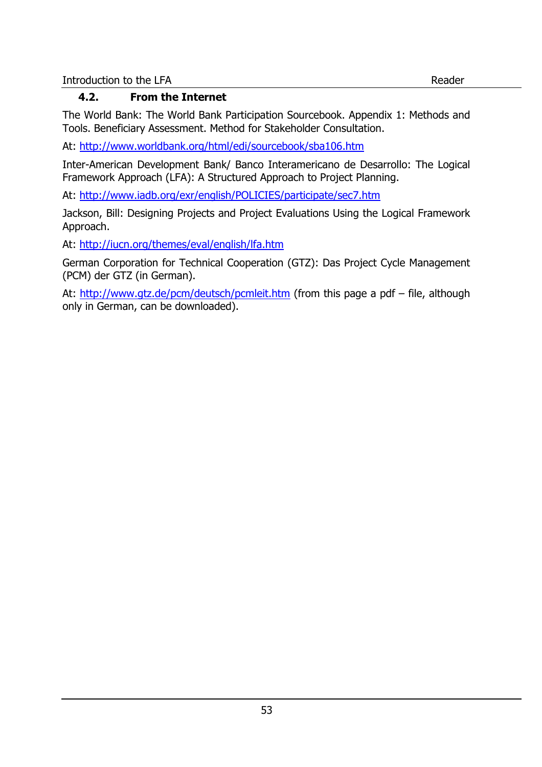## 4.2. From the Internet

The World Bank: The World Bank Participation Sourcebook. Appendix 1: Methods and Tools. Beneficiary Assessment. Method for Stakeholder Consultation.

At: http://www.worldbank.org/html/edi/sourcebook/sba106.htm

Inter-American Development Bank/ Banco Interamericano de Desarrollo: The Logical Framework Approach (LFA): A Structured Approach to Project Planning.

At: http://www.iadb.org/exr/english/POLICIES/participate/sec7.htm

Jackson, Bill: Designing Projects and Project Evaluations Using the Logical Framework Approach.

At: http://iucn.org/themes/eval/english/lfa.htm

German Corporation for Technical Cooperation (GTZ): Das Project Cycle Management (PCM) der GTZ (in German).

At: http://www.gtz.de/pcm/deutsch/pcmleit.htm (from this page a pdf – file, although only in German, can be downloaded).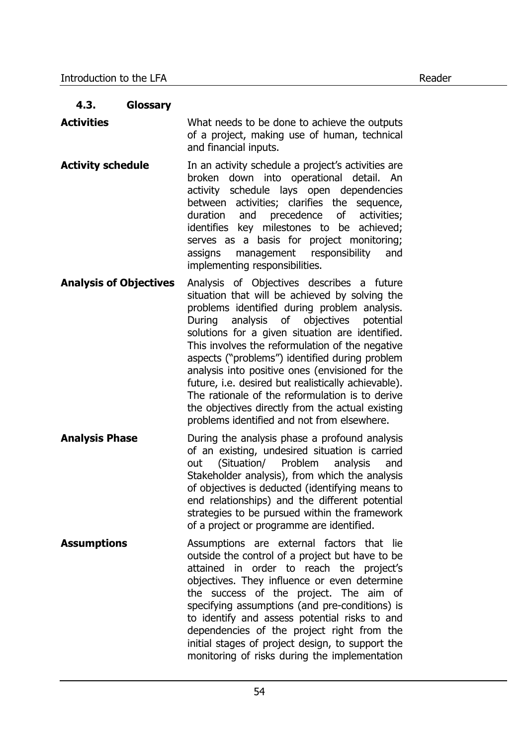### 4.3. Glossary

**Activities**
What needs to be done to achieve the outputs of a project, making use of human, technical and financial inputs.

**Activity schedule**
In an activity schedule a project's activities are broken down into operational detail. An activity schedule lays open dependencies between activities; clarifies the sequence, duration and precedence of activities; identifies key milestones to be achieved; serves as a basis for project monitoring; assigns management responsibility and implementing responsibilities.

**Analysis of Objectives**
Analysis of Objectives describes a future situation that will be achieved by solving the problems identified during problem analysis. During analysis of objectives potential solutions for a given situation are identified. This involves the reformulation of the negative aspects ("problems") identified during problem analysis into positive ones (envisioned for the future, i.e. desired but realistically achievable). The rationale of the reformulation is to derive the objectives directly from the actual existing problems identified and not from elsewhere.

**Analysis Phase**
During the analysis phase a profound analysis of an existing, undesired situation is carried out (Situation/ Problem analysis and Stakeholder analysis), from which the analysis of objectives is deducted (identifying means to end relationships) and the different potential strategies to be pursued within the framework of a project or programme are identified.

**Assumptions**
Assumptions are external factors that lie outside the control of a project but have to be attained in order to reach the project's objectives. They influence or even determine the success of the project. The aim of specifying assumptions (and pre-conditions) is to identify and assess potential risks to and dependencies of the project right from the initial stages of project design, to support the monitoring of risks during the implementation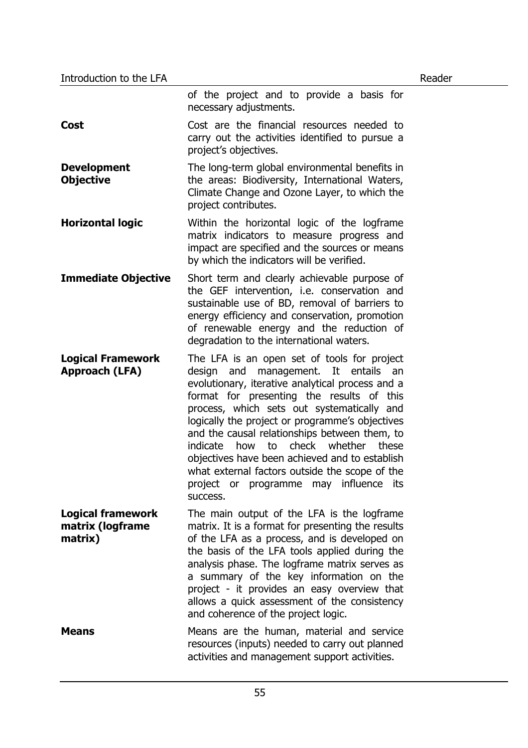of the project and to provide a basis for necessary adjustments.

**Cost**

Cost are the financial resources needed to carry out the activities identified to pursue a project's objectives.

**Development Objective**

The long-term global environmental benefits in the areas: Biodiversity, International Waters, Climate Change and Ozone Layer, to which the project contributes.

**Horizontal logic**

Within the horizontal logic of the logframe matrix indicators to measure progress and impact are specified and the sources or means by which the indicators will be verified.

**Immediate Objective**

Short term and clearly achievable purpose of the GEF intervention, i.e. conservation and sustainable use of BD, removal of barriers to energy efficiency and conservation, promotion of renewable energy and the reduction of degradation to the international waters.

**Logical Framework Approach (LFA)**

The LFA is an open set of tools for project design and management. It entails an evolutionary, iterative analytical process and a format for presenting the results of this process, which sets out systematically and logically the project or programme's objectives and the causal relationships between them, to indicate how to check whether these objectives have been achieved and to establish what external factors outside the scope of the project or programme may influence its success.

**Logical framework matrix (logframe matrix)**

The main output of the LFA is the logframe matrix. It is a format for presenting the results of the LFA as a process, and is developed on the basis of the LFA tools applied during the analysis phase. The logframe matrix serves as a summary of the key information on the project - it provides an easy overview that allows a quick assessment of the consistency and coherence of the project logic.

**Means**

Means are the human, material and service resources (inputs) needed to carry out planned activities and management support activities.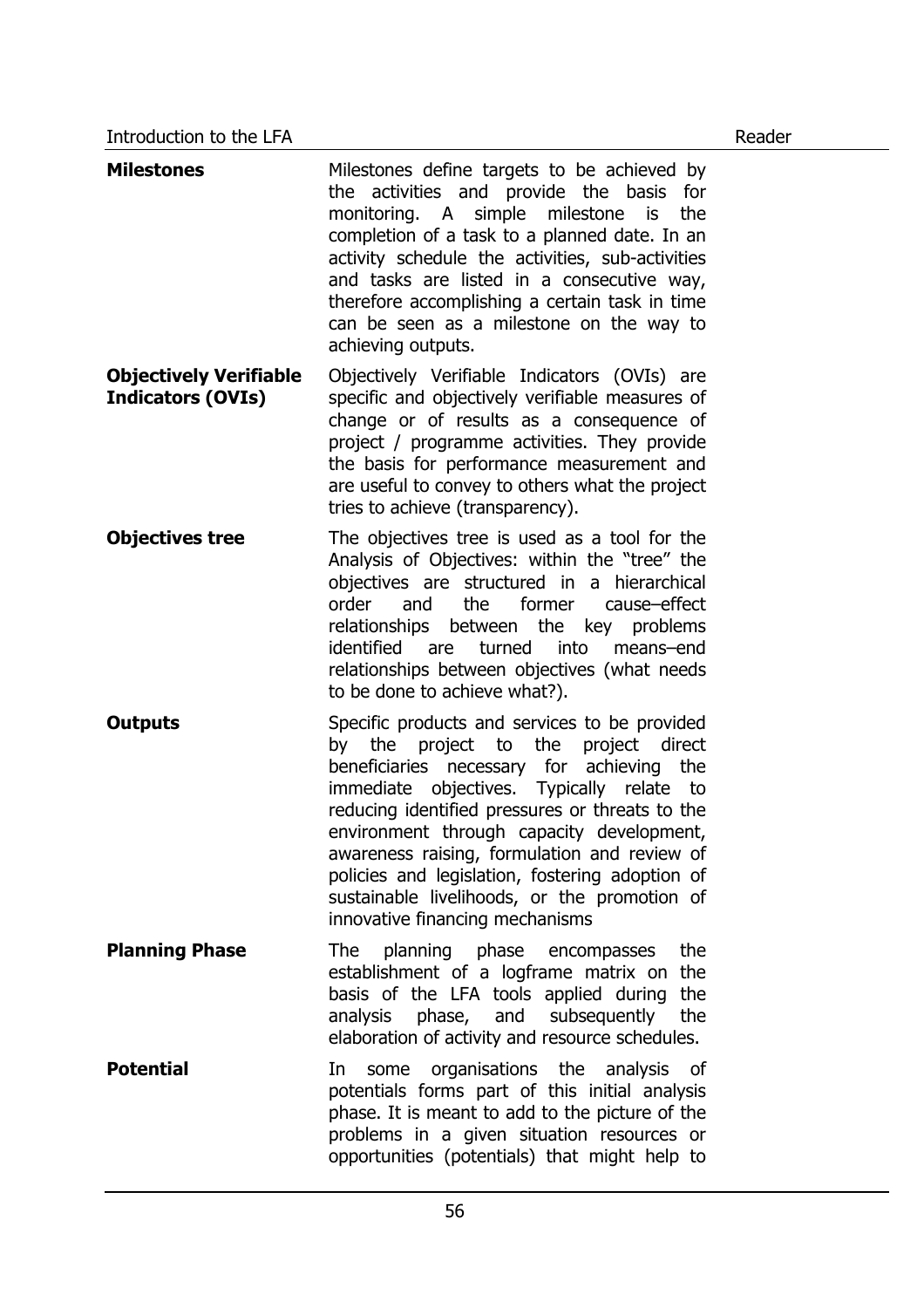| | |
|---|---|
| **Milestones** | Milestones define targets to be achieved by the activities and provide the basis for monitoring. A simple milestone is the completion of a task to a planned date. In an activity schedule the activities, sub-activities and tasks are listed in a consecutive way, therefore accomplishing a certain task in time can be seen as a milestone on the way to achieving outputs. |
| **Objectively Verifiable Indicators (OVIs)** | Objectively Verifiable Indicators (OVIs) are specific and objectively verifiable measures of change or of results as a consequence of project / programme activities. They provide the basis for performance measurement and are useful to convey to others what the project tries to achieve (transparency). |
| **Objectives tree** | The objectives tree is used as a tool for the Analysis of Objectives: within the "tree" the objectives are structured in a hierarchical order and the former cause–effect relationships between the key problems identified are turned into means–end relationships between objectives (what needs to be done to achieve what?). |
| **Outputs** | Specific products and services to be provided by the project to the project direct beneficiaries necessary for achieving the immediate objectives. Typically relate to reducing identified pressures or threats to the environment through capacity development, awareness raising, formulation and review of policies and legislation, fostering adoption of sustainable livelihoods, or the promotion of innovative financing mechanisms |
| **Planning Phase** | The planning phase encompasses the establishment of a logframe matrix on the basis of the LFA tools applied during the analysis phase, and subsequently the elaboration of activity and resource schedules. |
| **Potential** | In some organisations the analysis of potentials forms part of this initial analysis phase. It is meant to add to the picture of the problems in a given situation resources or opportunities (potentials) that might help to |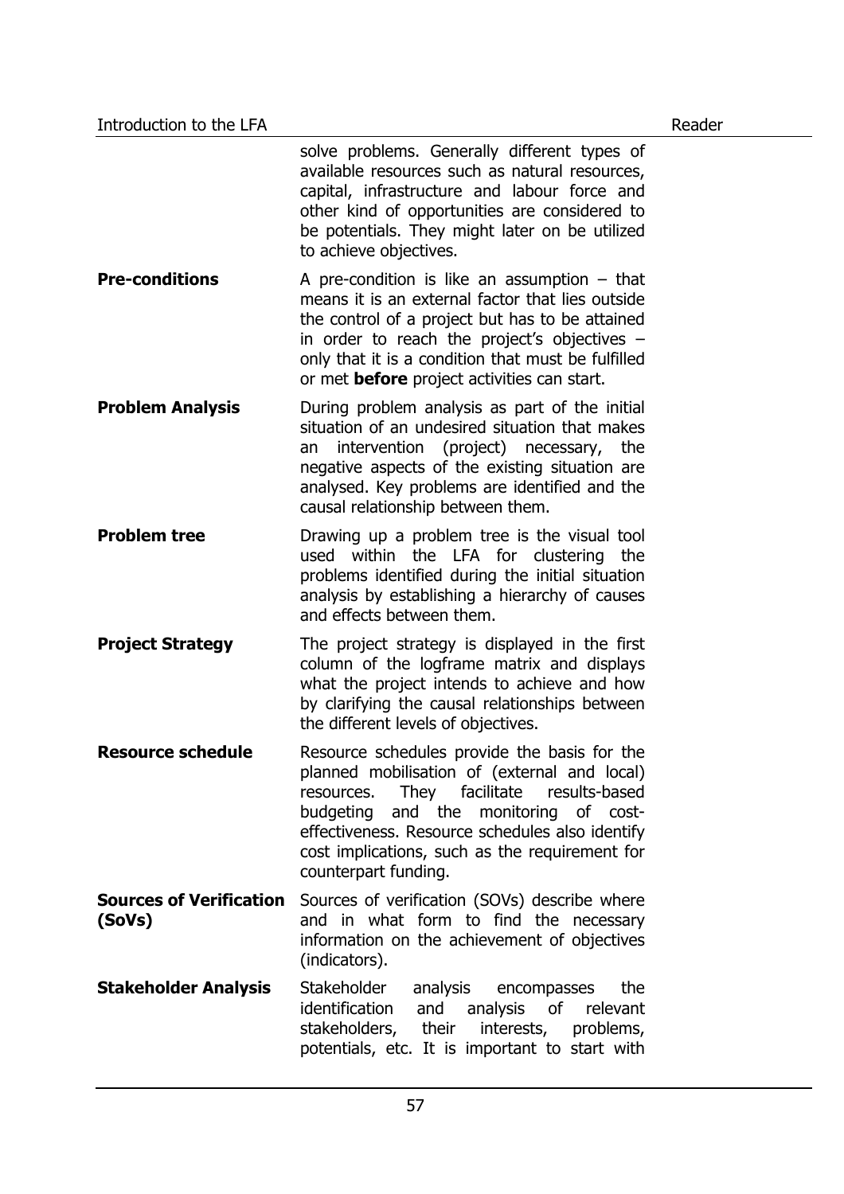solve problems. Generally different types of available resources such as natural resources, capital, infrastructure and labour force and other kind of opportunities are considered to be potentials. They might later on be utilized to achieve objectives.

**Pre-conditions**

A pre-condition is like an assumption – that means it is an external factor that lies outside the control of a project but has to be attained in order to reach the project's objectives – only that it is a condition that must be fulfilled or met **before** project activities can start.

**Problem Analysis**

During problem analysis as part of the initial situation of an undesired situation that makes an intervention (project) necessary, the negative aspects of the existing situation are analysed. Key problems are identified and the causal relationship between them.

**Problem tree**

Drawing up a problem tree is the visual tool used within the LFA for clustering the problems identified during the initial situation analysis by establishing a hierarchy of causes and effects between them.

**Project Strategy**

The project strategy is displayed in the first column of the logframe matrix and displays what the project intends to achieve and how by clarifying the causal relationships between the different levels of objectives.

**Resource schedule**

Resource schedules provide the basis for the planned mobilisation of (external and local) resources. They facilitate results-based budgeting and the monitoring of cost-effectiveness. Resource schedules also identify cost implications, such as the requirement for counterpart funding.

**Sources of Verification (SoVs)**

Sources of verification (SOVs) describe where and in what form to find the necessary information on the achievement of objectives (indicators).

**Stakeholder Analysis**

Stakeholder analysis encompasses the identification and analysis of relevant stakeholders, their interests, problems, potentials, etc. It is important to start with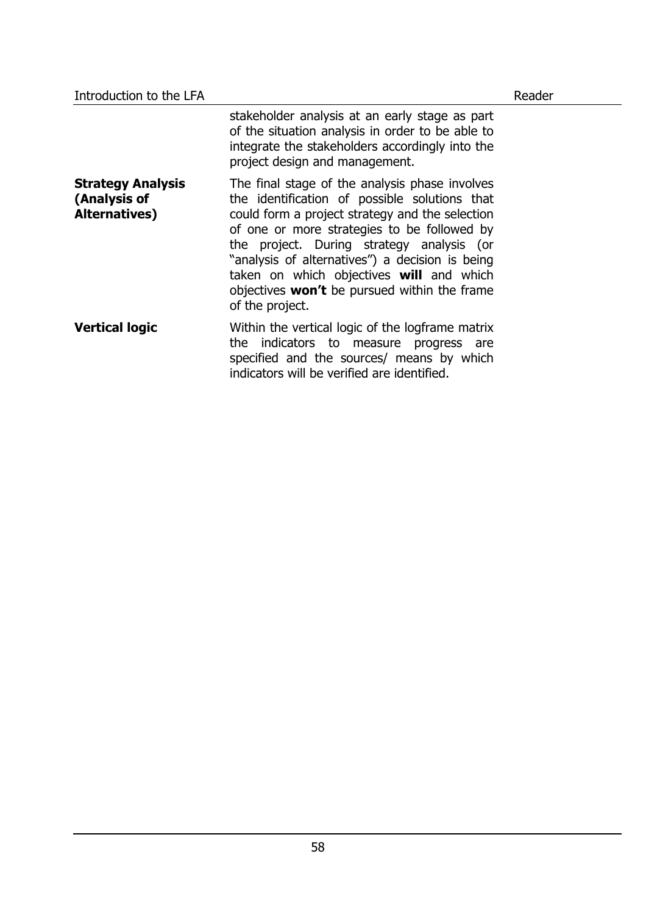| | |
|---|---|
| | stakeholder analysis at an early stage as part of the situation analysis in order to be able to integrate the stakeholders accordingly into the project design and management. |
| **Strategy Analysis (Analysis of Alternatives)** | The final stage of the analysis phase involves the identification of possible solutions that could form a project strategy and the selection of one or more strategies to be followed by the project. During strategy analysis (or "analysis of alternatives") a decision is being taken on which objectives **will** and which objectives **won't** be pursued within the frame of the project. |
| **Vertical logic** | Within the vertical logic of the logframe matrix the indicators to measure progress are specified and the sources/ means by which indicators will be verified are identified. |